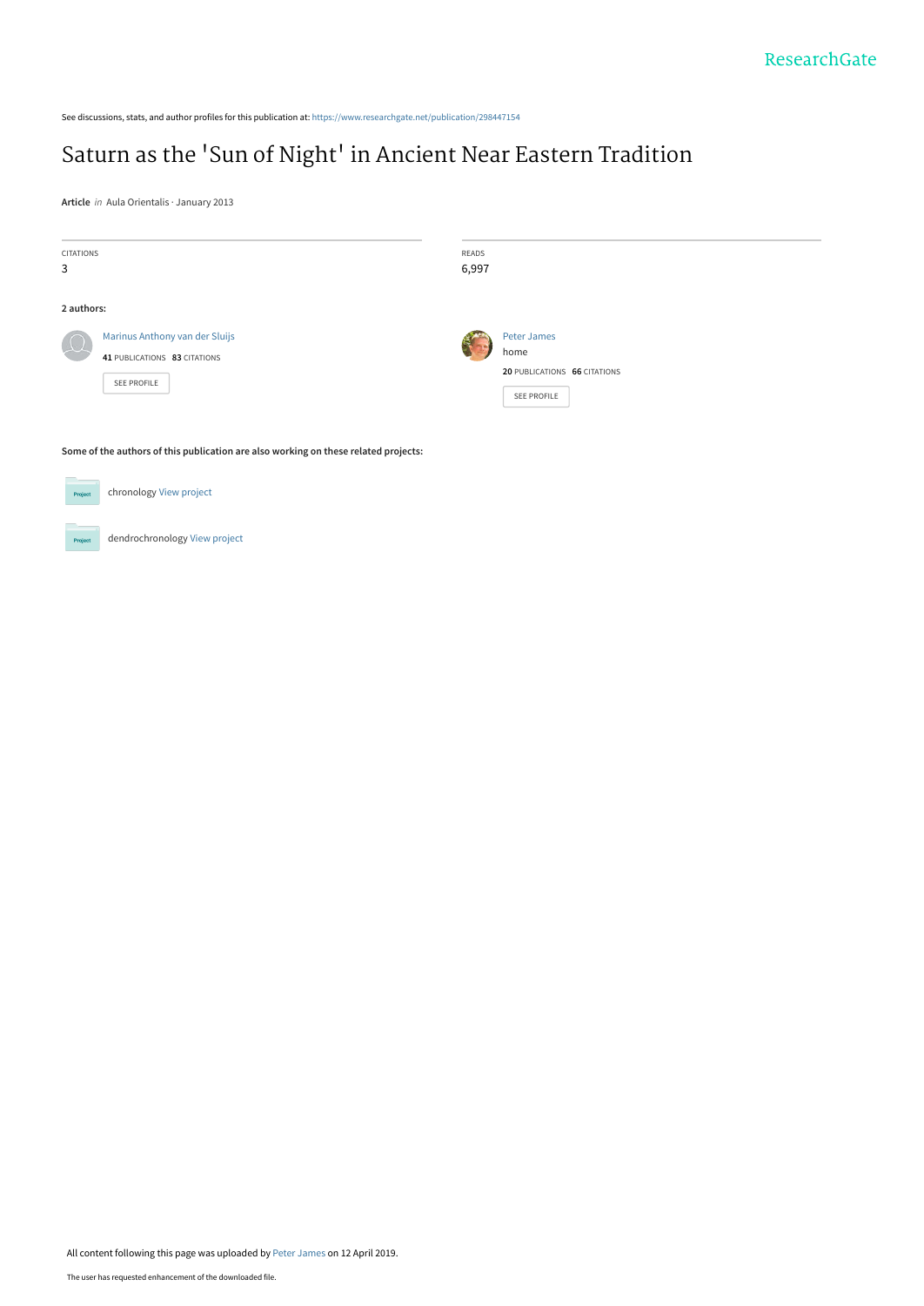See discussions, stats, and author profiles for this publication at: https://www.researchgate.net/publication/298447154

# Saturn as the 'Sun of Night' in Ancient Near Eastern Tradition

**Article** *in* Aula Orientalis · January 2013

CITATIONS
3

READS
6,997

**2 authors:**

Marinus Anthony van der Sluijs
**41** PUBLICATIONS **83** CITATIONS
SEE PROFILE

Peter James
home
**20** PUBLICATIONS **66** CITATIONS
SEE PROFILE

**Some of the authors of this publication are also working on these related projects:**

chronology View project

dendrochronology View project

All content following this page was uploaded by Peter James on 12 April 2019.

The user has requested enhancement of the downloaded file.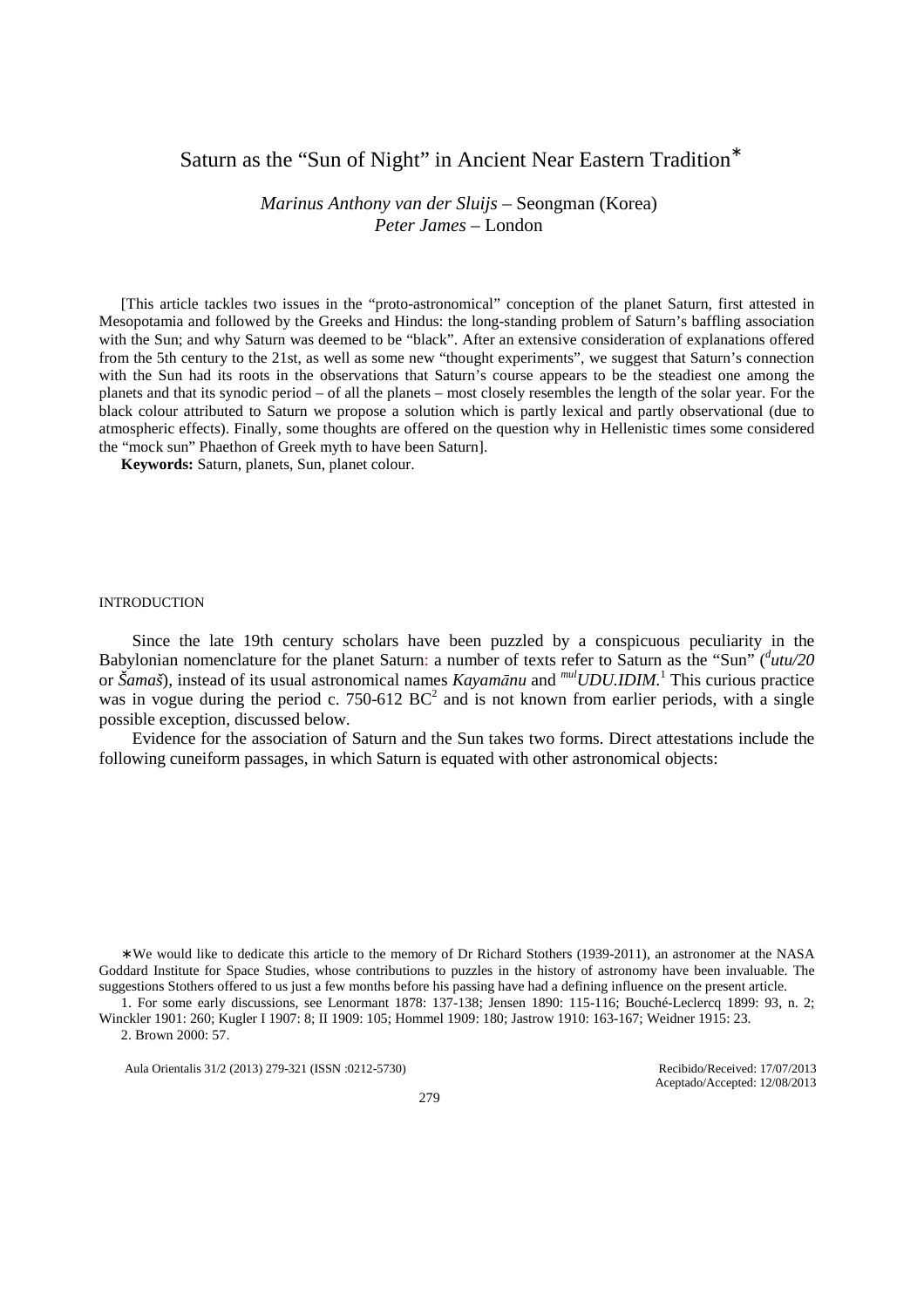# Saturn as the "Sun of Night" in Ancient Near Eastern Tradition*

*Marinus Anthony van der Sluijs* – Seongman (Korea)
*Peter James* – London

[This article tackles two issues in the "proto-astronomical" conception of the planet Saturn, first attested in Mesopotamia and followed by the Greeks and Hindus: the long-standing problem of Saturn's baffling association with the Sun; and why Saturn was deemed to be "black". After an extensive consideration of explanations offered from the 5th century to the 21st, as well as some new "thought experiments", we suggest that Saturn's connection with the Sun had its roots in the observations that Saturn's course appears to be the steadiest one among the planets and that its synodic period – of all the planets – most closely resembles the length of the solar year. For the black colour attributed to Saturn we propose a solution which is partly lexical and partly observational (due to atmospheric effects). Finally, some thoughts are offered on the question why in Hellenistic times some considered the "mock sun" Phaethon of Greek myth to have been Saturn].

**Keywords:** Saturn, planets, Sun, planet colour.

## INTRODUCTION

Since the late 19th century scholars have been puzzled by a conspicuous peculiarity in the Babylonian nomenclature for the planet Saturn: a number of texts refer to Saturn as the "Sun" (*$^{d}$utu/20* or *Šamaš*), instead of its usual astronomical names *Kayamānu* and *$^{mul}$UDU.IDIM*.[1] This curious practice was in vogue during the period c. 750-612 BC[2] and is not known from earlier periods, with a single possible exception, discussed below.

Evidence for the association of Saturn and the Sun takes two forms. Direct attestations include the following cuneiform passages, in which Saturn is equated with other astronomical objects:

---

* We would like to dedicate this article to the memory of Dr Richard Stothers (1939-2011), an astronomer at the NASA Goddard Institute for Space Studies, whose contributions to puzzles in the history of astronomy have been invaluable. The suggestions Stothers offered to us just a few months before his passing have had a defining influence on the present article.

1. For some early discussions, see Lenormant 1878: 137-138; Jensen 1890: 115-116; Bouché-Leclercq 1899: 93, n. 2; Winckler 1901: 260; Kugler I 1907: 8; II 1909: 105; Hommel 1909: 180; Jastrow 1910: 163-167; Weidner 1915: 23.

2. Brown 2000: 57.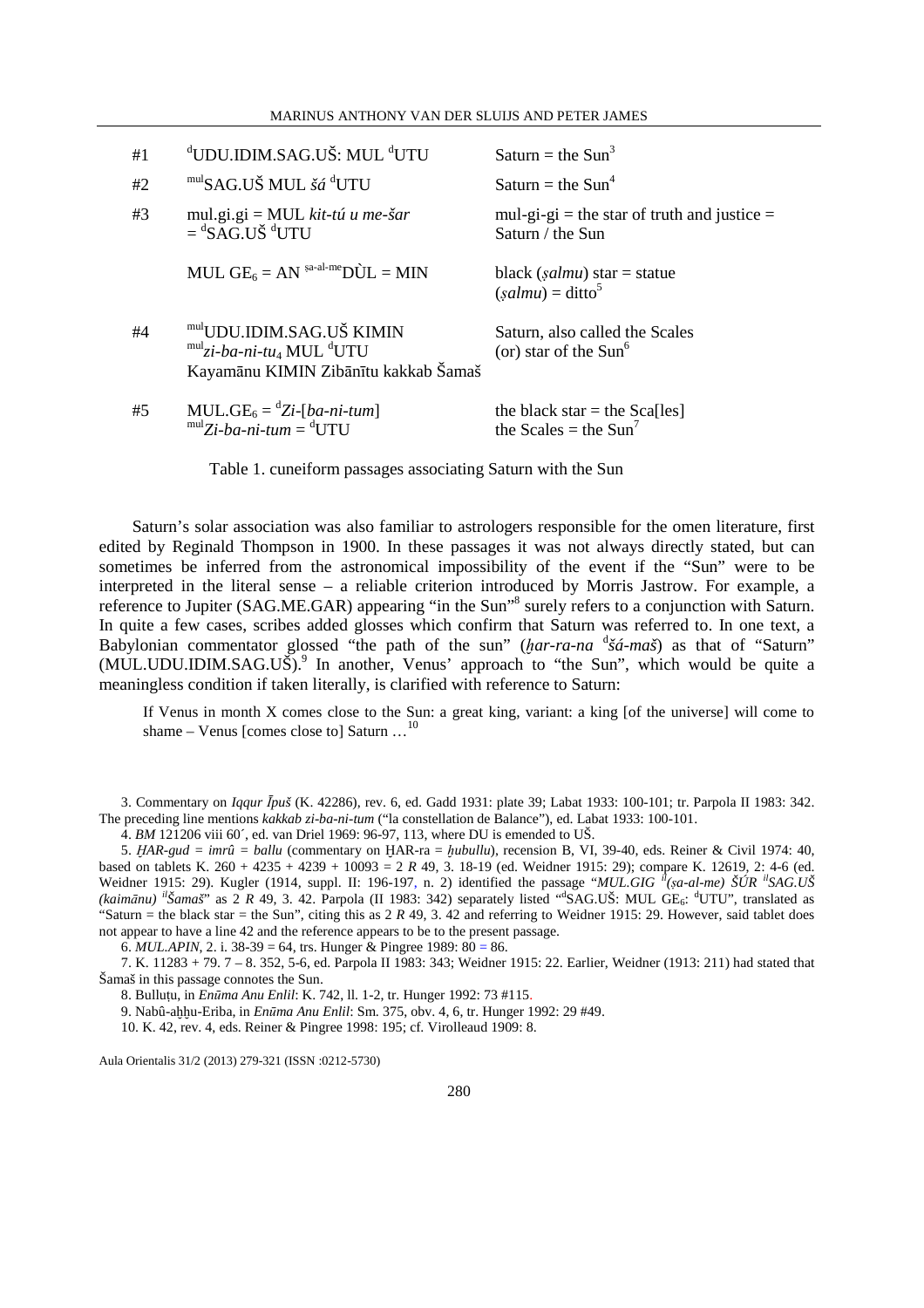| # | Cuneiform | Translation |
|---|---|---|
| #1 | $^{d}$UDU.IDIM.SAG.UŠ: MUL $^{d}$UTU | Saturn = the Sun[3] |
| #2 | $^{mul}$SAG.UŠ MUL *šá* $^{d}$UTU | Saturn = the Sun[4] |
| #3 | mul.gi.gi = MUL *kit-tú u me-šar* = $^{d}$SAG.UŠ $^{d}$UTU | mul-gi-gi = the star of truth and justice = Saturn / the Sun |
| | MUL GE$_{6}$ = AN $^{ṣa\text{-}al\text{-}me}$DÙL = MIN | black (*ṣalmu*) star = statue (*ṣalmu*) = ditto[5] |
| #4 | $^{mul}$UDU.IDIM.SAG.UŠ KIMIN $^{mul}$*zi-ba-ni-tu$_{4}$* MUL $^{d}$UTU Kayamānu KIMIN Zibānītu kakkab Šamaš | Saturn, also called the Scales (or) star of the Sun[6] |
| #5 | MUL.GE$_{6}$ = $^{d}$*Zi*-[*ba-ni-tum*] $^{mul}$*Zi-ba-ni-tum* = $^{d}$UTU | the black star = the Sca[les] the Scales = the Sun[7] |

Table 1. cuneiform passages associating Saturn with the Sun

Saturn's solar association was also familiar to astrologers responsible for the omen literature, first edited by Reginald Thompson in 1900. In these passages it was not always directly stated, but can sometimes be inferred from the astronomical impossibility of the event if the "Sun" were to be interpreted in the literal sense – a reliable criterion introduced by Morris Jastrow. For example, a reference to Jupiter (SAG.ME.GAR) appearing "in the Sun"[8] surely refers to a conjunction with Saturn. In quite a few cases, scribes added glosses which confirm that Saturn was referred to. In one text, a Babylonian commentator glossed "the path of the sun" (*ḫar-ra-na* $^{d}$*šá-maš*) as that of "Saturn" (MUL.UDU.IDIM.SAG.UŠ).[9] In another, Venus' approach to "the Sun", which would be quite a meaningless condition if taken literally, is clarified with reference to Saturn:

> If Venus in month X comes close to the Sun: a great king, variant: a king [of the universe] will come to shame – Venus [comes close to] Saturn …[10]

3. Commentary on *Iqqur Īpuš* (K. 42286), rev. 6, ed. Gadd 1931: plate 39; Labat 1933: 100-101; tr. Parpola II 1983: 342. The preceding line mentions *kakkab zi-ba-ni-tum* ("la constellation de Balance"), ed. Labat 1933: 100-101.

4. *BM* 121206 viii 60´, ed. van Driel 1969: 96-97, 113, where DU is emended to UŠ.

5. *ḪAR-gud = imrû = ballu* (commentary on ḪAR-ra = *ḫubullu*), recension B, VI, 39-40, eds. Reiner & Civil 1974: 40, based on tablets K. 260 + 4235 + 4239 + 10093 = 2 *R* 49, 3. 18-19 (ed. Weidner 1915: 29); compare K. 12619, 2: 4-6 (ed. Weidner 1915: 29). Kugler (1914, suppl. II: 196-197, n. 2) identified the passage "*MUL.GIG* $^{il}$*(ṣa-al-me) ŠÚR* $^{il}$*SAG.UŠ (kaimānu)* $^{il}$*Šamaš*" as 2 *R* 49, 3. 42. Parpola (II 1983: 342) separately listed "$^{d}$SAG.UŠ: MUL GE$_{6}$: $^{d}$UTU", translated as "Saturn = the black star = the Sun", citing this as 2 *R* 49, 3. 42 and referring to Weidner 1915: 29. However, said tablet does not appear to have a line 42 and the reference appears to be to the present passage.

6. *MUL.APIN*, 2. i. 38-39 = 64, trs. Hunger & Pingree 1989: 80 = 86.

7. K. 11283 + 79. 7 – 8. 352, 5-6, ed. Parpola II 1983: 343; Weidner 1915: 22. Earlier, Weidner (1913: 211) had stated that Šamaš in this passage connotes the Sun.

8. Bulluṭu, in *Enūma Anu Enlil*: K. 742, ll. 1-2, tr. Hunger 1992: 73 #115.

9. Nabû-aḫḫu-Eriba, in *Enūma Anu Enlil*: Sm. 375, obv. 4, 6, tr. Hunger 1992: 29 #49.

10. K. 42, rev. 4, eds. Reiner & Pingree 1998: 195; cf. Virolleaud 1909: 8.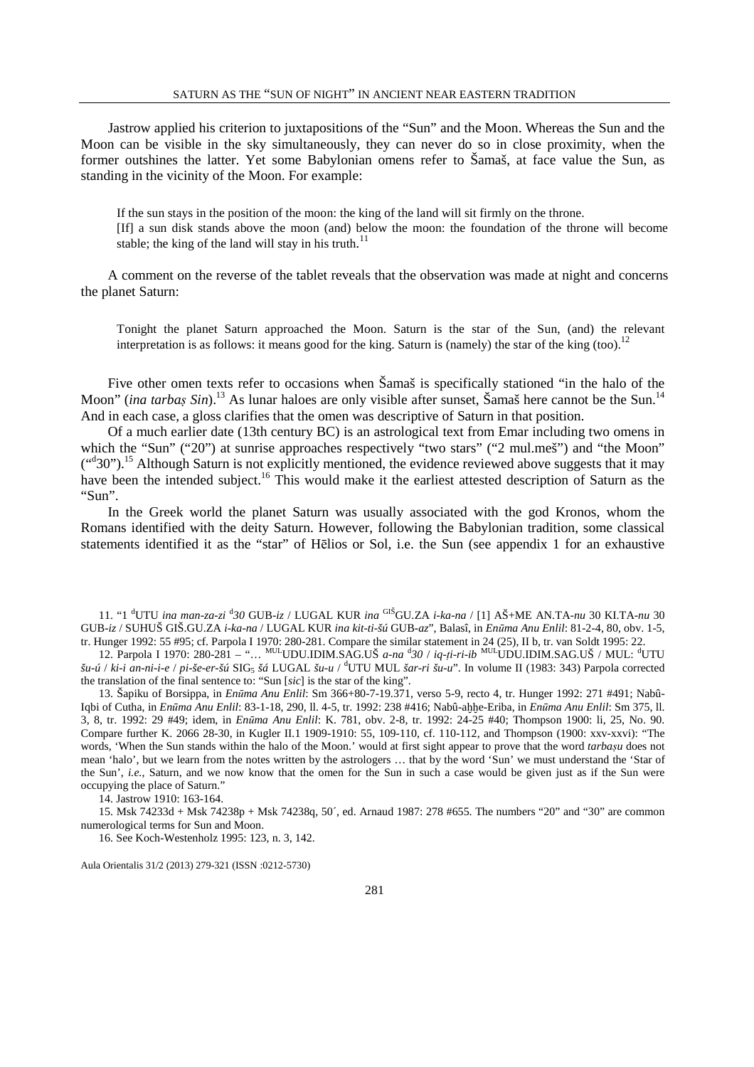Jastrow applied his criterion to juxtapositions of the "Sun" and the Moon. Whereas the Sun and the Moon can be visible in the sky simultaneously, they can never do so in close proximity, when the former outshines the latter. Yet some Babylonian omens refer to Šamaš, at face value the Sun, as standing in the vicinity of the Moon. For example:

> If the sun stays in the position of the moon: the king of the land will sit firmly on the throne.
> [If] a sun disk stands above the moon (and) below the moon: the foundation of the throne will become stable; the king of the land will stay in his truth.[11]

A comment on the reverse of the tablet reveals that the observation was made at night and concerns the planet Saturn:

> Tonight the planet Saturn approached the Moon. Saturn is the star of the Sun, (and) the relevant interpretation is as follows: it means good for the king. Saturn is (namely) the star of the king (too).[12]

Five other omen texts refer to occasions when Šamaš is specifically stationed "in the halo of the Moon" (*ina tarbaṣ Sin*).[13] As lunar haloes are only visible after sunset, Šamaš here cannot be the Sun.[14] And in each case, a gloss clarifies that the omen was descriptive of Saturn in that position.

Of a much earlier date (13th century BC) is an astrological text from Emar including two omens in which the "Sun" ("20") at sunrise approaches respectively "two stars" ("2 mul.meš") and "the Moon" ("ᵈ30").[15] Although Saturn is not explicitly mentioned, the evidence reviewed above suggests that it may have been the intended subject.[16] This would make it the earliest attested description of Saturn as the "Sun".

In the Greek world the planet Saturn was usually associated with the god Kronos, whom the Romans identified with the deity Saturn. However, following the Babylonian tradition, some classical statements identified it as the "star" of Hēlios or Sol, i.e. the Sun (see appendix 1 for an exhaustive

---

11. "1 ᵈUTU *ina man-za-zi* ᵈ*30* GUB-*iz* / LUGAL KUR *ina* ᴳᴵŠGU.ZA *i-ka-na* / [1] AŠ+ME AN.TA-*nu* 30 KI.TA-*nu* 30 GUB-*iz* / SUHUŠ GIŠ.GU.ZA *i-ka-na* / LUGAL KUR *ina kit-ti-šú* GUB-*az*", Balasî, in *Enūma Anu Enlil*: 81-2-4, 80, obv. 1-5, tr. Hunger 1992: 55 #95; cf. Parpola I 1970: 280-281. Compare the similar statement in 24 (25), II b, tr. van Soldt 1995: 22.

12. Parpola I 1970: 280-281 – "… ᴹᵁᴸUDU.IDIM.SAG.UŠ *a-na* ᵈ*30* / *iq-ṭi-ri-ib* ᴹᵁᴸUDU.IDIM.SAG.UŠ / MUL: ᵈUTU *šu-ú* / *ki-i an-ni-i-e* / *pi-še-er-šú* SIG₅ *šá* LUGAL *šu-u* / ᵈUTU MUL *šar-ri šu-u*". In volume II (1983: 343) Parpola corrected the translation of the final sentence to: "Sun [*sic*] is the star of the king".

13. Šapiku of Borsippa, in *Enūma Anu Enlil*: Sm 366+80-7-19.371, verso 5-9, recto 4, tr. Hunger 1992: 271 #491; Nabû-Iqbi of Cutha, in *Enūma Anu Enlil*: 83-1-18, 290, ll. 4-5, tr. 1992: 238 #416; Nabû-aḫḫe-Eriba, in *Enūma Anu Enlil*: Sm 375, ll. 3, 8, tr. 1992: 29 #49; idem, in *Enūma Anu Enlil*: K. 781, obv. 2-8, tr. 1992: 24-25 #40; Thompson 1900: li, 25, No. 90. Compare further K. 2066 28-30, in Kugler II.1 1909-1910: 55, 109-110, cf. 110-112, and Thompson (1900: xxv-xxvi): "The words, 'When the Sun stands within the halo of the Moon.' would at first sight appear to prove that the word *tarbaṣu* does not mean 'halo', but we learn from the notes written by the astrologers … that by the word 'Sun' we must understand the 'Star of the Sun', *i.e.*, Saturn, and we now know that the omen for the Sun in such a case would be given just as if the Sun were occupying the place of Saturn."

14. Jastrow 1910: 163-164.

15. Msk 74233d + Msk 74238p + Msk 74238q, 50´, ed. Arnaud 1987: 278 #655. The numbers "20" and "30" are common numerological terms for Sun and Moon.

16. See Koch-Westenholz 1995: 123, n. 3, 142.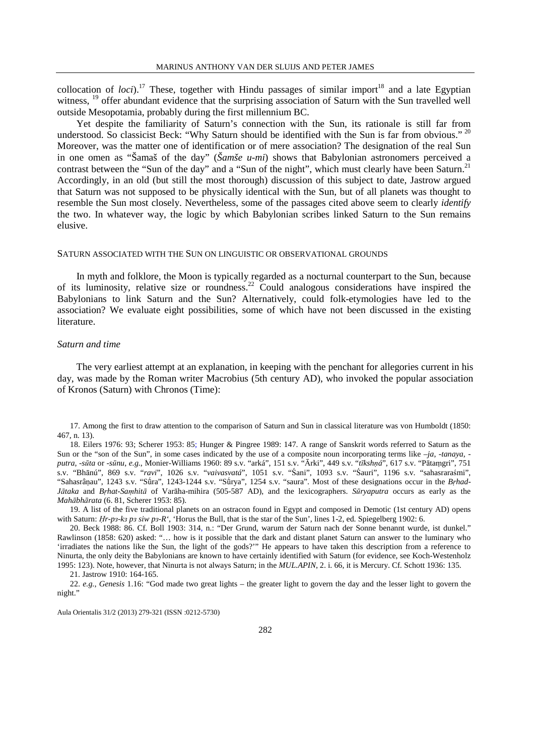collocation of *loci*).[17] These, together with Hindu passages of similar import[18] and a late Egyptian witness, [19] offer abundant evidence that the surprising association of Saturn with the Sun travelled well outside Mesopotamia, probably during the first millennium BC.

Yet despite the familiarity of Saturn's connection with the Sun, its rationale is still far from understood. So classicist Beck: "Why Saturn should be identified with the Sun is far from obvious." [20] Moreover, was the matter one of identification or of mere association? The designation of the real Sun in one omen as "Šamaš of the day" (*Šamše u-mi*) shows that Babylonian astronomers perceived a contrast between the "Sun of the day" and a "Sun of the night", which must clearly have been Saturn.[21] Accordingly, in an old (but still the most thorough) discussion of this subject to date, Jastrow argued that Saturn was not supposed to be physically identical with the Sun, but of all planets was thought to resemble the Sun most closely. Nevertheless, some of the passages cited above seem to clearly *identify* the two. In whatever way, the logic by which Babylonian scribes linked Saturn to the Sun remains elusive.

## SATURN ASSOCIATED WITH THE SUN ON LINGUISTIC OR OBSERVATIONAL GROUNDS

In myth and folklore, the Moon is typically regarded as a nocturnal counterpart to the Sun, because of its luminosity, relative size or roundness.[22] Could analogous considerations have inspired the Babylonians to link Saturn and the Sun? Alternatively, could folk-etymologies have led to the association? We evaluate eight possibilities, some of which have not been discussed in the existing literature.

### *Saturn and time*

The very earliest attempt at an explanation, in keeping with the penchant for allegories current in his day, was made by the Roman writer Macrobius (5th century AD), who invoked the popular association of Kronos (Saturn) with Chronos (Time):

---

17. Among the first to draw attention to the comparison of Saturn and Sun in classical literature was von Humboldt (1850: 467, n. 13).

18. Eilers 1976: 93; Scherer 1953: 85; Hunger & Pingree 1989: 147. A range of Sanskrit words referred to Saturn as the Sun or the "son of the Sun", in some cases indicated by the use of a composite noun incorporating terms like *–ja*, *-tanaya*, *-putra*, *-sūta* or *-sūnu*, *e.g.*, Monier-Williams 1960: 89 s.v. "arká", 151 s.v. "Ārki", 449 s.v. "*tīkshṇá*", 617 s.v. "Pātaṃgri", 751 s.v. "Bhānú", 869 s.v. "*ravi*", 1026 s.v. "*vaivasvatá*", 1051 s.v. "Śani", 1093 s.v. "Śauri", 1196 s.v. "sahasraraśmi", "Sahasrâṇau", 1243 s.v. "Sū́ra", 1243-1244 s.v. "Sū́rya", 1254 s.v. "saura". Most of these designations occur in the *Bṛhad-Jātaka* and *Bṛhat-Saṃhitā* of Varāha-mihira (505-587 AD), and the lexicographers. *Sūryaputra* occurs as early as the *Mahābhārata* (6. 81, Scherer 1953: 85).

19. A list of the five traditional planets on an ostracon found in Egypt and composed in Demotic (1st century AD) opens with Saturn: *Ḥr-pꜣ-kꜣ pꜣ siw pꜣ-Rʿ*, 'Horus the Bull, that is the star of the Sun', lines 1-2, ed. Spiegelberg 1902: 6.

20. Beck 1988: 86. Cf. Boll 1903: 314, n.: "Der Grund, warum der Saturn nach der Sonne benannt wurde, ist dunkel." Rawlinson (1858: 620) asked: "… how is it possible that the dark and distant planet Saturn can answer to the luminary who 'irradiates the nations like the Sun, the light of the gods?'" He appears to have taken this description from a reference to Ninurta, the only deity the Babylonians are known to have certainly identified with Saturn (for evidence, see Koch-Westenholz 1995: 123). Note, however, that Ninurta is not always Saturn; in the *MUL.APIN*, 2. i. 66, it is Mercury. Cf. Schott 1936: 135.

21. Jastrow 1910: 164-165.

22. *e.g.*, *Genesis* 1.16: "God made two great lights – the greater light to govern the day and the lesser light to govern the night."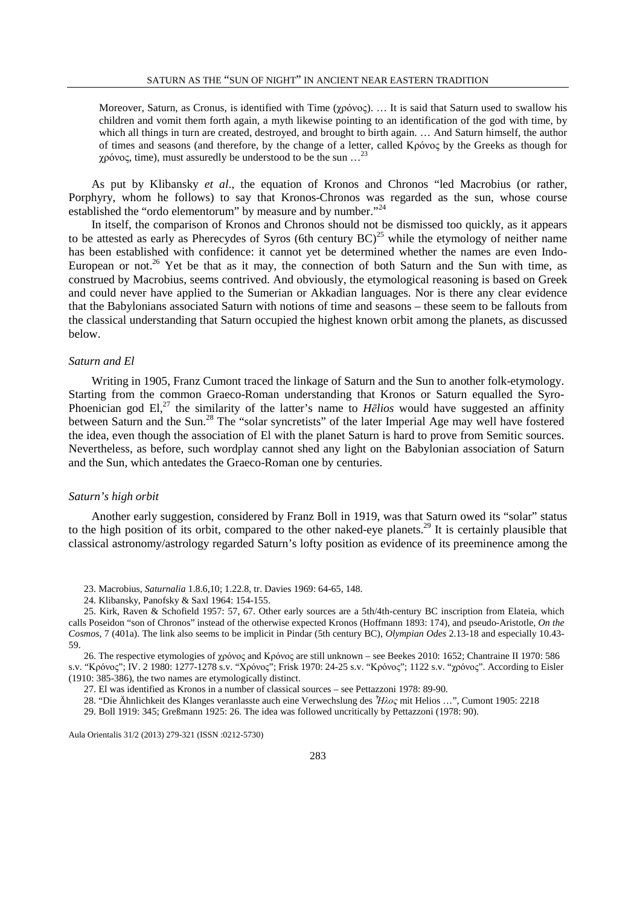> Moreover, Saturn, as Cronus, is identified with Time (χρόνος). … It is said that Saturn used to swallow his children and vomit them forth again, a myth likewise pointing to an identification of the god with time, by which all things in turn are created, destroyed, and brought to birth again. … And Saturn himself, the author of times and seasons (and therefore, by the change of a letter, called Κρόνος by the Greeks as though for χρόνος, time), must assuredly be understood to be the sun …[23]

As put by Klibansky *et al*., the equation of Kronos and Chronos "led Macrobius (or rather, Porphyry, whom he follows) to say that Kronos-Chronos was regarded as the sun, whose course established the "ordo elementorum" by measure and by number."[24]

In itself, the comparison of Kronos and Chronos should not be dismissed too quickly, as it appears to be attested as early as Pherecydes of Syros (6th century BC)[25] while the etymology of neither name has been established with confidence: it cannot yet be determined whether the names are even Indo-European or not.[26] Yet be that as it may, the connection of both Saturn and the Sun with time, as construed by Macrobius, seems contrived. And obviously, the etymological reasoning is based on Greek and could never have applied to the Sumerian or Akkadian languages. Nor is there any clear evidence that the Babylonians associated Saturn with notions of time and seasons – these seem to be fallouts from the classical understanding that Saturn occupied the highest known orbit among the planets, as discussed below.

### *Saturn and El*

Writing in 1905, Franz Cumont traced the linkage of Saturn and the Sun to another folk-etymology. Starting from the common Graeco-Roman understanding that Kronos or Saturn equalled the Syro-Phoenician god El,[27] the similarity of the latter's name to *Hēlios* would have suggested an affinity between Saturn and the Sun.[28] The "solar syncretists" of the later Imperial Age may well have fostered the idea, even though the association of El with the planet Saturn is hard to prove from Semitic sources. Nevertheless, as before, such wordplay cannot shed any light on the Babylonian association of Saturn and the Sun, which antedates the Graeco-Roman one by centuries.

### *Saturn's high orbit*

Another early suggestion, considered by Franz Boll in 1919, was that Saturn owed its "solar" status to the high position of its orbit, compared to the other naked-eye planets.[29] It is certainly plausible that classical astronomy/astrology regarded Saturn's lofty position as evidence of its preeminence among the

23. Macrobius, *Saturnalia* 1.8.6,10; 1.22.8, tr. Davies 1969: 64-65, 148.

24. Klibansky, Panofsky & Saxl 1964: 154-155.

25. Kirk, Raven & Schofield 1957: 57, 67. Other early sources are a 5th/4th-century BC inscription from Elateia, which calls Poseidon "son of Chronos" instead of the otherwise expected Kronos (Hoffmann 1893: 174), and pseudo-Aristotle, *On the Cosmos*, 7 (401a). The link also seems to be implicit in Pindar (5th century BC), *Olympian Odes* 2.13-18 and especially 10.43-59.

26. The respective etymologies of χρόνος and Κρόνος are still unknown – see Beekes 2010: 1652; Chantraine II 1970: 586 s.v. "Κρόνος"; IV. 2 1980: 1277-1278 s.v. "Χρόνος"; Frisk 1970: 24-25 s.v. "Κρόνος"; 1122 s.v. "χρόνος". According to Eisler (1910: 385-386), the two names are etymologically distinct.

27. El was identified as Kronos in a number of classical sources – see Pettazzoni 1978: 89-90.

28. "Die Ähnlichkeit des Klanges veranlasste auch eine Verwechslung des Ἦλος mit Helios …", Cumont 1905: 2218

29. Boll 1919: 345; Greßmann 1925: 26. The idea was followed uncritically by Pettazzoni (1978: 90).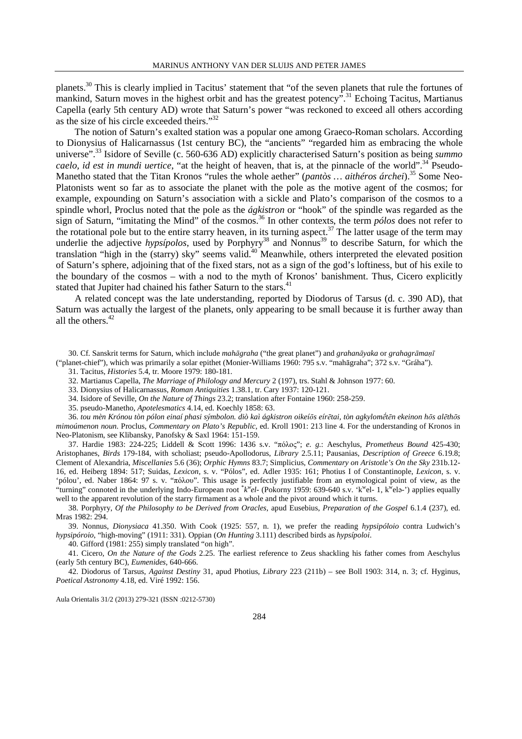planets.[30] This is clearly implied in Tacitus' statement that "of the seven planets that rule the fortunes of mankind, Saturn moves in the highest orbit and has the greatest potency".[31] Echoing Tacitus, Martianus Capella (early 5th century AD) wrote that Saturn's power "was reckoned to exceed all others according as the size of his circle exceeded theirs."[32]

The notion of Saturn's exalted station was a popular one among Graeco-Roman scholars. According to Dionysius of Halicarnassus (1st century BC), the "ancients" "regarded him as embracing the whole universe".[33] Isidore of Seville (c. 560-636 AD) explicitly characterised Saturn's position as being *summo caelo, id est in mundi uertice*, "at the height of heaven, that is, at the pinnacle of the world".[34] Pseudo-Manetho stated that the Titan Kronos "rules the whole aether" (*pantòs … aithéros árchei*).[35] Some Neo-Platonists went so far as to associate the planet with the pole as the motive agent of the cosmos; for example, expounding on Saturn's association with a sickle and Plato's comparison of the cosmos to a spindle whorl, Proclus noted that the pole as the *ágkistron* or "hook" of the spindle was regarded as the sign of Saturn, "imitating the Mind" of the cosmos.[36] In other contexts, the term *pólos* does not refer to the rotational pole but to the entire starry heaven, in its turning aspect.[37] The latter usage of the term may underlie the adjective *hypsípolos*, used by Porphyry[38] and Nonnus[39] to describe Saturn, for which the translation "high in the (starry) sky" seems valid.[40] Meanwhile, others interpreted the elevated position of Saturn's sphere, adjoining that of the fixed stars, not as a sign of the god's loftiness, but of his exile to the boundary of the cosmos – with a nod to the myth of Kronos' banishment. Thus, Cicero explicitly stated that Jupiter had chained his father Saturn to the stars.[41]

A related concept was the late understanding, reported by Diodorus of Tarsus (d. c. 390 AD), that Saturn was actually the largest of the planets, only appearing to be small because it is further away than all the others.[42]

30. Cf. Sanskrit terms for Saturn, which include *mahāgraha* ("the great planet") and *grahanāyaka* or *grahagrāmaṇī* ("planet-chief"), which was primarily a solar epithet (Monier-Williams 1960: 795 s.v. "mahāgraha"; 372 s.v. "Gráha").

31. Tacitus, *Histories* 5.4, tr. Moore 1979: 180-181.

32. Martianus Capella, *The Marriage of Philology and Mercury* 2 (197), trs. Stahl & Johnson 1977: 60.

33. Dionysius of Halicarnassus, *Roman Antiquities* 1.38.1, tr. Cary 1937: 120-121.

34. Isidore of Seville, *On the Nature of Things* 23.2; translation after Fontaine 1960: 258-259.

35. pseudo-Manetho, *Apotelesmatics* 4.14, ed. Koechly 1858: 63.

36. *tou mèn Krónou tòn pólon einaí phasi sýmbolon. diò kaì ágkistron oikeíōs eírētai, tòn agkylomḗtēn ekeinon hōs alēthōs mimoúmenon noun*. Proclus, *Commentary on Plato's Republic*, ed. Kroll 1901: 213 line 4. For the understanding of Kronos in Neo-Platonism, see Klibansky, Panofsky & Saxl 1964: 151-159.

37. Hardie 1983: 224-225; Liddell & Scott 1996: 1436 s.v. "πόλος"; *e. g.*: Aeschylus, *Prometheus Bound* 425-430; Aristophanes, *Birds* 179-184, with scholiast; pseudo-Apollodorus, *Library* 2.5.11; Pausanias, *Description of Greece* 6.19.8; Clement of Alexandria, *Miscellanies* 5.6 (36); *Orphic Hymns* 83.7; Simplicius, *Commentary on Aristotle's On the Sky* 231b.12-16, ed. Heiberg 1894: 517; Suidas, *Lexicon*, s. v. "Pólos", ed. Adler 1935: 161; Photius I of Constantinople, *Lexicon*, s. v. 'pólou', ed. Naber 1864: 97 s. v. "πόλου". This usage is perfectly justifiable from an etymological point of view, as the "turning" connoted in the underlying Indo-European root *$^{*}k^{w}el$-* (Pokorny 1959: 639-640 s.v. '$k^{w}$el- 1, $k^{w}$elə-') applies equally well to the apparent revolution of the starry firmament as a whole and the pivot around which it turns.

38. Porphyry, *Of the Philosophy to be Derived from Oracles*, apud Eusebius, *Preparation of the Gospel* 6.1.4 (237), ed. Mras 1982: 294.

39. Nonnus, *Dionysiaca* 41.350. With Cook (1925: 557, n. 1), we prefer the reading *hypsipólioio* contra Ludwich's *hypsipóroio*, "high-moving" (1911: 331). Oppian (*On Hunting* 3.111) described birds as *hypsípoloi*.

40. Gifford (1981: 255) simply translated "on high".

41. Cicero, *On the Nature of the Gods* 2.25. The earliest reference to Zeus shackling his father comes from Aeschylus (early 5th century BC), *Eumenides*, 640-666.

42. Diodorus of Tarsus, *Against Destiny* 31, apud Photius, *Library* 223 (211b) – see Boll 1903: 314, n. 3; cf. Hyginus, *Poetical Astronomy* 4.18, ed. Viré 1992: 156.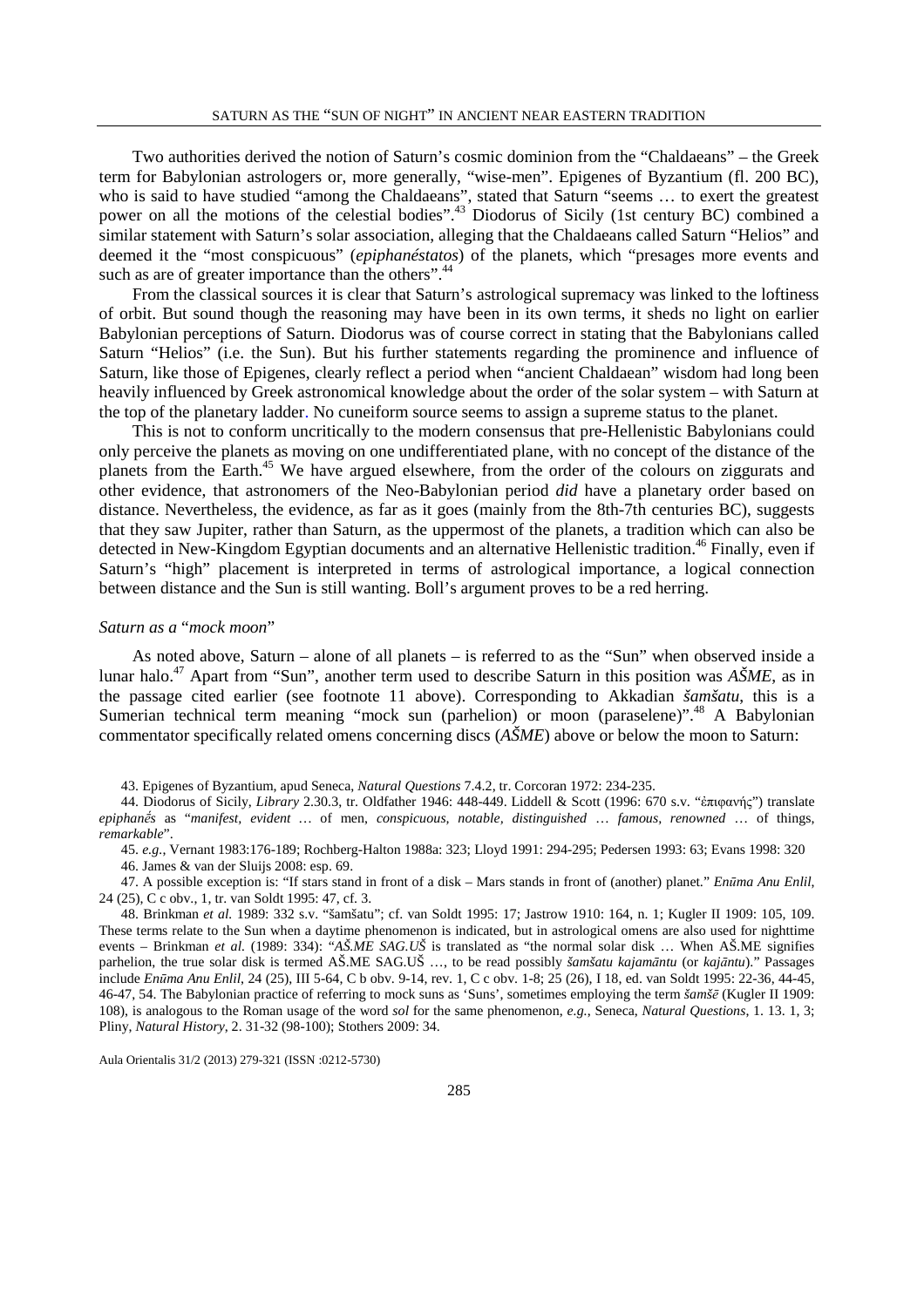Two authorities derived the notion of Saturn's cosmic dominion from the "Chaldaeans" – the Greek term for Babylonian astrologers or, more generally, "wise-men". Epigenes of Byzantium (fl. 200 BC), who is said to have studied "among the Chaldaeans", stated that Saturn "seems … to exert the greatest power on all the motions of the celestial bodies".[43] Diodorus of Sicily (1st century BC) combined a similar statement with Saturn's solar association, alleging that the Chaldaeans called Saturn "Helios" and deemed it the "most conspicuous" (*epiphanéstatos*) of the planets, which "presages more events and such as are of greater importance than the others".[44]

From the classical sources it is clear that Saturn's astrological supremacy was linked to the loftiness of orbit. But sound though the reasoning may have been in its own terms, it sheds no light on earlier Babylonian perceptions of Saturn. Diodorus was of course correct in stating that the Babylonians called Saturn "Helios" (i.e. the Sun). But his further statements regarding the prominence and influence of Saturn, like those of Epigenes, clearly reflect a period when "ancient Chaldaean" wisdom had long been heavily influenced by Greek astronomical knowledge about the order of the solar system – with Saturn at the top of the planetary ladder. No cuneiform source seems to assign a supreme status to the planet.

This is not to conform uncritically to the modern consensus that pre-Hellenistic Babylonians could only perceive the planets as moving on one undifferentiated plane, with no concept of the distance of the planets from the Earth.[45] We have argued elsewhere, from the order of the colours on ziggurats and other evidence, that astronomers of the Neo-Babylonian period *did* have a planetary order based on distance. Nevertheless, the evidence, as far as it goes (mainly from the 8th-7th centuries BC), suggests that they saw Jupiter, rather than Saturn, as the uppermost of the planets, a tradition which can also be detected in New-Kingdom Egyptian documents and an alternative Hellenistic tradition.[46] Finally, even if Saturn's "high" placement is interpreted in terms of astrological importance, a logical connection between distance and the Sun is still wanting. Boll's argument proves to be a red herring.

### *Saturn as a "mock moon"*

As noted above, Saturn – alone of all planets – is referred to as the "Sun" when observed inside a lunar halo.[47] Apart from "Sun", another term used to describe Saturn in this position was *AŠME*, as in the passage cited earlier (see footnote 11 above). Corresponding to Akkadian *šamšatu*, this is a Sumerian technical term meaning "mock sun (parhelion) or moon (paraselene)".[48] A Babylonian commentator specifically related omens concerning discs (*AŠME*) above or below the moon to Saturn:

---

43. Epigenes of Byzantium, apud Seneca, *Natural Questions* 7.4.2, tr. Corcoran 1972: 234-235.

44. Diodorus of Sicily, *Library* 2.30.3, tr. Oldfather 1946: 448-449. Liddell & Scott (1996: 670 s.v. "ἐπιφανής") translate *epiphanḗs* as "*manifest, evident* … of men, *conspicuous, notable, distinguished* … *famous, renowned* … of things, *remarkable*".

45. *e.g.*, Vernant 1983:176-189; Rochberg-Halton 1988a: 323; Lloyd 1991: 294-295; Pedersen 1993: 63; Evans 1998: 320

46. James & van der Sluijs 2008: esp. 69.

47. A possible exception is: "If stars stand in front of a disk – Mars stands in front of (another) planet." *Enūma Anu Enlil*, 24 (25), C c obv., 1, tr. van Soldt 1995: 47, cf. 3.

48. Brinkman *et al.* 1989: 332 s.v. "šamšatu"; cf. van Soldt 1995: 17; Jastrow 1910: 164, n. 1; Kugler II 1909: 105, 109. These terms relate to the Sun when a daytime phenomenon is indicated, but in astrological omens are also used for nighttime events – Brinkman *et al.* (1989: 334): "*AŠ.ME SAG.UŠ* is translated as "the normal solar disk … When AŠ.ME signifies parhelion, the true solar disk is termed AŠ.ME SAG.UŠ …, to be read possibly *šamšatu kajamāntu* (or *kajāntu*)." Passages include *Enūma Anu Enlil*, 24 (25), III 5-64, C b obv. 9-14, rev. 1, C c obv. 1-8; 25 (26), I 18, ed. van Soldt 1995: 22-36, 44-45, 46-47, 54. The Babylonian practice of referring to mock suns as 'Suns', sometimes employing the term *šamšē* (Kugler II 1909: 108), is analogous to the Roman usage of the word *sol* for the same phenomenon, *e.g.*, Seneca, *Natural Questions*, 1. 13. 1, 3; Pliny, *Natural History*, 2. 31-32 (98-100); Stothers 2009: 34.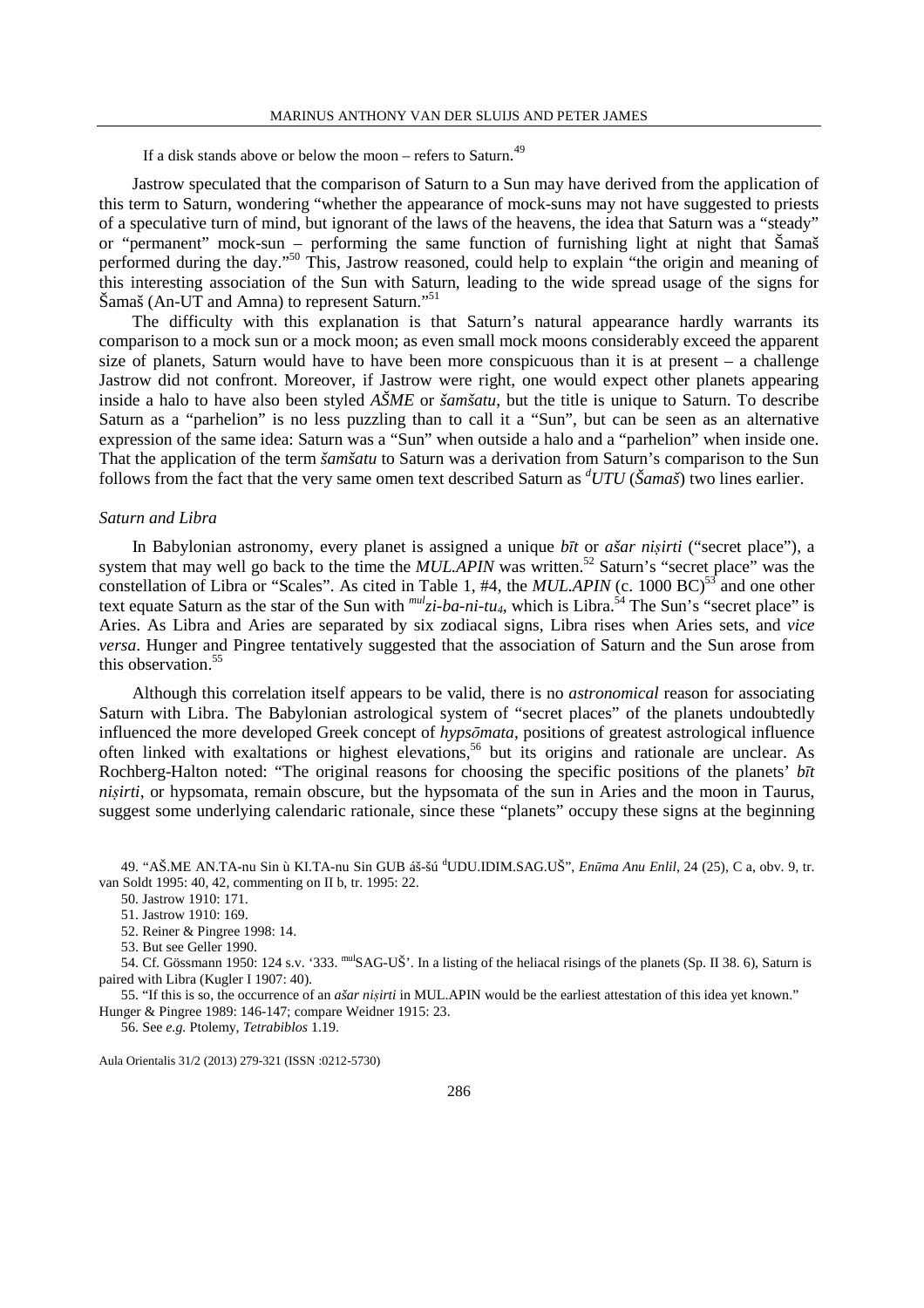If a disk stands above or below the moon – refers to Saturn.[49]

Jastrow speculated that the comparison of Saturn to a Sun may have derived from the application of this term to Saturn, wondering "whether the appearance of mock-suns may not have suggested to priests of a speculative turn of mind, but ignorant of the laws of the heavens, the idea that Saturn was a "steady" or "permanent" mock-sun – performing the same function of furnishing light at night that Šamaš performed during the day."[50] This, Jastrow reasoned, could help to explain "the origin and meaning of this interesting association of the Sun with Saturn, leading to the wide spread usage of the signs for Šamaš (An-UT and Amna) to represent Saturn."[51]

The difficulty with this explanation is that Saturn's natural appearance hardly warrants its comparison to a mock sun or a mock moon; as even small mock moons considerably exceed the apparent size of planets, Saturn would have to have been more conspicuous than it is at present – a challenge Jastrow did not confront. Moreover, if Jastrow were right, one would expect other planets appearing inside a halo to have also been styled *AŠME* or *šamšatu*, but the title is unique to Saturn. To describe Saturn as a "parhelion" is no less puzzling than to call it a "Sun", but can be seen as an alternative expression of the same idea: Saturn was a "Sun" when outside a halo and a "parhelion" when inside one. That the application of the term ***šamšatu*** to Saturn was a derivation from Saturn's comparison to the Sun follows from the fact that the very same omen text described Saturn as *dUTU* (*Šamaš*) two lines earlier.

### *Saturn and Libra*

In Babylonian astronomy, every planet is assigned a unique *bīt* or *ašar niṣirti* ("secret place"), a system that may well go back to the time the *MUL.APIN* was written.[52] Saturn's "secret place" was the constellation of Libra or "Scales". As cited in Table 1, #4, the *MUL.APIN* (c. 1000 BC)[53] and one other text equate Saturn as the star of the Sun with *mulzi-ba-ni-tu4*, which is Libra.[54] The Sun's "secret place" is Aries. As Libra and Aries are separated by six zodiacal signs, Libra rises when Aries sets, and *vice versa*. Hunger and Pingree tentatively suggested that the association of Saturn and the Sun arose from this observation.[55]

Although this correlation itself appears to be valid, there is no *astronomical* reason for associating Saturn with Libra. The Babylonian astrological system of "secret places" of the planets undoubtedly influenced the more developed Greek concept of *hypsōmata*, positions of greatest astrological influence often linked with exaltations or highest elevations,[56] but its origins and rationale are unclear. As Rochberg-Halton noted: "The original reasons for choosing the specific positions of the planets' *bīt niṣirti*, or hypsomata, remain obscure, but the hypsomata of the sun in Aries and the moon in Taurus, suggest some underlying calendaric rationale, since these "planets" occupy these signs at the beginning

---

49. "AŠ.ME AN.TA-nu Sin ù KI.TA-nu Sin GUB áš-šú dUDU.IDIM.SAG.UŠ", *Enūma Anu Enlil*, 24 (25), C a, obv. 9, tr. van Soldt 1995: 40, 42, commenting on II b, tr. 1995: 22.

50. Jastrow 1910: 171.

51. Jastrow 1910: 169.

52. Reiner & Pingree 1998: 14.

53. But see Geller 1990.

54. Cf. Gössmann 1950: 124 s.v. '333. mulSAG-UŠ'. In a listing of the heliacal risings of the planets (Sp. II 38. 6), Saturn is paired with Libra (Kugler I 1907: 40).

55. "If this is so, the occurrence of an *ašar niṣirti* in MUL.APIN would be the earliest attestation of this idea yet known." Hunger & Pingree 1989: 146-147; compare Weidner 1915: 23.

56. See *e.g.* Ptolemy, *Tetrabiblos* 1.19.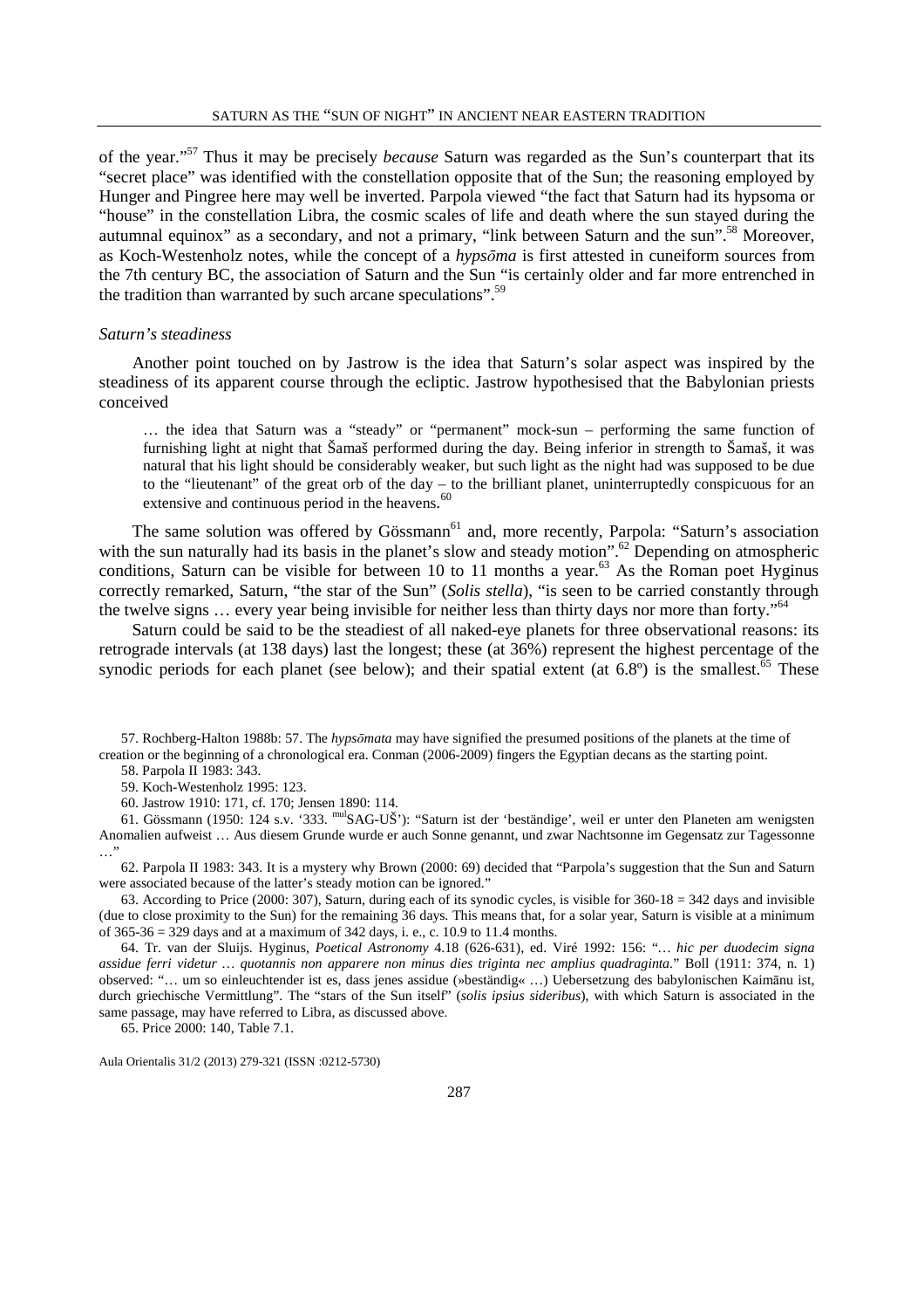of the year."[57] Thus it may be precisely *because* Saturn was regarded as the Sun's counterpart that its "secret place" was identified with the constellation opposite that of the Sun; the reasoning employed by Hunger and Pingree here may well be inverted. Parpola viewed "the fact that Saturn had its hypsoma or "house" in the constellation Libra, the cosmic scales of life and death where the sun stayed during the autumnal equinox" as a secondary, and not a primary, "link between Saturn and the sun".[58] Moreover, as Koch-Westenholz notes, while the concept of a *hypsōma* is first attested in cuneiform sources from the 7th century BC, the association of Saturn and the Sun "is certainly older and far more entrenched in the tradition than warranted by such arcane speculations".[59]

### *Saturn's steadiness*

Another point touched on by Jastrow is the idea that Saturn's solar aspect was inspired by the steadiness of its apparent course through the ecliptic. Jastrow hypothesised that the Babylonian priests conceived

> … the idea that Saturn was a "steady" or "permanent" mock-sun – performing the same function of furnishing light at night that Šamaš performed during the day. Being inferior in strength to Šamaš, it was natural that his light should be considerably weaker, but such light as the night had was supposed to be due to the "lieutenant" of the great orb of the day – to the brilliant planet, uninterruptedly conspicuous for an extensive and continuous period in the heavens.[60]

The same solution was offered by Gössmann[61] and, more recently, Parpola: "Saturn's association with the sun naturally had its basis in the planet's slow and steady motion".[62] Depending on atmospheric conditions, Saturn can be visible for between 10 to 11 months a year.[63] As the Roman poet Hyginus correctly remarked, Saturn, "the star of the Sun" (*Solis stella*), "is seen to be carried constantly through the twelve signs … every year being invisible for neither less than thirty days nor more than forty."[64]

Saturn could be said to be the steadiest of all naked-eye planets for three observational reasons: its retrograde intervals (at 138 days) last the longest; these (at 36%) represent the highest percentage of the synodic periods for each planet (see below); and their spatial extent (at 6.8º) is the smallest.[65] These

---

57. Rochberg-Halton 1988b: 57. The *hypsōmata* may have signified the presumed positions of the planets at the time of creation or the beginning of a chronological era. Conman (2006-2009) fingers the Egyptian decans as the starting point.

58. Parpola II 1983: 343.

59. Koch-Westenholz 1995: 123.

60. Jastrow 1910: 171, cf. 170; Jensen 1890: 114.

61. Gössmann (1950: 124 s.v. '333. [mul]SAG-UŠ'): "Saturn ist der 'beständige', weil er unter den Planeten am wenigsten Anomalien aufweist … Aus diesem Grunde wurde er auch Sonne genannt, und zwar Nachtsonne im Gegensatz zur Tagessonne …"

62. Parpola II 1983: 343. It is a mystery why Brown (2000: 69) decided that "Parpola's suggestion that the Sun and Saturn were associated because of the latter's steady motion can be ignored."

63. According to Price (2000: 307), Saturn, during each of its synodic cycles, is visible for 360-18 = 342 days and invisible (due to close proximity to the Sun) for the remaining 36 days. This means that, for a solar year, Saturn is visible at a minimum of 365-36 = 329 days and at a maximum of 342 days, i. e., c. 10.9 to 11.4 months.

64. Tr. van der Sluijs. Hyginus, *Poetical Astronomy* 4.18 (626-631), ed. Viré 1992: 156: "… *hic per duodecim signa assidue ferri videtur … quotannis non apparere non minus dies triginta nec amplius quadraginta*." Boll (1911: 374, n. 1) observed: "… um so einleuchtender ist es, dass jenes assidue (»beständig« …) Uebersetzung des babylonischen Kaimānu ist, durch griechische Vermittlung". The "stars of the Sun itself" (*solis ipsius sideribus*), with which Saturn is associated in the same passage, may have referred to Libra, as discussed above.

65. Price 2000: 140, Table 7.1.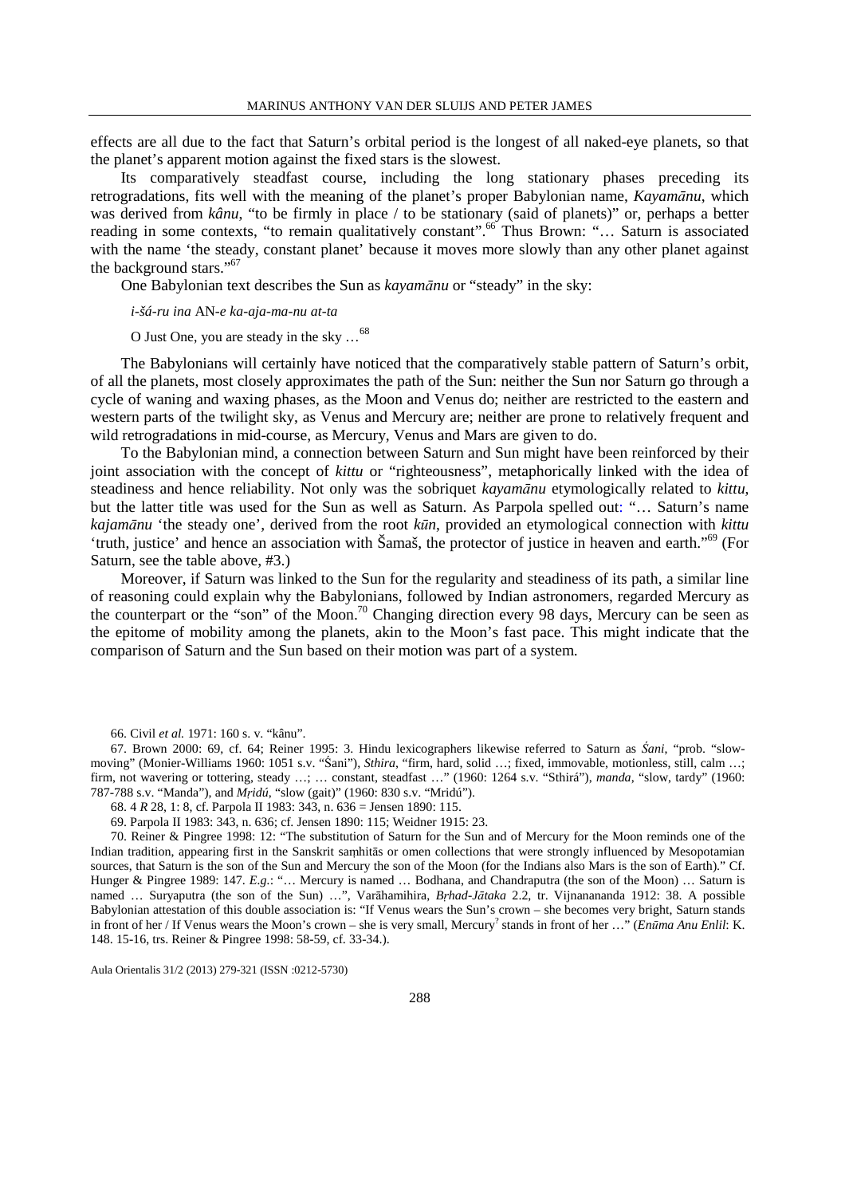effects are all due to the fact that Saturn's orbital period is the longest of all naked-eye planets, so that the planet's apparent motion against the fixed stars is the slowest.

Its comparatively steadfast course, including the long stationary phases preceding its retrogradations, fits well with the meaning of the planet's proper Babylonian name, *Kayamānu*, which was derived from *kânu*, "to be firmly in place / to be stationary (said of planets)" or, perhaps a better reading in some contexts, "to remain qualitatively constant".[66] Thus Brown: "… Saturn is associated with the name 'the steady, constant planet' because it moves more slowly than any other planet against the background stars."[67]

One Babylonian text describes the Sun as *kayamānu* or "steady" in the sky:

*i-šá-ru ina* AN-*e ka-aja-ma-nu at-ta*

O Just One, you are steady in the sky …[68]

The Babylonians will certainly have noticed that the comparatively stable pattern of Saturn's orbit, of all the planets, most closely approximates the path of the Sun: neither the Sun nor Saturn go through a cycle of waning and waxing phases, as the Moon and Venus do; neither are restricted to the eastern and western parts of the twilight sky, as Venus and Mercury are; neither are prone to relatively frequent and wild retrogradations in mid-course, as Mercury, Venus and Mars are given to do.

To the Babylonian mind, a connection between Saturn and Sun might have been reinforced by their joint association with the concept of *kittu* or "righteousness", metaphorically linked with the idea of steadiness and hence reliability. Not only was the sobriquet *kayamānu* etymologically related to *kittu*, but the latter title was used for the Sun as well as Saturn. As Parpola spelled out: "… Saturn's name *kajamānu* 'the steady one', derived from the root *kūn*, provided an etymological connection with *kittu* 'truth, justice' and hence an association with Šamaš, the protector of justice in heaven and earth."[69] (For Saturn, see the table above, #3.)

Moreover, if Saturn was linked to the Sun for the regularity and steadiness of its path, a similar line of reasoning could explain why the Babylonians, followed by Indian astronomers, regarded Mercury as the counterpart or the "son" of the Moon.[70] Changing direction every 98 days, Mercury can be seen as the epitome of mobility among the planets, akin to the Moon's fast pace. This might indicate that the comparison of Saturn and the Sun based on their motion was part of a system.

66. Civil *et al.* 1971: 160 s. v. "kânu".

67. Brown 2000: 69, cf. 64; Reiner 1995: 3. Hindu lexicographers likewise referred to Saturn as *Śani*, "prob. "slow-moving" (Monier-Williams 1960: 1051 s.v. "Śani"), *Sthira*, "firm, hard, solid …; fixed, immovable, motionless, still, calm …; firm, not wavering or tottering, steady …; … constant, steadfast …" (1960: 1264 s.v. "Sthirá"), *manda*, "slow, tardy" (1960: 787-788 s.v. "Manda"), and *Mṛidú*, "slow (gait)" (1960: 830 s.v. "Mridú").

68. 4 *R* 28, 1: 8, cf. Parpola II 1983: 343, n. 636 = Jensen 1890: 115.

69. Parpola II 1983: 343, n. 636; cf. Jensen 1890: 115; Weidner 1915: 23.

70. Reiner & Pingree 1998: 12: "The substitution of Saturn for the Sun and of Mercury for the Moon reminds one of the Indian tradition, appearing first in the Sanskrit saṃhitās or omen collections that were strongly influenced by Mesopotamian sources, that Saturn is the son of the Sun and Mercury the son of the Moon (for the Indians also Mars is the son of Earth)." Cf. Hunger & Pingree 1989: 147. *E.g.*: "… Mercury is named … Bodhana, and Chandraputra (the son of the Moon) … Saturn is named … Suryaputra (the son of the Sun) …", Varāhamihira, *Bṛhad-Jātaka* 2.2, tr. Vijnanananda 1912: 38. A possible Babylonian attestation of this double association is: "If Venus wears the Sun's crown – she becomes very bright, Saturn stands in front of her / If Venus wears the Moon's crown – she is very small, Mercury? stands in front of her …" (*Enūma Anu Enlil*: K. 148. 15-16, trs. Reiner & Pingree 1998: 58-59, cf. 33-34.).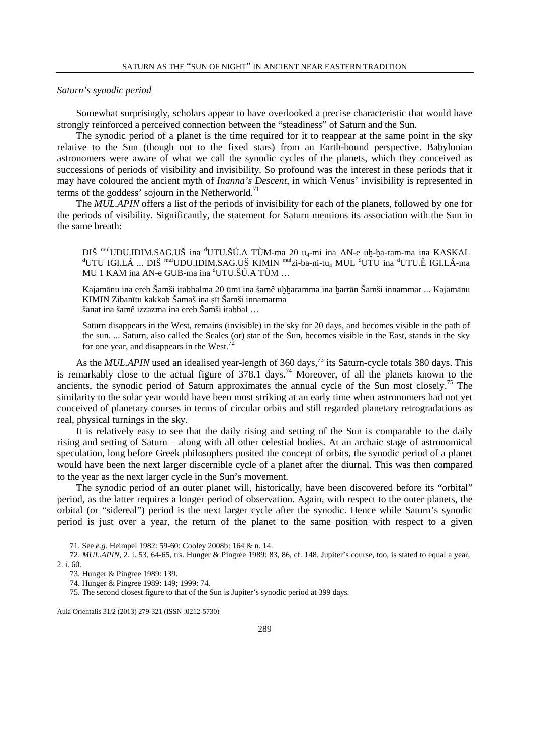*Saturn's synodic period*

Somewhat surprisingly, scholars appear to have overlooked a precise characteristic that would have strongly reinforced a perceived connection between the "steadiness" of Saturn and the Sun.

The synodic period of a planet is the time required for it to reappear at the same point in the sky relative to the Sun (though not to the fixed stars) from an Earth-bound perspective. Babylonian astronomers were aware of what we call the synodic cycles of the planets, which they conceived as successions of periods of visibility and invisibility. So profound was the interest in these periods that it may have coloured the ancient myth of *Inanna's Descent*, in which Venus' invisibility is represented in terms of the goddess' sojourn in the Netherworld.[71]

The *MUL.APIN* offers a list of the periods of invisibility for each of the planets, followed by one for the periods of visibility. Significantly, the statement for Saturn mentions its association with the Sun in the same breath:

> DIŠ [mul]UDU.IDIM.SAG.UŠ ina [d]UTU.ŠÚ.A TÙM-ma 20 $u_4$-mi ina AN-e uḫ-ḫa-ram-ma ina KASKAL [d]UTU IGI.LÁ ... DIŠ [mul]UDU.IDIM.SAG.UŠ KIMIN [mul]zi-ba-ni-$tu_4$ MUL [d]UTU ina [d]UTU.È IGI.LÁ-ma MU 1 KAM ina AN-e GUB-ma ina [d]UTU.ŠÚ.A TÙM …
>
> Kajamānu ina ereb Šamši itabbalma 20 ūmī ina šamê uḫḫaramma ina ḫarrān Šamši innammar ... Kajamānu KIMIN Zibanītu kakkab Šamaš ina ṣīt Šamši innamarma šanat ina šamê izzazma ina ereb Šamši itabbal …
>
> Saturn disappears in the West, remains (invisible) in the sky for 20 days, and becomes visible in the path of the sun. ... Saturn, also called the Scales (or) star of the Sun, becomes visible in the East, stands in the sky for one year, and disappears in the West.[72]

As the *MUL.APIN* used an idealised year-length of 360 days,[73] its Saturn-cycle totals 380 days. This is remarkably close to the actual figure of 378.1 days.[74] Moreover, of all the planets known to the ancients, the synodic period of Saturn approximates the annual cycle of the Sun most closely.[75] The similarity to the solar year would have been most striking at an early time when astronomers had not yet conceived of planetary courses in terms of circular orbits and still regarded planetary retrogradations as real, physical turnings in the sky.

It is relatively easy to see that the daily rising and setting of the Sun is comparable to the daily rising and setting of Saturn – along with all other celestial bodies. At an archaic stage of astronomical speculation, long before Greek philosophers posited the concept of orbits, the synodic period of a planet would have been the next larger discernible cycle of a planet after the diurnal. This was then compared to the year as the next larger cycle in the Sun's movement.

The synodic period of an outer planet will, historically, have been discovered before its "orbital" period, as the latter requires a longer period of observation. Again, with respect to the outer planets, the orbital (or "sidereal") period is the next larger cycle after the synodic. Hence while Saturn's synodic period is just over a year, the return of the planet to the same position with respect to a given

71. See *e.g.* Heimpel 1982: 59-60; Cooley 2008b: 164 & n. 14.

72. *MUL.APIN*, 2. i. 53, 64-65, trs. Hunger & Pingree 1989: 83, 86, cf. 148. Jupiter's course, too, is stated to equal a year, 2. i. 60.

73. Hunger & Pingree 1989: 139.

74. Hunger & Pingree 1989: 149; 1999: 74.

75. The second closest figure to that of the Sun is Jupiter's synodic period at 399 days.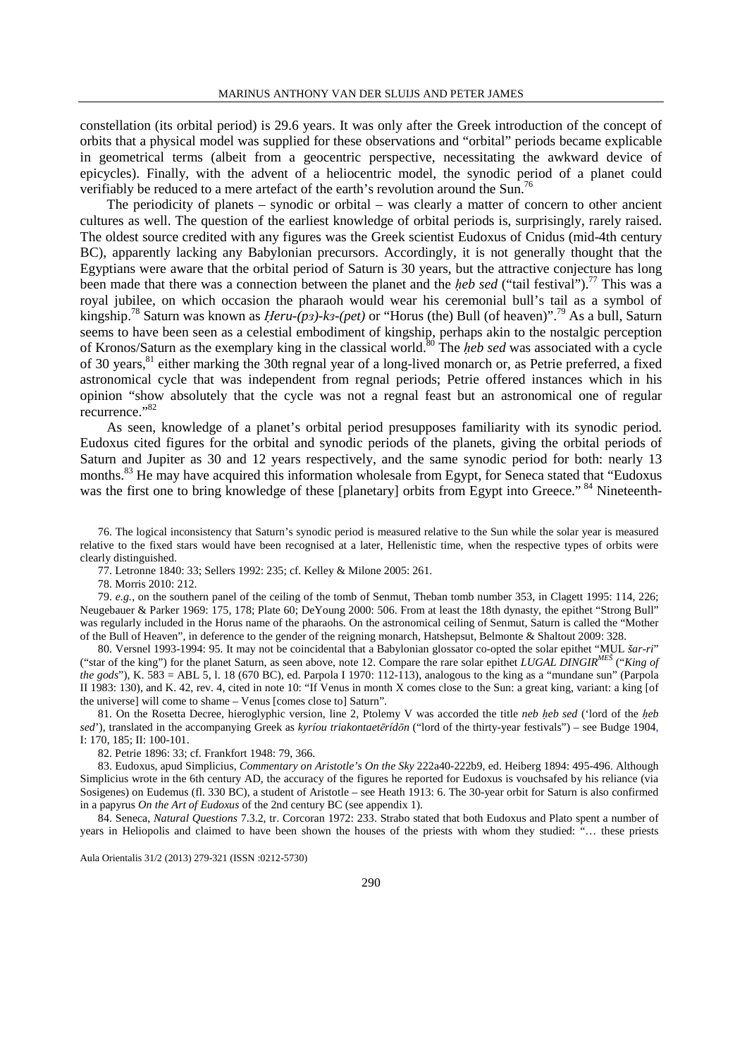constellation (its orbital period) is 29.6 years. It was only after the Greek introduction of the concept of orbits that a physical model was supplied for these observations and "orbital" periods became explicable in geometrical terms (albeit from a geocentric perspective, necessitating the awkward device of epicycles). Finally, with the advent of a heliocentric model, the synodic period of a planet could verifiably be reduced to a mere artefact of the earth's revolution around the Sun.[76]

The periodicity of planets – synodic or orbital – was clearly a matter of concern to other ancient cultures as well. The question of the earliest knowledge of orbital periods is, surprisingly, rarely raised. The oldest source credited with any figures was the Greek scientist Eudoxus of Cnidus (mid-4th century BC), apparently lacking any Babylonian precursors. Accordingly, it is not generally thought that the Egyptians were aware that the orbital period of Saturn is 30 years, but the attractive conjecture has long been made that there was a connection between the planet and the *ḥeb sed* ("tail festival").[77] This was a royal jubilee, on which occasion the pharaoh would wear his ceremonial bull's tail as a symbol of kingship.[78] Saturn was known as *Ḥeru-(pꜣ)-kꜣ-(pet)* or "Horus (the) Bull (of heaven)".[79] As a bull, Saturn seems to have been seen as a celestial embodiment of kingship, perhaps akin to the nostalgic perception of Kronos/Saturn as the exemplary king in the classical world.[80] The *ḥeb sed* was associated with a cycle of 30 years,[81] either marking the 30th regnal year of a long-lived monarch or, as Petrie preferred, a fixed astronomical cycle that was independent from regnal periods; Petrie offered instances which in his opinion "show absolutely that the cycle was not a regnal feast but an astronomical one of regular recurrence."[82]

As seen, knowledge of a planet's orbital period presupposes familiarity with its synodic period. Eudoxus cited figures for the orbital and synodic periods of the planets, giving the orbital periods of Saturn and Jupiter as 30 and 12 years respectively, and the same synodic period for both: nearly 13 months.[83] He may have acquired this information wholesale from Egypt, for Seneca stated that "Eudoxus was the first one to bring knowledge of these [planetary] orbits from Egypt into Greece." [84] Nineteenth-

76. The logical inconsistency that Saturn's synodic period is measured relative to the Sun while the solar year is measured relative to the fixed stars would have been recognised at a later, Hellenistic time, when the respective types of orbits were clearly distinguished.

77. Letronne 1840: 33; Sellers 1992: 235; cf. Kelley & Milone 2005: 261.

78. Morris 2010: 212.

79. *e.g.*, on the southern panel of the ceiling of the tomb of Senmut, Theban tomb number 353, in Clagett 1995: 114, 226; Neugebauer & Parker 1969: 175, 178; Plate 60; DeYoung 2000: 506. From at least the 18th dynasty, the epithet "Strong Bull" was regularly included in the Horus name of the pharaohs. On the astronomical ceiling of Senmut, Saturn is called the "Mother of the Bull of Heaven", in deference to the gender of the reigning monarch, Hatshepsut, Belmonte & Shaltout 2009: 328.

80. Versnel 1993-1994: 95. It may not be coincidental that a Babylonian glossator co-opted the solar epithet "MUL *šar-ri*" ("star of the king") for the planet Saturn, as seen above, note 12. Compare the rare solar epithet *LUGAL DINGIR*[MEŠ] ("*King of the gods*"), K. 583 = ABL 5, l. 18 (670 BC), ed. Parpola I 1970: 112-113), analogous to the king as a "mundane sun" (Parpola II 1983: 130), and K. 42, rev. 4, cited in note 10: "If Venus in month X comes close to the Sun: a great king, variant: a king [of the universe] will come to shame – Venus [comes close to] Saturn".

81. On the Rosetta Decree, hieroglyphic version, line 2, Ptolemy V was accorded the title *neb ḥeb sed* ('lord of the *ḥeb sed*'), translated in the accompanying Greek as *kyríou triakontaetērídōn* ("lord of the thirty-year festivals") – see Budge 1904, I: 170, 185; II: 100-101.

82. Petrie 1896: 33; cf. Frankfort 1948: 79, 366.

83. Eudoxus, apud Simplicius, *Commentary on Aristotle's On the Sky* 222a40-222b9, ed. Heiberg 1894: 495-496. Although Simplicius wrote in the 6th century AD, the accuracy of the figures he reported for Eudoxus is vouchsafed by his reliance (via Sosigenes) on Eudemus (fl. 330 BC), a student of Aristotle – see Heath 1913: 6. The 30-year orbit for Saturn is also confirmed in a papyrus *On the Art of Eudoxus* of the 2nd century BC (see appendix 1).

84. Seneca, *Natural Questions* 7.3.2, tr. Corcoran 1972: 233. Strabo stated that both Eudoxus and Plato spent a number of years in Heliopolis and claimed to have been shown the houses of the priests with whom they studied: "… these priests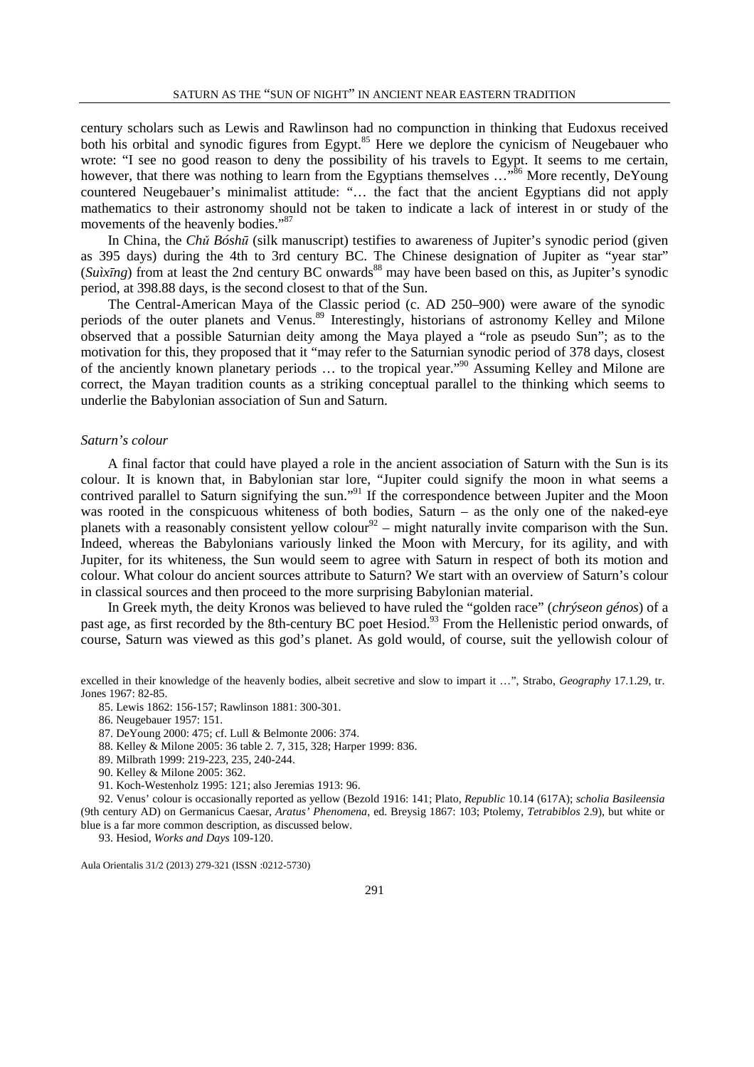century scholars such as Lewis and Rawlinson had no compunction in thinking that Eudoxus received both his orbital and synodic figures from Egypt.[85] Here we deplore the cynicism of Neugebauer who wrote: "I see no good reason to deny the possibility of his travels to Egypt. It seems to me certain, however, that there was nothing to learn from the Egyptians themselves …"[86] More recently, DeYoung countered Neugebauer's minimalist attitude: "… the fact that the ancient Egyptians did not apply mathematics to their astronomy should not be taken to indicate a lack of interest in or study of the movements of the heavenly bodies."[87]

In China, the *Chǔ Bóshū* (silk manuscript) testifies to awareness of Jupiter's synodic period (given as 395 days) during the 4th to 3rd century BC. The Chinese designation of Jupiter as "year star" (*Suìxīng*) from at least the 2nd century BC onwards[88] may have been based on this, as Jupiter's synodic period, at 398.88 days, is the second closest to that of the Sun.

The Central-American Maya of the Classic period (c. AD 250–900) were aware of the synodic periods of the outer planets and Venus.[89] Interestingly, historians of astronomy Kelley and Milone observed that a possible Saturnian deity among the Maya played a "role as pseudo Sun"; as to the motivation for this, they proposed that it "may refer to the Saturnian synodic period of 378 days, closest of the anciently known planetary periods … to the tropical year."[90] Assuming Kelley and Milone are correct, the Mayan tradition counts as a striking conceptual parallel to the thinking which seems to underlie the Babylonian association of Sun and Saturn.

### *Saturn's colour*

A final factor that could have played a role in the ancient association of Saturn with the Sun is its colour. It is known that, in Babylonian star lore, "Jupiter could signify the moon in what seems a contrived parallel to Saturn signifying the sun."[91] If the correspondence between Jupiter and the Moon was rooted in the conspicuous whiteness of both bodies, Saturn – as the only one of the naked-eye planets with a reasonably consistent yellow colour[92] – might naturally invite comparison with the Sun. Indeed, whereas the Babylonians variously linked the Moon with Mercury, for its agility, and with Jupiter, for its whiteness, the Sun would seem to agree with Saturn in respect of both its motion and colour. What colour do ancient sources attribute to Saturn? We start with an overview of Saturn's colour in classical sources and then proceed to the more surprising Babylonian material.

In Greek myth, the deity Kronos was believed to have ruled the "golden race" (*chrýseon génos*) of a past age, as first recorded by the 8th-century BC poet Hesiod.[93] From the Hellenistic period onwards, of course, Saturn was viewed as this god's planet. As gold would, of course, suit the yellowish colour of

excelled in their knowledge of the heavenly bodies, albeit secretive and slow to impart it …", Strabo, *Geography* 17.1.29, tr. Jones 1967: 82-85.

85. Lewis 1862: 156-157; Rawlinson 1881: 300-301.

86. Neugebauer 1957: 151.

87. DeYoung 2000: 475; cf. Lull & Belmonte 2006: 374.

88. Kelley & Milone 2005: 36 table 2. 7, 315, 328; Harper 1999: 836.

89. Milbrath 1999: 219-223, 235, 240-244.

90. Kelley & Milone 2005: 362.

91. Koch-Westenholz 1995: 121; also Jeremias 1913: 96.

92. Venus' colour is occasionally reported as yellow (Bezold 1916: 141; Plato, *Republic* 10.14 (617A); *scholia Basileensia* (9th century AD) on Germanicus Caesar, *Aratus' Phenomena*, ed. Breysig 1867: 103; Ptolemy, *Tetrabiblos* 2.9), but white or blue is a far more common description, as discussed below.

93. Hesiod, *Works and Days* 109-120.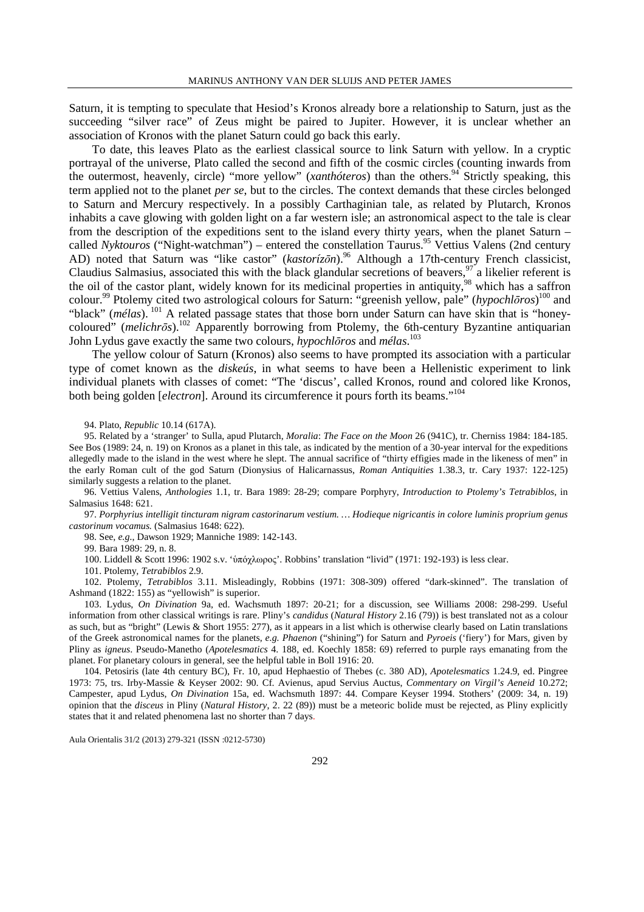Saturn, it is tempting to speculate that Hesiod's Kronos already bore a relationship to Saturn, just as the succeeding "silver race" of Zeus might be paired to Jupiter. However, it is unclear whether an association of Kronos with the planet Saturn could go back this early.

To date, this leaves Plato as the earliest classical source to link Saturn with yellow. In a cryptic portrayal of the universe, Plato called the second and fifth of the cosmic circles (counting inwards from the outermost, heavenly, circle) "more yellow" (*xanthóteros*) than the others.[94] Strictly speaking, this term applied not to the planet *per se*, but to the circles. The context demands that these circles belonged to Saturn and Mercury respectively. In a possibly Carthaginian tale, as related by Plutarch, Kronos inhabits a cave glowing with golden light on a far western isle; an astronomical aspect to the tale is clear from the description of the expeditions sent to the island every thirty years, when the planet Saturn – called *Nyktouros* ("Night-watchman") – entered the constellation Taurus.[95] Vettius Valens (2nd century AD) noted that Saturn was "like castor" (*kastorízōn*).[96] Although a 17th-century French classicist, Claudius Salmasius, associated this with the black glandular secretions of beavers,[97] a likelier referent is the oil of the castor plant, widely known for its medicinal properties in antiquity,[98] which has a saffron colour.[99] Ptolemy cited two astrological colours for Saturn: "greenish yellow, pale" (*hypochlōros*)[100] and "black" (*mélas*).[101] A related passage states that those born under Saturn can have skin that is "honey-coloured" (*melichrōs*).[102] Apparently borrowing from Ptolemy, the 6th-century Byzantine antiquarian John Lydus gave exactly the same two colours, *hypochlōros* and *mélas*.[103]

The yellow colour of Saturn (Kronos) also seems to have prompted its association with a particular type of comet known as the *diskeús*, in what seems to have been a Hellenistic experiment to link individual planets with classes of comet: "The 'discus', called Kronos, round and colored like Kronos, both being golden [*electron*]. Around its circumference it pours forth its beams."[104]

94. Plato, *Republic* 10.14 (617A).

95. Related by a 'stranger' to Sulla, apud Plutarch, *Moralia*: *The Face on the Moon* 26 (941C), tr. Cherniss 1984: 184-185. See Bos (1989: 24, n. 19) on Kronos as a planet in this tale, as indicated by the mention of a 30-year interval for the expeditions allegedly made to the island in the west where he slept. The annual sacrifice of "thirty effigies made in the likeness of men" in the early Roman cult of the god Saturn (Dionysius of Halicarnassus, *Roman Antiquities* 1.38.3, tr. Cary 1937: 122-125) similarly suggests a relation to the planet.

96. Vettius Valens, *Anthologies* 1.1, tr. Bara 1989: 28-29; compare Porphyry, *Introduction to Ptolemy's Tetrabiblos*, in Salmasius 1648: 621.

97. *Porphyrius intelligit tincturam nigram castorinarum vestium. … Hodieque nigricantis in colore luminis proprium genus castorinum vocamus.* (Salmasius 1648: 622).

98. See, *e.g.*, Dawson 1929; Manniche 1989: 142-143.

99. Bara 1989: 29, n. 8.

100. Liddell & Scott 1996: 1902 s.v. 'ὑπόχλωρος'. Robbins' translation "livid" (1971: 192-193) is less clear.

101. Ptolemy, *Tetrabiblos* 2.9.

102. Ptolemy, *Tetrabiblos* 3.11. Misleadingly, Robbins (1971: 308-309) offered "dark-skinned". The translation of Ashmand (1822: 155) as "yellowish" is superior.

103. Lydus, *On Divination* 9a, ed. Wachsmuth 1897: 20-21; for a discussion, see Williams 2008: 298-299. Useful information from other classical writings is rare. Pliny's *candidus* (*Natural History* 2.16 (79)) is best translated not as a colour as such, but as "bright" (Lewis & Short 1955: 277), as it appears in a list which is otherwise clearly based on Latin translations of the Greek astronomical names for the planets, *e.g. Phaenon* ("shining") for Saturn and *Pyroeis* ('fiery') for Mars, given by Pliny as *igneus*. Pseudo-Manetho (*Apotelesmatics* 4. 188, ed. Koechly 1858: 69) referred to purple rays emanating from the planet. For planetary colours in general, see the helpful table in Boll 1916: 20.

104. Petosiris (late 4th century BC), Fr. 10, apud Hephaestio of Thebes (c. 380 AD), *Apotelesmatics* 1.24.9, ed. Pingree 1973: 75, trs. Irby-Massie & Keyser 2002: 90. Cf. Avienus, apud Servius Auctus, *Commentary on Virgil's Aeneid* 10.272; Campester, apud Lydus, *On Divination* 15a, ed. Wachsmuth 1897: 44. Compare Keyser 1994. Stothers' (2009: 34, n. 19) opinion that the *disceus* in Pliny (*Natural History*, 2. 22 (89)) must be a meteoric bolide must be rejected, as Pliny explicitly states that it and related phenomena last no shorter than 7 days.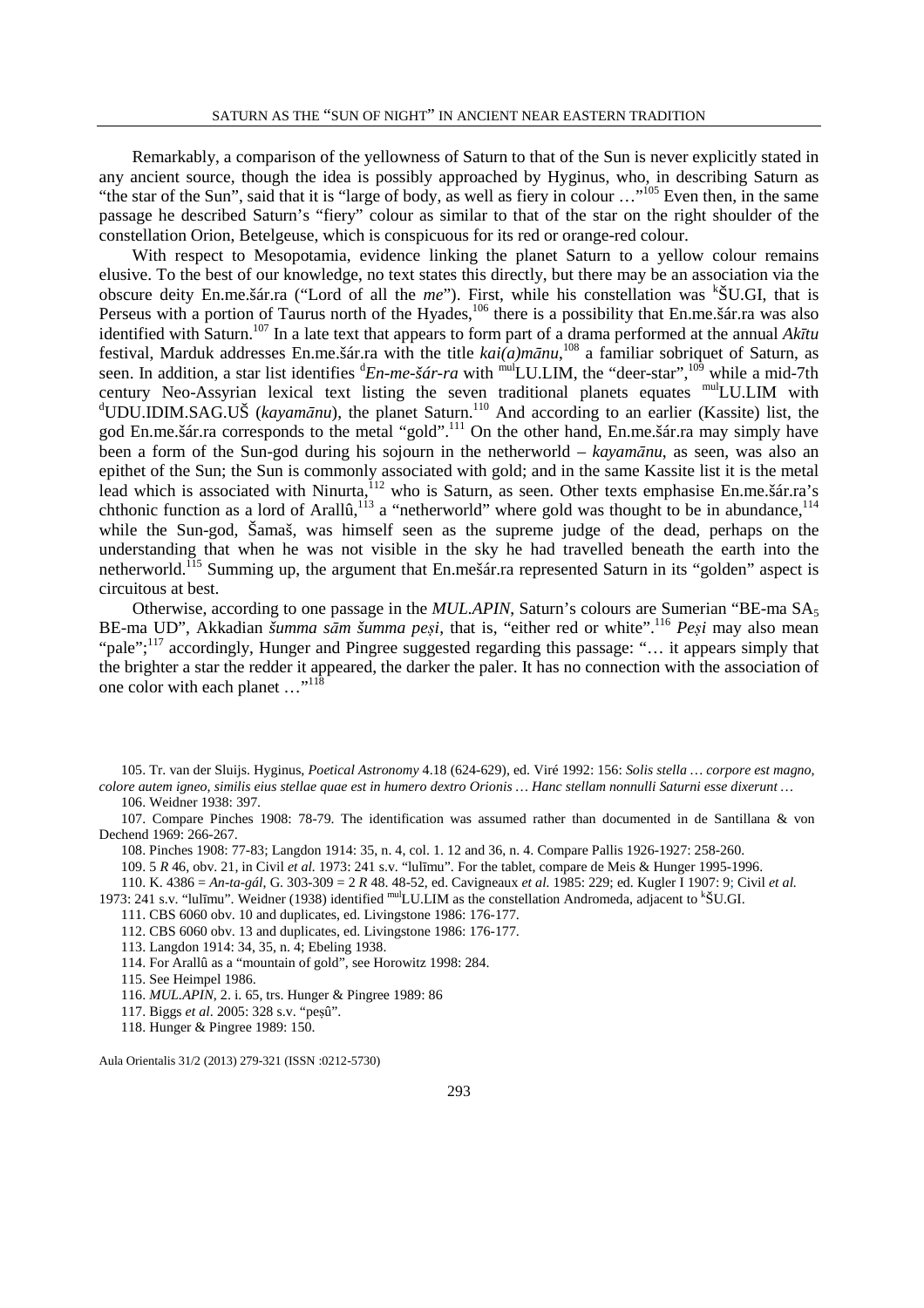Remarkably, a comparison of the yellowness of Saturn to that of the Sun is never explicitly stated in any ancient source, though the idea is possibly approached by Hyginus, who, in describing Saturn as "the star of the Sun", said that it is "large of body, as well as fiery in colour …"[105] Even then, in the same passage he described Saturn's "fiery" colour as similar to that of the star on the right shoulder of the constellation Orion, Betelgeuse, which is conspicuous for its red or orange-red colour.

With respect to Mesopotamia, evidence linking the planet Saturn to a yellow colour remains elusive. To the best of our knowledge, no text states this directly, but there may be an association via the obscure deity En.me.šár.ra ("Lord of all the *me*"). First, while his constellation was ᵏŠU.GI, that is Perseus with a portion of Taurus north of the Hyades,[106] there is a possibility that En.me.šár.ra was also identified with Saturn.[107] In a late text that appears to form part of a drama performed at the annual *Akītu* festival, Marduk addresses En.me.šár.ra with the title *kai(a)mānu*,[108] a familiar sobriquet of Saturn, as seen. In addition, a star list identifies ᵈ*En-me-šár-ra* with ᵐᵘˡLU.LIM, the "deer-star",[109] while a mid-7th century Neo-Assyrian lexical text listing the seven traditional planets equates ᵐᵘˡLU.LIM with ᵈUDU.IDIM.SAG.UŠ (*kayamānu*), the planet Saturn.[110] And according to an earlier (Kassite) list, the god En.me.šár.ra corresponds to the metal "gold".[111] On the other hand, En.me.šár.ra may simply have been a form of the Sun-god during his sojourn in the netherworld – *kayamānu*, as seen, was also an epithet of the Sun; the Sun is commonly associated with gold; and in the same Kassite list it is the metal lead which is associated with Ninurta,[112] who is Saturn, as seen. Other texts emphasise En.me.šár.ra's chthonic function as a lord of Arallû,[113] a "netherworld" where gold was thought to be in abundance,[114] while the Sun-god, Šamaš, was himself seen as the supreme judge of the dead, perhaps on the understanding that when he was not visible in the sky he had travelled beneath the earth into the netherworld.[115] Summing up, the argument that En.mešár.ra represented Saturn in its "golden" aspect is circuitous at best.

Otherwise, according to one passage in the *MUL.APIN*, Saturn's colours are Sumerian "BE-ma $SA_5$ BE-ma UD", Akkadian *šumma sām šumma peṣi*, that is, "either red or white".[116] *Peṣi* may also mean "pale";[117] accordingly, Hunger and Pingree suggested regarding this passage: "… it appears simply that the brighter a star the redder it appeared, the darker the paler. It has no connection with the association of one color with each planet …"[118]

105. Tr. van der Sluijs. Hyginus, *Poetical Astronomy* 4.18 (624-629), ed. Viré 1992: 156: *Solis stella … corpore est magno, colore autem igneo, similis eius stellae quae est in humero dextro Orionis … Hanc stellam nonnulli Saturni esse dixerunt …*

106. Weidner 1938: 397.

107. Compare Pinches 1908: 78-79. The identification was assumed rather than documented in de Santillana & von Dechend 1969: 266-267.

108. Pinches 1908: 77-83; Langdon 1914: 35, n. 4, col. 1. 12 and 36, n. 4. Compare Pallis 1926-1927: 258-260.

109. 5 *R* 46, obv. 21, in Civil *et al.* 1973: 241 s.v. "lulīmu". For the tablet, compare de Meis & Hunger 1995-1996.

110. K. 4386 = *An-ta-gál*, G. 303-309 = 2 *R* 48. 48-52, ed. Cavigneaux *et al.* 1985: 229; ed. Kugler I 1907: 9; Civil *et al.* 1973: 241 s.v. "lulīmu". Weidner (1938) identified ᵐᵘˡLU.LIM as the constellation Andromeda, adjacent to ᵏŠU.GI.

111. CBS 6060 obv. 10 and duplicates, ed. Livingstone 1986: 176-177.

112. CBS 6060 obv. 13 and duplicates, ed. Livingstone 1986: 176-177.

113. Langdon 1914: 34, 35, n. 4; Ebeling 1938.

114. For Arallû as a "mountain of gold", see Horowitz 1998: 284.

115. See Heimpel 1986.

116. *MUL.APIN*, 2. i. 65, trs. Hunger & Pingree 1989: 86

117. Biggs *et al.* 2005: 328 s.v. "peṣû".

118. Hunger & Pingree 1989: 150.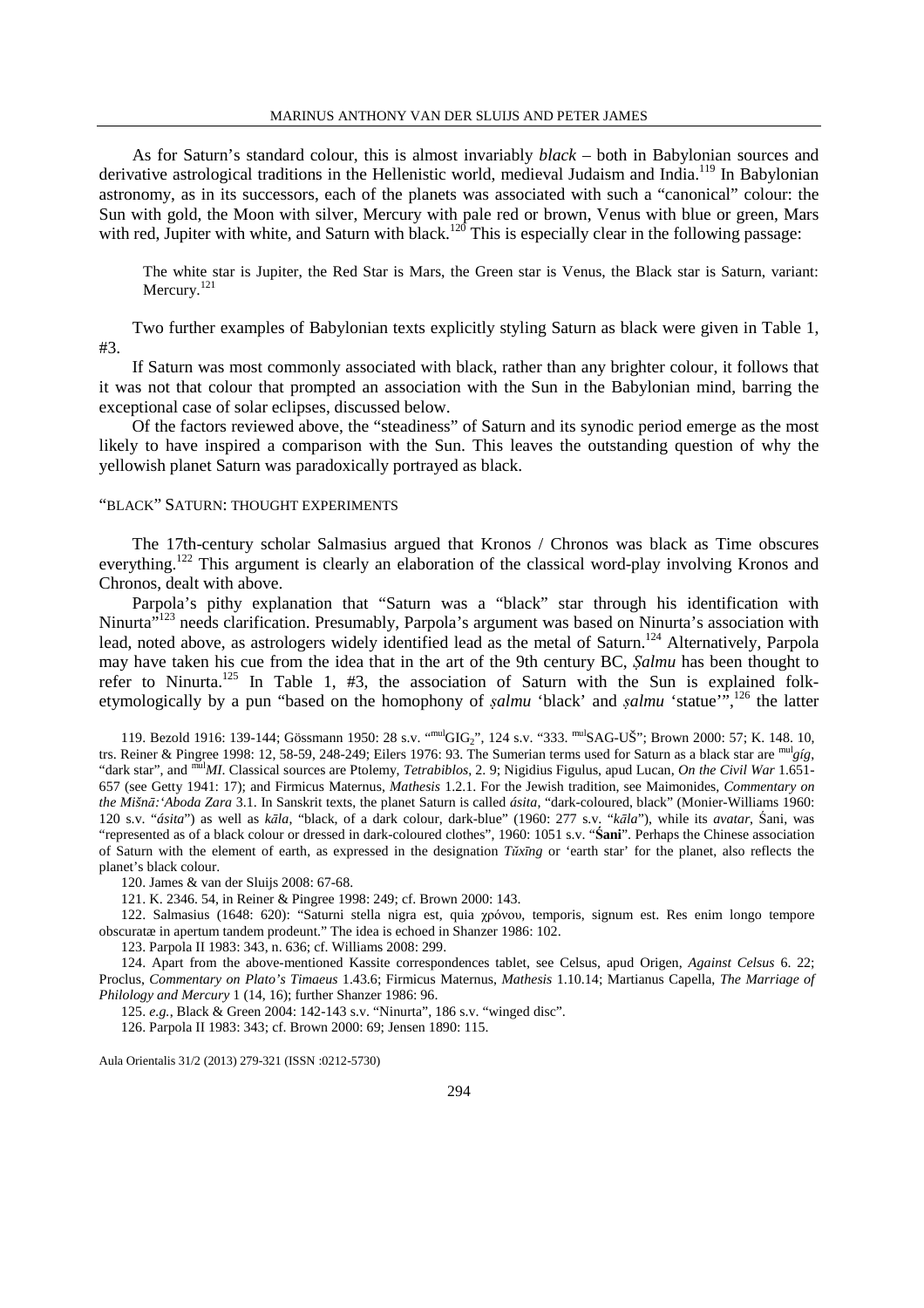As for Saturn's standard colour, this is almost invariably *black* – both in Babylonian sources and derivative astrological traditions in the Hellenistic world, medieval Judaism and India.[119] In Babylonian astronomy, as in its successors, each of the planets was associated with such a "canonical" colour: the Sun with gold, the Moon with silver, Mercury with pale red or brown, Venus with blue or green, Mars with red, Jupiter with white, and Saturn with black.[120] This is especially clear in the following passage:

> The white star is Jupiter, the Red Star is Mars, the Green star is Venus, the Black star is Saturn, variant: Mercury.[121]

Two further examples of Babylonian texts explicitly styling Saturn as black were given in Table 1, #3.

If Saturn was most commonly associated with black, rather than any brighter colour, it follows that it was not that colour that prompted an association with the Sun in the Babylonian mind, barring the exceptional case of solar eclipses, discussed below.

Of the factors reviewed above, the "steadiness" of Saturn and its synodic period emerge as the most likely to have inspired a comparison with the Sun. This leaves the outstanding question of why the yellowish planet Saturn was paradoxically portrayed as black.

## "BLACK" SATURN: THOUGHT EXPERIMENTS

The 17th-century scholar Salmasius argued that Kronos / Chronos was black as Time obscures everything.[122] This argument is clearly an elaboration of the classical word-play involving Kronos and Chronos, dealt with above.

Parpola's pithy explanation that "Saturn was a "black" star through his identification with Ninurta"[123] needs clarification. Presumably, Parpola's argument was based on Ninurta's association with lead, noted above, as astrologers widely identified lead as the metal of Saturn.[124] Alternatively, Parpola may have taken his cue from the idea that in the art of the 9th century BC, *Ṣalmu* has been thought to refer to Ninurta.[125] In Table 1, #3, the association of Saturn with the Sun is explained folk-etymologically by a pun "based on the homophony of *ṣalmu* 'black' and *ṣalmu* 'statue'",[126] the latter

119. Bezold 1916: 139-144; Gössmann 1950: 28 s.v. "mulGIG₂", 124 s.v. "333. mulSAG-UŠ"; Brown 2000: 57; K. 148. 10, trs. Reiner & Pingree 1998: 12, 58-59, 248-249; Eilers 1976: 93. The Sumerian terms used for Saturn as a black star are mul*gíg*, "dark star", and mul*MI*. Classical sources are Ptolemy, *Tetrabiblos*, 2. 9; Nigidius Figulus, apud Lucan, *On the Civil War* 1.651-657 (see Getty 1941: 17); and Firmicus Maternus, *Mathesis* 1.2.1. For the Jewish tradition, see Maimonides, *Commentary on the Mišnā:'Aboda Zara* 3.1. In Sanskrit texts, the planet Saturn is called *ásita*, "dark-coloured, black" (Monier-Williams 1960: 120 s.v. "*ásita*") as well as *kāla*, "black, of a dark colour, dark-blue" (1960: 277 s.v. "*kāla*"), while its *avatar*, Śani, was "represented as of a black colour or dressed in dark-coloured clothes", 1960: 1051 s.v. "**Śani**". Perhaps the Chinese association of Saturn with the element of earth, as expressed in the designation *Tŭxīng* or 'earth star' for the planet, also reflects the planet's black colour.

120. James & van der Sluijs 2008: 67-68.

121. K. 2346. 54, in Reiner & Pingree 1998: 249; cf. Brown 2000: 143.

122. Salmasius (1648: 620): "Saturni stella nigra est, quia χρόνου, temporis, signum est. Res enim longo tempore obscuratæ in apertum tandem prodeunt." The idea is echoed in Shanzer 1986: 102.

123. Parpola II 1983: 343, n. 636; cf. Williams 2008: 299.

124. Apart from the above-mentioned Kassite correspondences tablet, see Celsus, apud Origen, *Against Celsus* 6. 22; Proclus, *Commentary on Plato's Timaeus* 1.43.6; Firmicus Maternus, *Mathesis* 1.10.14; Martianus Capella, *The Marriage of Philology and Mercury* 1 (14, 16); further Shanzer 1986: 96.

125. *e.g.*, Black & Green 2004: 142-143 s.v. "Ninurta", 186 s.v. "winged disc".

126. Parpola II 1983: 343; cf. Brown 2000: 69; Jensen 1890: 115.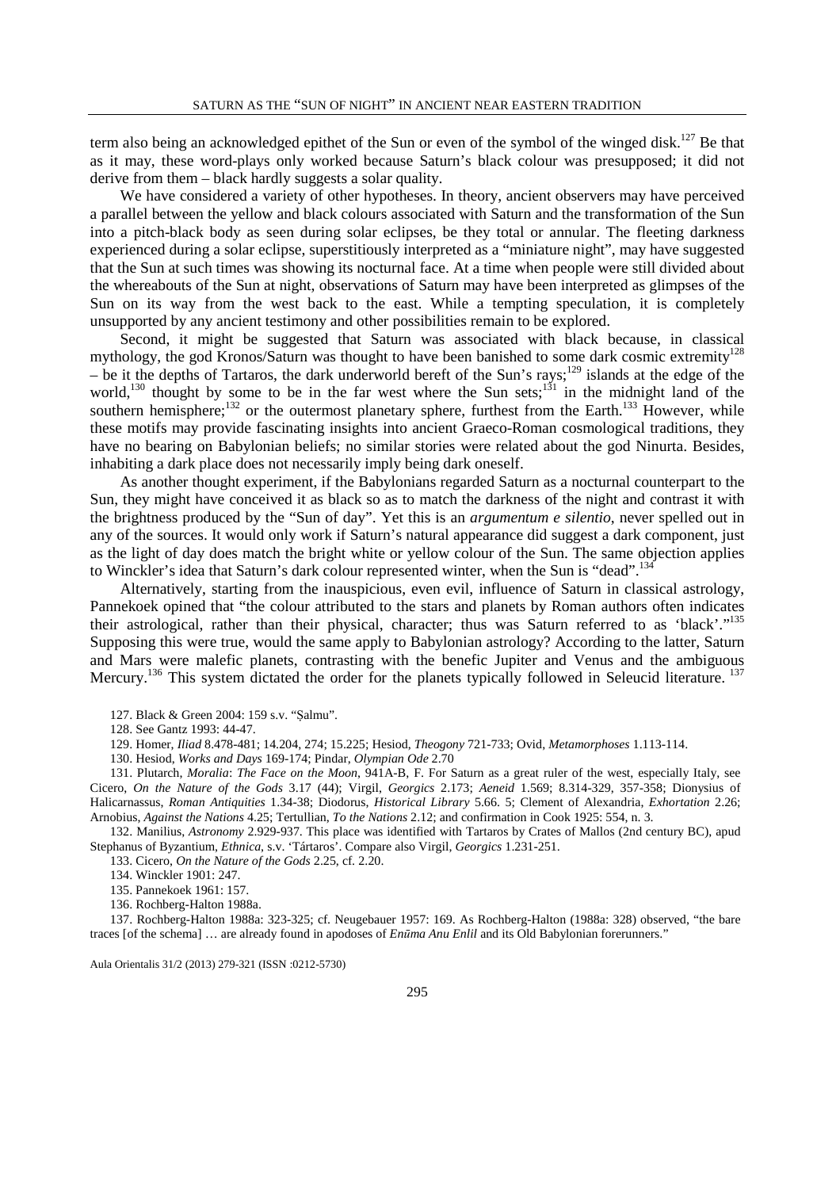term also being an acknowledged epithet of the Sun or even of the symbol of the winged disk.[127] Be that as it may, these word-plays only worked because Saturn's black colour was presupposed; it did not derive from them – black hardly suggests a solar quality.

We have considered a variety of other hypotheses. In theory, ancient observers may have perceived a parallel between the yellow and black colours associated with Saturn and the transformation of the Sun into a pitch-black body as seen during solar eclipses, be they total or annular. The fleeting darkness experienced during a solar eclipse, superstitiously interpreted as a "miniature night", may have suggested that the Sun at such times was showing its nocturnal face. At a time when people were still divided about the whereabouts of the Sun at night, observations of Saturn may have been interpreted as glimpses of the Sun on its way from the west back to the east. While a tempting speculation, it is completely unsupported by any ancient testimony and other possibilities remain to be explored.

Second, it might be suggested that Saturn was associated with black because, in classical mythology, the god Kronos/Saturn was thought to have been banished to some dark cosmic extremity[128] – be it the depths of Tartaros, the dark underworld bereft of the Sun's rays;[129] islands at the edge of the world,[130] thought by some to be in the far west where the Sun sets;[131] in the midnight land of the southern hemisphere;[132] or the outermost planetary sphere, furthest from the Earth.[133] However, while these motifs may provide fascinating insights into ancient Graeco-Roman cosmological traditions, they have no bearing on Babylonian beliefs; no similar stories were related about the god Ninurta. Besides, inhabiting a dark place does not necessarily imply being dark oneself.

As another thought experiment, if the Babylonians regarded Saturn as a nocturnal counterpart to the Sun, they might have conceived it as black so as to match the darkness of the night and contrast it with the brightness produced by the "Sun of day". Yet this is an *argumentum e silentio*, never spelled out in any of the sources. It would only work if Saturn's natural appearance did suggest a dark component, just as the light of day does match the bright white or yellow colour of the Sun. The same objection applies to Winckler's idea that Saturn's dark colour represented winter, when the Sun is "dead".[134]

Alternatively, starting from the inauspicious, even evil, influence of Saturn in classical astrology, Pannekoek opined that "the colour attributed to the stars and planets by Roman authors often indicates their astrological, rather than their physical, character; thus was Saturn referred to as 'black'."[135] Supposing this were true, would the same apply to Babylonian astrology? According to the latter, Saturn and Mars were malefic planets, contrasting with the benefic Jupiter and Venus and the ambiguous Mercury.[136] This system dictated the order for the planets typically followed in Seleucid literature.[137]

127. Black & Green 2004: 159 s.v. "Ṣalmu".

128. See Gantz 1993: 44-47.

129. Homer, *Iliad* 8.478-481; 14.204, 274; 15.225; Hesiod, *Theogony* 721-733; Ovid, *Metamorphoses* 1.113-114.

130. Hesiod, *Works and Days* 169-174; Pindar, *Olympian Ode* 2.70

131. Plutarch, *Moralia*: *The Face on the Moon*, 941A-B, F. For Saturn as a great ruler of the west, especially Italy, see Cicero, *On the Nature of the Gods* 3.17 (44); Virgil, *Georgics* 2.173; *Aeneid* 1.569; 8.314-329, 357-358; Dionysius of Halicarnassus, *Roman Antiquities* 1.34-38; Diodorus, *Historical Library* 5.66. 5; Clement of Alexandria, *Exhortation* 2.26; Arnobius, *Against the Nations* 4.25; Tertullian, *To the Nations* 2.12; and confirmation in Cook 1925: 554, n. 3.

132. Manilius, *Astronomy* 2.929-937. This place was identified with Tartaros by Crates of Mallos (2nd century BC), apud Stephanus of Byzantium, *Ethnica*, s.v. 'Tártaros'. Compare also Virgil, *Georgics* 1.231-251.

133. Cicero, *On the Nature of the Gods* 2.25, cf. 2.20.

134. Winckler 1901: 247.

135. Pannekoek 1961: 157.

136. Rochberg-Halton 1988a.

137. Rochberg-Halton 1988a: 323-325; cf. Neugebauer 1957: 169. As Rochberg-Halton (1988a: 328) observed, "the bare traces [of the schema] … are already found in apodoses of *Enūma Anu Enlil* and its Old Babylonian forerunners."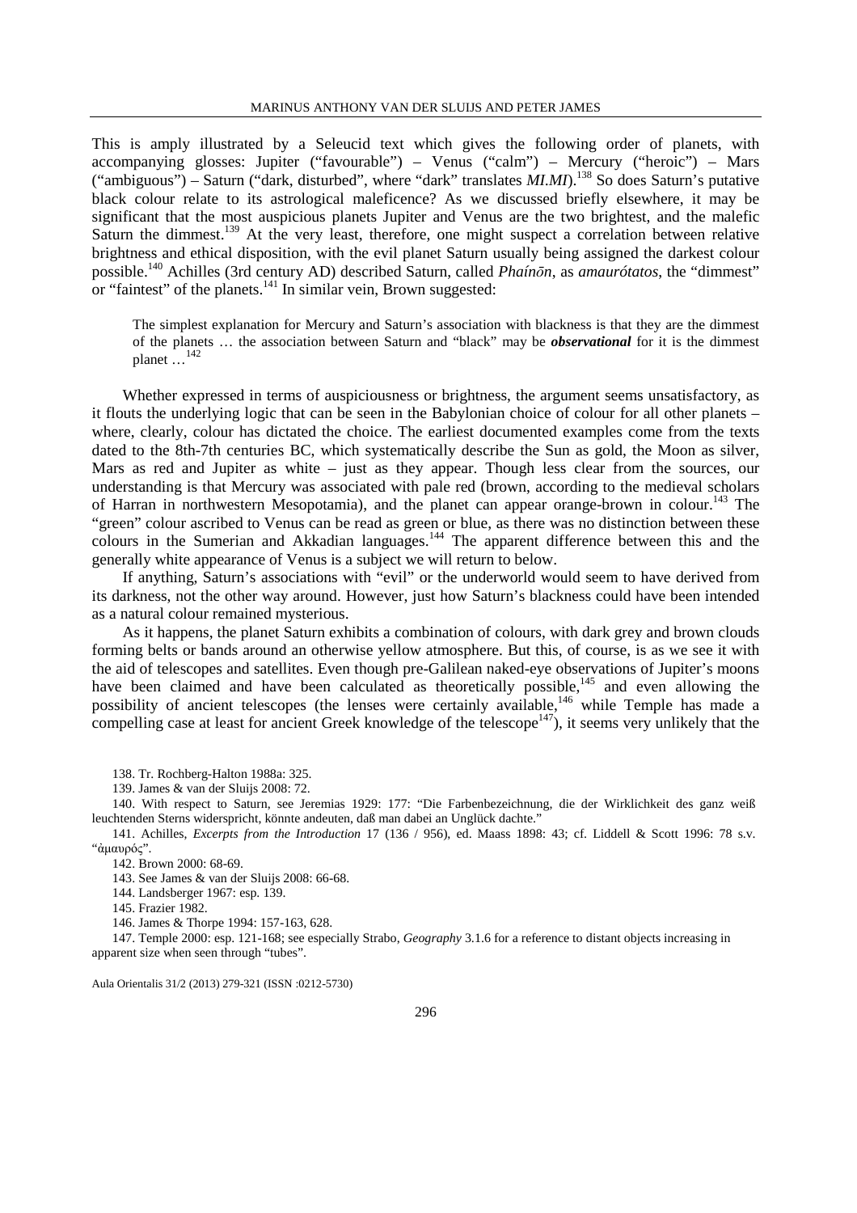This is amply illustrated by a Seleucid text which gives the following order of planets, with accompanying glosses: Jupiter ("favourable") – Venus ("calm") – Mercury ("heroic") – Mars ("ambiguous") – Saturn ("dark, disturbed", where "dark" translates *MI.MI*).[138] So does Saturn's putative black colour relate to its astrological maleficence? As we discussed briefly elsewhere, it may be significant that the most auspicious planets Jupiter and Venus are the two brightest, and the malefic Saturn the dimmest.[139] At the very least, therefore, one might suspect a correlation between relative brightness and ethical disposition, with the evil planet Saturn usually being assigned the darkest colour possible.[140] Achilles (3rd century AD) described Saturn, called *Phaínōn*, as *amaurótatos*, the "dimmest" or "faintest" of the planets.[141] In similar vein, Brown suggested:

> The simplest explanation for Mercury and Saturn's association with blackness is that they are the dimmest of the planets … the association between Saturn and "black" may be ***observational*** for it is the dimmest planet …[142]

Whether expressed in terms of auspiciousness or brightness, the argument seems unsatisfactory, as it flouts the underlying logic that can be seen in the Babylonian choice of colour for all other planets – where, clearly, colour has dictated the choice. The earliest documented examples come from the texts dated to the 8th-7th centuries BC, which systematically describe the Sun as gold, the Moon as silver, Mars as red and Jupiter as white – just as they appear. Though less clear from the sources, our understanding is that Mercury was associated with pale red (brown, according to the medieval scholars of Harran in northwestern Mesopotamia), and the planet can appear orange-brown in colour.[143] The "green" colour ascribed to Venus can be read as green or blue, as there was no distinction between these colours in the Sumerian and Akkadian languages.[144] The apparent difference between this and the generally white appearance of Venus is a subject we will return to below.

If anything, Saturn's associations with "evil" or the underworld would seem to have derived from its darkness, not the other way around. However, just how Saturn's blackness could have been intended as a natural colour remained mysterious.

As it happens, the planet Saturn exhibits a combination of colours, with dark grey and brown clouds forming belts or bands around an otherwise yellow atmosphere. But this, of course, is as we see it with the aid of telescopes and satellites. Even though pre-Galilean naked-eye observations of Jupiter's moons have been claimed and have been calculated as theoretically possible,[145] and even allowing the possibility of ancient telescopes (the lenses were certainly available,[146] while Temple has made a compelling case at least for ancient Greek knowledge of the telescope[147]), it seems very unlikely that the

138. Tr. Rochberg-Halton 1988a: 325.

139. James & van der Sluijs 2008: 72.

140. With respect to Saturn, see Jeremias 1929: 177: "Die Farbenbezeichnung, die der Wirklichkeit des ganz weiß leuchtenden Sterns widerspricht, könnte andeuten, daß man dabei an Unglück dachte."

141. Achilles, *Excerpts from the Introduction* 17 (136 / 956), ed. Maass 1898: 43; cf. Liddell & Scott 1996: 78 s.v. "ἀμαυρός".

142. Brown 2000: 68-69.

143. See James & van der Sluijs 2008: 66-68.

144. Landsberger 1967: esp. 139.

145. Frazier 1982.

146. James & Thorpe 1994: 157-163, 628.

147. Temple 2000: esp. 121-168; see especially Strabo, *Geography* 3.1.6 for a reference to distant objects increasing in apparent size when seen through "tubes".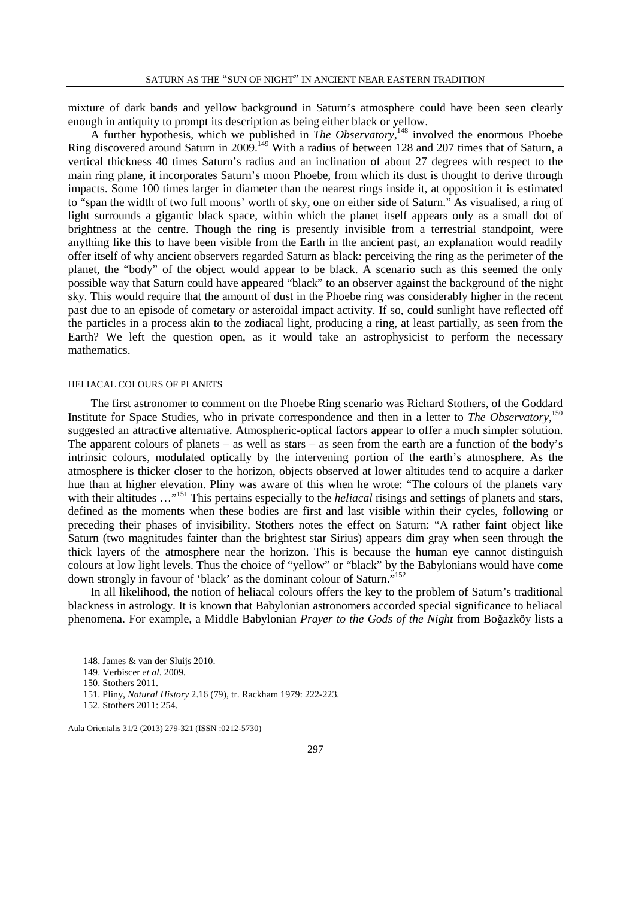mixture of dark bands and yellow background in Saturn's atmosphere could have been seen clearly enough in antiquity to prompt its description as being either black or yellow.

A further hypothesis, which we published in *The Observatory*,[148] involved the enormous Phoebe Ring discovered around Saturn in 2009.[149] With a radius of between 128 and 207 times that of Saturn, a vertical thickness 40 times Saturn's radius and an inclination of about 27 degrees with respect to the main ring plane, it incorporates Saturn's moon Phoebe, from which its dust is thought to derive through impacts. Some 100 times larger in diameter than the nearest rings inside it, at opposition it is estimated to "span the width of two full moons' worth of sky, one on either side of Saturn." As visualised, a ring of light surrounds a gigantic black space, within which the planet itself appears only as a small dot of brightness at the centre. Though the ring is presently invisible from a terrestrial standpoint, were anything like this to have been visible from the Earth in the ancient past, an explanation would readily offer itself of why ancient observers regarded Saturn as black: perceiving the ring as the perimeter of the planet, the "body" of the object would appear to be black. A scenario such as this seemed the only possible way that Saturn could have appeared "black" to an observer against the background of the night sky. This would require that the amount of dust in the Phoebe ring was considerably higher in the recent past due to an episode of cometary or asteroidal impact activity. If so, could sunlight have reflected off the particles in a process akin to the zodiacal light, producing a ring, at least partially, as seen from the Earth? We left the question open, as it would take an astrophysicist to perform the necessary mathematics.

## HELIACAL COLOURS OF PLANETS

The first astronomer to comment on the Phoebe Ring scenario was Richard Stothers, of the Goddard Institute for Space Studies, who in private correspondence and then in a letter to *The Observatory*,[150] suggested an attractive alternative. Atmospheric-optical factors appear to offer a much simpler solution. The apparent colours of planets – as well as stars – as seen from the earth are a function of the body's intrinsic colours, modulated optically by the intervening portion of the earth's atmosphere. As the atmosphere is thicker closer to the horizon, objects observed at lower altitudes tend to acquire a darker hue than at higher elevation. Pliny was aware of this when he wrote: "The colours of the planets vary with their altitudes …"[151] This pertains especially to the *heliacal* risings and settings of planets and stars, defined as the moments when these bodies are first and last visible within their cycles, following or preceding their phases of invisibility. Stothers notes the effect on Saturn: "A rather faint object like Saturn (two magnitudes fainter than the brightest star Sirius) appears dim gray when seen through the thick layers of the atmosphere near the horizon. This is because the human eye cannot distinguish colours at low light levels. Thus the choice of "yellow" or "black" by the Babylonians would have come down strongly in favour of 'black' as the dominant colour of Saturn."[152]

In all likelihood, the notion of heliacal colours offers the key to the problem of Saturn's traditional blackness in astrology. It is known that Babylonian astronomers accorded special significance to heliacal phenomena. For example, a Middle Babylonian *Prayer to the Gods of the Night* from Boğazköy lists a

148. James & van der Sluijs 2010.

149. Verbiscer *et al*. 2009.

150. Stothers 2011.

151. Pliny, *Natural History* 2.16 (79), tr. Rackham 1979: 222-223.

152. Stothers 2011: 254.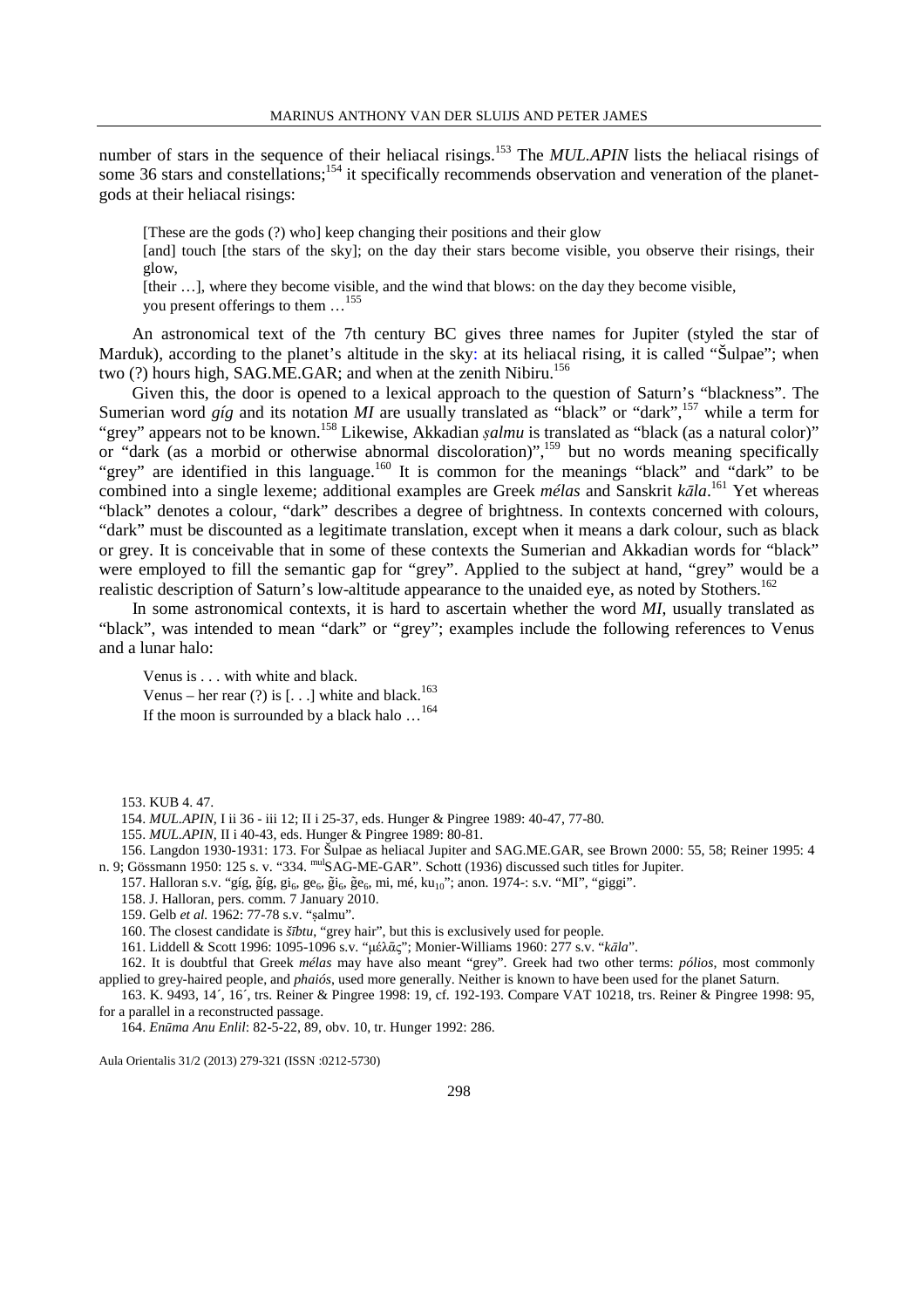number of stars in the sequence of their heliacal risings.[153] The *MUL.APIN* lists the heliacal risings of some 36 stars and constellations;[154] it specifically recommends observation and veneration of the planet-gods at their heliacal risings:

> [These are the gods (?) who] keep changing their positions and their glow
> [and] touch [the stars of the sky]; on the day their stars become visible, you observe their risings, their glow,
> [their …], where they become visible, and the wind that blows: on the day they become visible,
> you present offerings to them …[155]

An astronomical text of the 7th century BC gives three names for Jupiter (styled the star of Marduk), according to the planet's altitude in the sky: at its heliacal rising, it is called "Šulpae"; when two (?) hours high, SAG.ME.GAR; and when at the zenith Nibiru.[156]

Given this, the door is opened to a lexical approach to the question of Saturn's "blackness". The Sumerian word *gíg* and its notation *MI* are usually translated as "black" or "dark",[157] while a term for "grey" appears not to be known.[158] Likewise, Akkadian *ṣalmu* is translated as "black (as a natural color)" or "dark (as a morbid or otherwise abnormal discoloration)",[159] but no words meaning specifically "grey" are identified in this language.[160] It is common for the meanings "black" and "dark" to be combined into a single lexeme; additional examples are Greek *mélas* and Sanskrit *kāla*.[161] Yet whereas "black" denotes a colour, "dark" describes a degree of brightness. In contexts concerned with colours, "dark" must be discounted as a legitimate translation, except when it means a dark colour, such as black or grey. It is conceivable that in some of these contexts the Sumerian and Akkadian words for "black" were employed to fill the semantic gap for "grey". Applied to the subject at hand, "grey" would be a realistic description of Saturn's low-altitude appearance to the unaided eye, as noted by Stothers.[162]

In some astronomical contexts, it is hard to ascertain whether the word *MI*, usually translated as "black", was intended to mean "dark" or "grey"; examples include the following references to Venus and a lunar halo:

> Venus is . . . with white and black.
> Venus – her rear (?) is [. . .] white and black.[163]
> If the moon is surrounded by a black halo …[164]

153. KUB 4. 47.

154. *MUL.APIN*, I ii 36 - iii 12; II i 25-37, eds. Hunger & Pingree 1989: 40-47, 77-80.

155. *MUL.APIN*, II i 40-43, eds. Hunger & Pingree 1989: 80-81.

156. Langdon 1930-1931: 173. For Šulpae as heliacal Jupiter and SAG.ME.GAR, see Brown 2000: 55, 58; Reiner 1995: 4 n. 9; Gössmann 1950: 125 s. v. "334. mulSAG-ME-GAR". Schott (1936) discussed such titles for Jupiter.

157. Halloran s.v. "gíg, g̃íg, gi$_6$, ge$_6$, g̃i$_6$, g̃e$_6$, mi, mé, ku$_{10}$"; anon. 1974-: s.v. "MI", "giggi".

158. J. Halloran, pers. comm. 7 January 2010.

159. Gelb *et al.* 1962: 77-78 s.v. "ṣalmu".

160. The closest candidate is *šībtu*, "grey hair", but this is exclusively used for people.

161. Liddell & Scott 1996: 1095-1096 s.v. "μέλᾱς"; Monier-Williams 1960: 277 s.v. "*kāla*".

162. It is doubtful that Greek *mélas* may have also meant "grey". Greek had two other terms: *pólios*, most commonly applied to grey-haired people, and *phaiós*, used more generally. Neither is known to have been used for the planet Saturn.

163. K. 9493, 14´, 16´, trs. Reiner & Pingree 1998: 19, cf. 192-193. Compare VAT 10218, trs. Reiner & Pingree 1998: 95, for a parallel in a reconstructed passage.

164. *Enūma Anu Enlil*: 82-5-22, 89, obv. 10, tr. Hunger 1992: 286.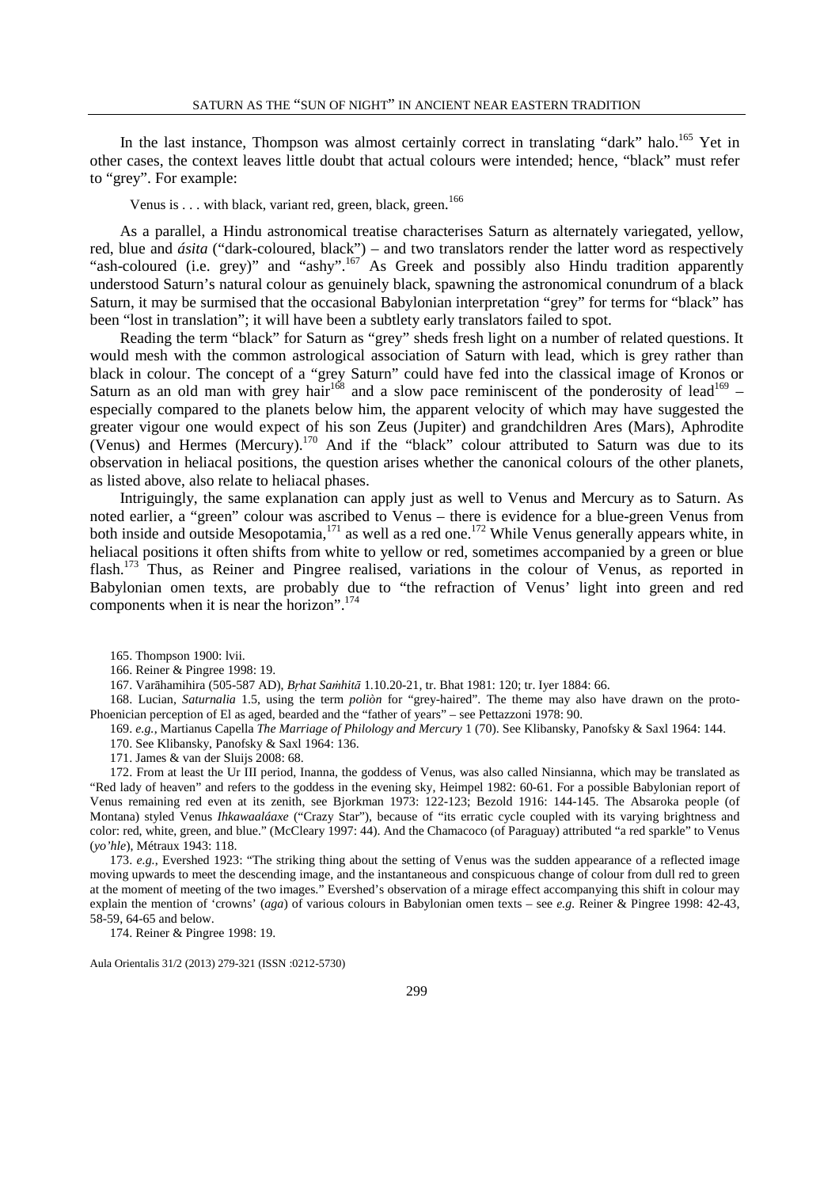In the last instance, Thompson was almost certainly correct in translating "dark" halo.[165] Yet in other cases, the context leaves little doubt that actual colours were intended; hence, "black" must refer to "grey". For example:

> Venus is . . . with black, variant red, green, black, green.[166]

As a parallel, a Hindu astronomical treatise characterises Saturn as alternately variegated, yellow, red, blue and *ásita* ("dark-coloured, black") – and two translators render the latter word as respectively "ash-coloured (i.e. grey)" and "ashy".[167] As Greek and possibly also Hindu tradition apparently understood Saturn's natural colour as genuinely black, spawning the astronomical conundrum of a black Saturn, it may be surmised that the occasional Babylonian interpretation "grey" for terms for "black" has been "lost in translation"; it will have been a subtlety early translators failed to spot.

Reading the term "black" for Saturn as "grey" sheds fresh light on a number of related questions. It would mesh with the common astrological association of Saturn with lead, which is grey rather than black in colour. The concept of a "grey Saturn" could have fed into the classical image of Kronos or Saturn as an old man with grey hair[168] and a slow pace reminiscent of the ponderosity of lead[169] – especially compared to the planets below him, the apparent velocity of which may have suggested the greater vigour one would expect of his son Zeus (Jupiter) and grandchildren Ares (Mars), Aphrodite (Venus) and Hermes (Mercury).[170] And if the "black" colour attributed to Saturn was due to its observation in heliacal positions, the question arises whether the canonical colours of the other planets, as listed above, also relate to heliacal phases.

Intriguingly, the same explanation can apply just as well to Venus and Mercury as to Saturn. As noted earlier, a "green" colour was ascribed to Venus – there is evidence for a blue-green Venus from both inside and outside Mesopotamia,[171] as well as a red one.[172] While Venus generally appears white, in heliacal positions it often shifts from white to yellow or red, sometimes accompanied by a green or blue flash.[173] Thus, as Reiner and Pingree realised, variations in the colour of Venus, as reported in Babylonian omen texts, are probably due to "the refraction of Venus' light into green and red components when it is near the horizon".[174]

165. Thompson 1900: lvii.

166. Reiner & Pingree 1998: 19.

167. Varāhamihira (505-587 AD), *Bṛhat Saṁhitā* 1.10.20-21, tr. Bhat 1981: 120; tr. Iyer 1884: 66.

168. Lucian, *Saturnalia* 1.5, using the term *poliòn* for "grey-haired". The theme may also have drawn on the proto-Phoenician perception of El as aged, bearded and the "father of years" – see Pettazzoni 1978: 90.

169. *e.g.*, Martianus Capella *The Marriage of Philology and Mercury* 1 (70). See Klibansky, Panofsky & Saxl 1964: 144.

170. See Klibansky, Panofsky & Saxl 1964: 136.

171. James & van der Sluijs 2008: 68.

172. From at least the Ur III period, Inanna, the goddess of Venus, was also called Ninsianna, which may be translated as "Red lady of heaven" and refers to the goddess in the evening sky, Heimpel 1982: 60-61. For a possible Babylonian report of Venus remaining red even at its zenith, see Bjorkman 1973: 122-123; Bezold 1916: 144-145. The Absaroka people (of Montana) styled Venus *Ihkawaaláaxe* ("Crazy Star"), because of "its erratic cycle coupled with its varying brightness and color: red, white, green, and blue." (McCleary 1997: 44). And the Chamacoco (of Paraguay) attributed "a red sparkle" to Venus (*yo'hle*), Métraux 1943: 118.

173. *e.g.*, Evershed 1923: "The striking thing about the setting of Venus was the sudden appearance of a reflected image moving upwards to meet the descending image, and the instantaneous and conspicuous change of colour from dull red to green at the moment of meeting of the two images." Evershed's observation of a mirage effect accompanying this shift in colour may explain the mention of 'crowns' (*aga*) of various colours in Babylonian omen texts – see *e.g.* Reiner & Pingree 1998: 42-43, 58-59, 64-65 and below.

174. Reiner & Pingree 1998: 19.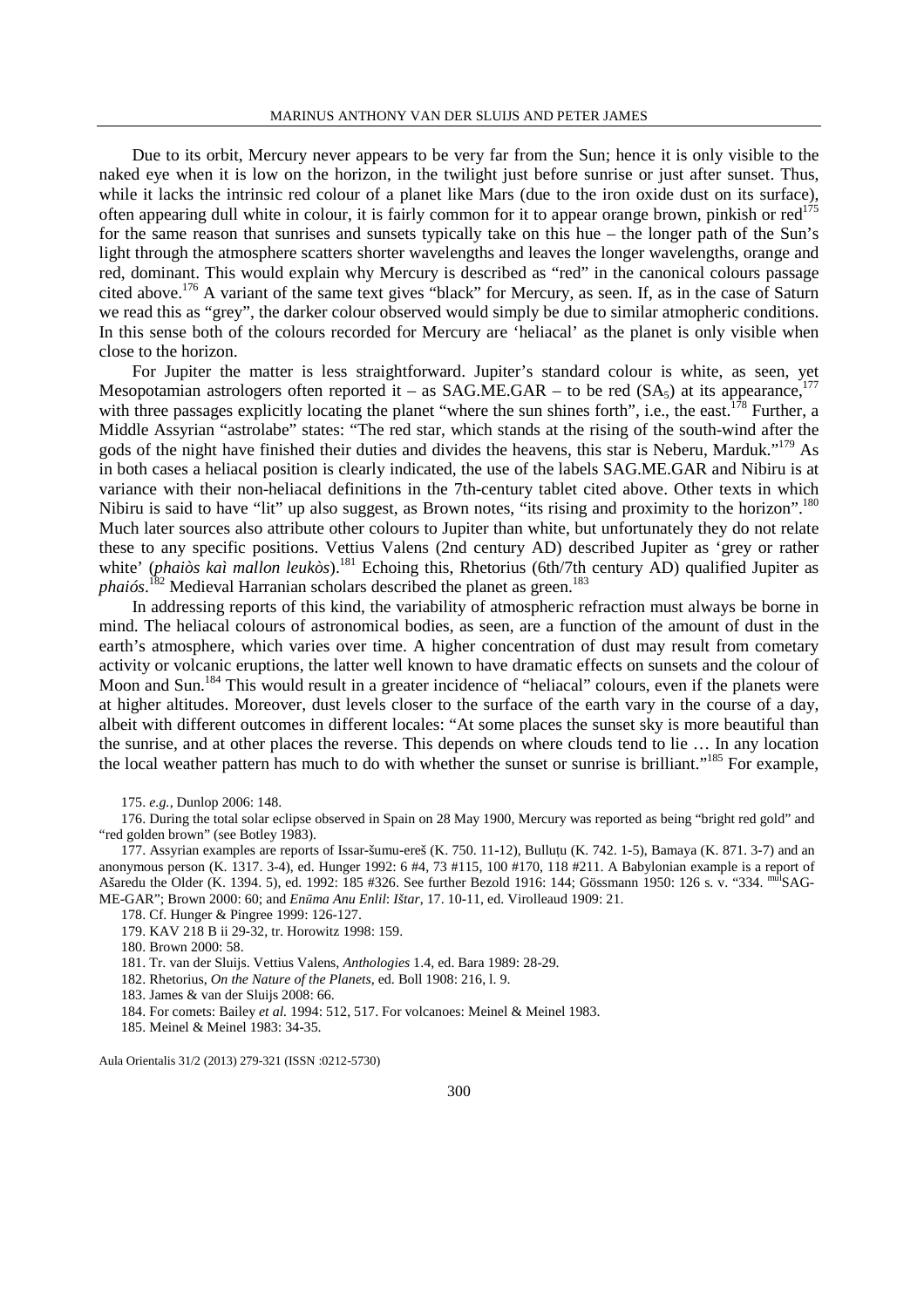Due to its orbit, Mercury never appears to be very far from the Sun; hence it is only visible to the naked eye when it is low on the horizon, in the twilight just before sunrise or just after sunset. Thus, while it lacks the intrinsic red colour of a planet like Mars (due to the iron oxide dust on its surface), often appearing dull white in colour, it is fairly common for it to appear orange brown, pinkish or red[175] for the same reason that sunrises and sunsets typically take on this hue – the longer path of the Sun's light through the atmosphere scatters shorter wavelengths and leaves the longer wavelengths, orange and red, dominant. This would explain why Mercury is described as "red" in the canonical colours passage cited above.[176] A variant of the same text gives "black" for Mercury, as seen. If, as in the case of Saturn we read this as "grey", the darker colour observed would simply be due to similar atmopheric conditions. In this sense both of the colours recorded for Mercury are 'heliacal' as the planet is only visible when close to the horizon.

For Jupiter the matter is less straightforward. Jupiter's standard colour is white, as seen, yet Mesopotamian astrologers often reported it – as SAG.ME.GAR – to be red ($SA_5$) at its appearance,[177] with three passages explicitly locating the planet "where the sun shines forth", i.e., the east.[178] Further, a Middle Assyrian "astrolabe" states: "The red star, which stands at the rising of the south-wind after the gods of the night have finished their duties and divides the heavens, this star is Neberu, Marduk."[179] As in both cases a heliacal position is clearly indicated, the use of the labels SAG.ME.GAR and Nibiru is at variance with their non-heliacal definitions in the 7th-century tablet cited above. Other texts in which Nibiru is said to have "lit" up also suggest, as Brown notes, "its rising and proximity to the horizon".[180] Much later sources also attribute other colours to Jupiter than white, but unfortunately they do not relate these to any specific positions. Vettius Valens (2nd century AD) described Jupiter as 'grey or rather white' (*phaiòs kaì mallon leukòs*).[181] Echoing this, Rhetorius (6th/7th century AD) qualified Jupiter as *phaiós*.[182] Medieval Harranian scholars described the planet as green.[183]

In addressing reports of this kind, the variability of atmospheric refraction must always be borne in mind. The heliacal colours of astronomical bodies, as seen, are a function of the amount of dust in the earth's atmosphere, which varies over time. A higher concentration of dust may result from cometary activity or volcanic eruptions, the latter well known to have dramatic effects on sunsets and the colour of Moon and Sun.[184] This would result in a greater incidence of "heliacal" colours, even if the planets were at higher altitudes. Moreover, dust levels closer to the surface of the earth vary in the course of a day, albeit with different outcomes in different locales: "At some places the sunset sky is more beautiful than the sunrise, and at other places the reverse. This depends on where clouds tend to lie … In any location the local weather pattern has much to do with whether the sunset or sunrise is brilliant."[185] For example,

175. *e.g.*, Dunlop 2006: 148.

176. During the total solar eclipse observed in Spain on 28 May 1900, Mercury was reported as being "bright red gold" and "red golden brown" (see Botley 1983).

177. Assyrian examples are reports of Issar-šumu-ereš (K. 750. 11-12), Bulluṭu (K. 742. 1-5), Bamaya (K. 871. 3-7) and an anonymous person (K. 1317. 3-4), ed. Hunger 1992: 6 #4, 73 #115, 100 #170, 118 #211. A Babylonian example is a report of Ašaredu the Older (K. 1394. 5), ed. 1992: 185 #326. See further Bezold 1916: 144; Gössmann 1950: 126 s. v. "334. mulSAG-ME-GAR"; Brown 2000: 60; and *Enūma Anu Enlil*: *Ištar*, 17. 10-11, ed. Virolleaud 1909: 21.

178. Cf. Hunger & Pingree 1999: 126-127.

179. KAV 218 B ii 29-32, tr. Horowitz 1998: 159.

180. Brown 2000: 58.

181. Tr. van der Sluijs. Vettius Valens, *Anthologies* 1.4, ed. Bara 1989: 28-29.

182. Rhetorius, *On the Nature of the Planets*, ed. Boll 1908: 216, l. 9.

183. James & van der Sluijs 2008: 66.

184. For comets: Bailey *et al.* 1994: 512, 517. For volcanoes: Meinel & Meinel 1983.

185. Meinel & Meinel 1983: 34-35.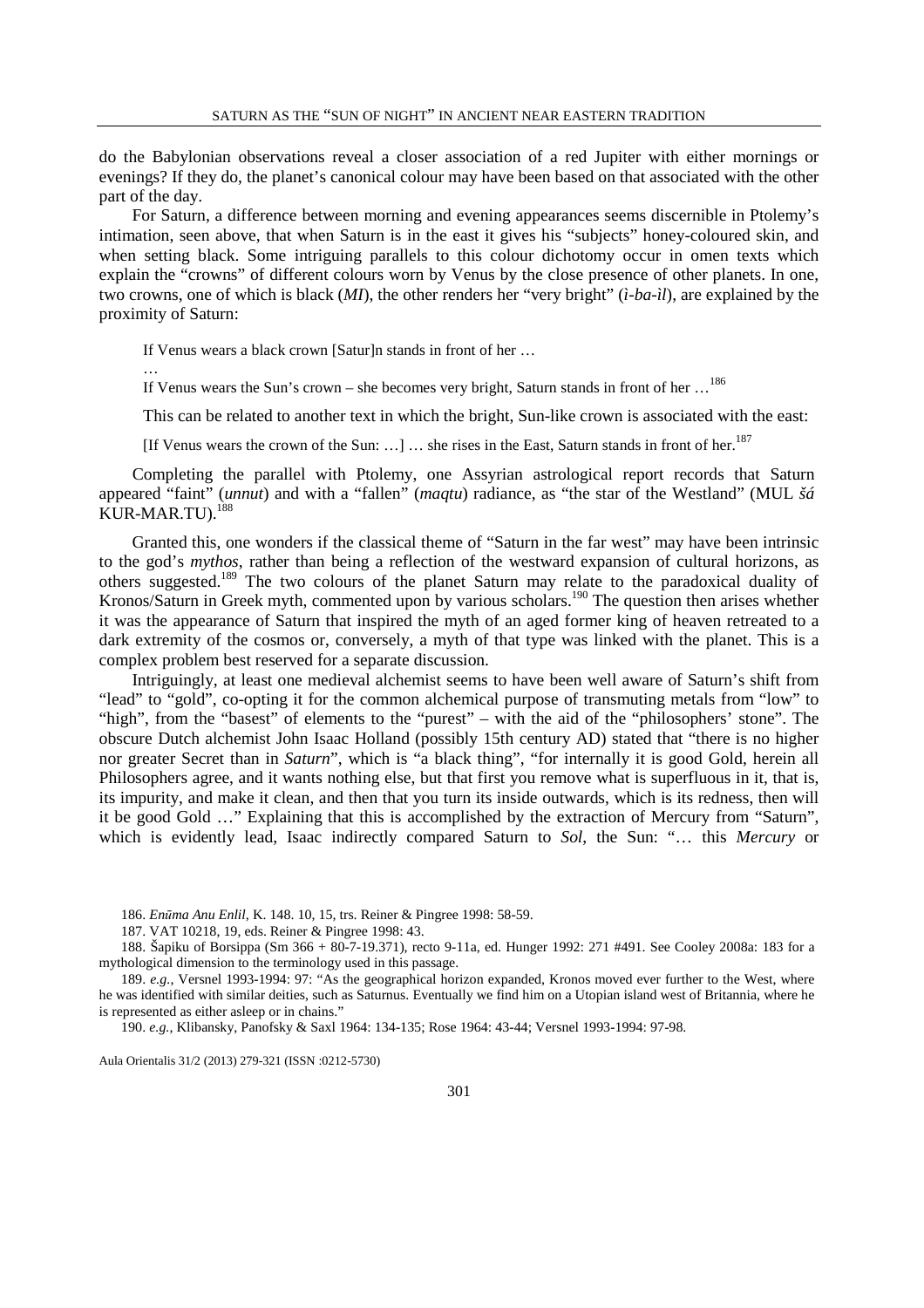do the Babylonian observations reveal a closer association of a red Jupiter with either mornings or evenings? If they do, the planet's canonical colour may have been based on that associated with the other part of the day.

For Saturn, a difference between morning and evening appearances seems discernible in Ptolemy's intimation, seen above, that when Saturn is in the east it gives his "subjects" honey-coloured skin, and when setting black. Some intriguing parallels to this colour dichotomy occur in omen texts which explain the "crowns" of different colours worn by Venus by the close presence of other planets. In one, two crowns, one of which is black (*MI*), the other renders her "very bright" (*ì-ba-ìl*), are explained by the proximity of Saturn:

> If Venus wears a black crown [Satur]n stands in front of her …
>
> …
>
> If Venus wears the Sun's crown – she becomes very bright, Saturn stands in front of her …[186]

This can be related to another text in which the bright, Sun-like crown is associated with the east:

> [If Venus wears the crown of the Sun: …] … she rises in the East, Saturn stands in front of her.[187]

Completing the parallel with Ptolemy, one Assyrian astrological report records that Saturn appeared "faint" (*unnut*) and with a "fallen" (*maqtu*) radiance, as "the star of the Westland" (MUL *šá* KUR-MAR.TU).[188]

Granted this, one wonders if the classical theme of "Saturn in the far west" may have been intrinsic to the god's *mythos*, rather than being a reflection of the westward expansion of cultural horizons, as others suggested.[189] The two colours of the planet Saturn may relate to the paradoxical duality of Kronos/Saturn in Greek myth, commented upon by various scholars.[190] The question then arises whether it was the appearance of Saturn that inspired the myth of an aged former king of heaven retreated to a dark extremity of the cosmos or, conversely, a myth of that type was linked with the planet. This is a complex problem best reserved for a separate discussion.

Intriguingly, at least one medieval alchemist seems to have been well aware of Saturn's shift from "lead" to "gold", co-opting it for the common alchemical purpose of transmuting metals from "low" to "high", from the "basest" of elements to the "purest" – with the aid of the "philosophers' stone". The obscure Dutch alchemist John Isaac Holland (possibly 15th century AD) stated that "there is no higher nor greater Secret than in *Saturn*", which is "a black thing", "for internally it is good Gold, herein all Philosophers agree, and it wants nothing else, but that first you remove what is superfluous in it, that is, its impurity, and make it clean, and then that you turn its inside outwards, which is its redness, then will it be good Gold …" Explaining that this is accomplished by the extraction of Mercury from "Saturn", which is evidently lead, Isaac indirectly compared Saturn to *Sol*, the Sun: "… this *Mercury* or

---

186. *Enūma Anu Enlil*, K. 148. 10, 15, trs. Reiner & Pingree 1998: 58-59.

187. VAT 10218, 19, eds. Reiner & Pingree 1998: 43.

188. Šapiku of Borsippa (Sm 366 + 80-7-19.371), recto 9-11a, ed. Hunger 1992: 271 #491. See Cooley 2008a: 183 for a mythological dimension to the terminology used in this passage.

189. *e.g.*, Versnel 1993-1994: 97: "As the geographical horizon expanded, Kronos moved ever further to the West, where he was identified with similar deities, such as Saturnus. Eventually we find him on a Utopian island west of Britannia, where he is represented as either asleep or in chains."

190. *e.g.*, Klibansky, Panofsky & Saxl 1964: 134-135; Rose 1964: 43-44; Versnel 1993-1994: 97-98.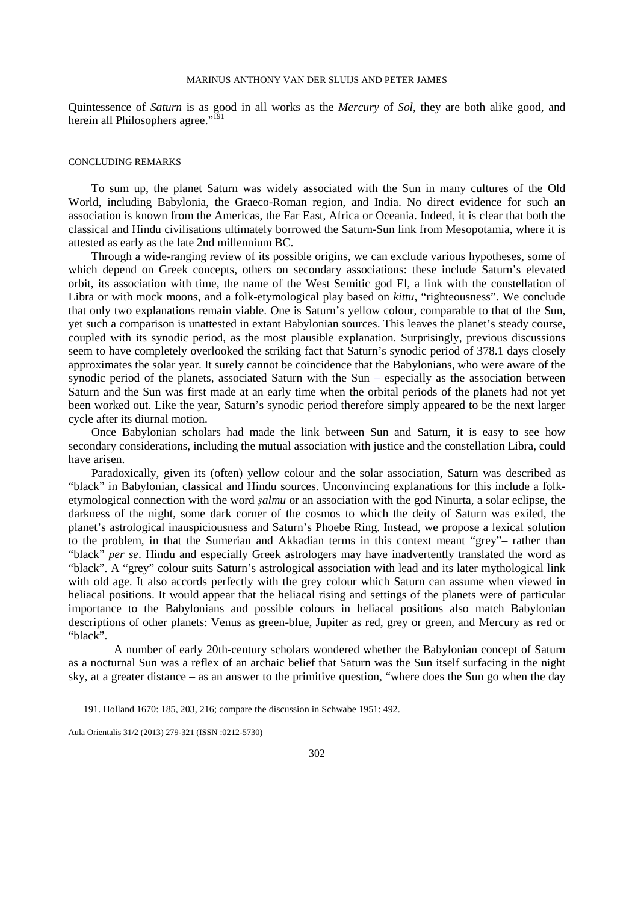Quintessence of *Saturn* is as good in all works as the *Mercury* of *Sol*, they are both alike good, and herein all Philosophers agree."[191]

## CONCLUDING REMARKS

To sum up, the planet Saturn was widely associated with the Sun in many cultures of the Old World, including Babylonia, the Graeco-Roman region, and India. No direct evidence for such an association is known from the Americas, the Far East, Africa or Oceania. Indeed, it is clear that both the classical and Hindu civilisations ultimately borrowed the Saturn-Sun link from Mesopotamia, where it is attested as early as the late 2nd millennium BC.

Through a wide-ranging review of its possible origins, we can exclude various hypotheses, some of which depend on Greek concepts, others on secondary associations: these include Saturn's elevated orbit, its association with time, the name of the West Semitic god El, a link with the constellation of Libra or with mock moons, and a folk-etymological play based on *kittu*, "righteousness". We conclude that only two explanations remain viable. One is Saturn's yellow colour, comparable to that of the Sun, yet such a comparison is unattested in extant Babylonian sources. This leaves the planet's steady course, coupled with its synodic period, as the most plausible explanation. Surprisingly, previous discussions seem to have completely overlooked the striking fact that Saturn's synodic period of 378.1 days closely approximates the solar year. It surely cannot be coincidence that the Babylonians, who were aware of the synodic period of the planets, associated Saturn with the Sun – especially as the association between Saturn and the Sun was first made at an early time when the orbital periods of the planets had not yet been worked out. Like the year, Saturn's synodic period therefore simply appeared to be the next larger cycle after its diurnal motion.

Once Babylonian scholars had made the link between Sun and Saturn, it is easy to see how secondary considerations, including the mutual association with justice and the constellation Libra, could have arisen.

Paradoxically, given its (often) yellow colour and the solar association, Saturn was described as "black" in Babylonian, classical and Hindu sources. Unconvincing explanations for this include a folk-etymological connection with the word *ṣalmu* or an association with the god Ninurta, a solar eclipse, the darkness of the night, some dark corner of the cosmos to which the deity of Saturn was exiled, the planet's astrological inauspiciousness and Saturn's Phoebe Ring. Instead, we propose a lexical solution to the problem, in that the Sumerian and Akkadian terms in this context meant "grey"– rather than "black" *per se*. Hindu and especially Greek astrologers may have inadvertently translated the word as "black". A "grey" colour suits Saturn's astrological association with lead and its later mythological link with old age. It also accords perfectly with the grey colour which Saturn can assume when viewed in heliacal positions. It would appear that the heliacal rising and settings of the planets were of particular importance to the Babylonians and possible colours in heliacal positions also match Babylonian descriptions of other planets: Venus as green-blue, Jupiter as red, grey or green, and Mercury as red or "black".

A number of early 20th-century scholars wondered whether the Babylonian concept of Saturn as a nocturnal Sun was a reflex of an archaic belief that Saturn was the Sun itself surfacing in the night sky, at a greater distance – as an answer to the primitive question, "where does the Sun go when the day

191. Holland 1670: 185, 203, 216; compare the discussion in Schwabe 1951: 492.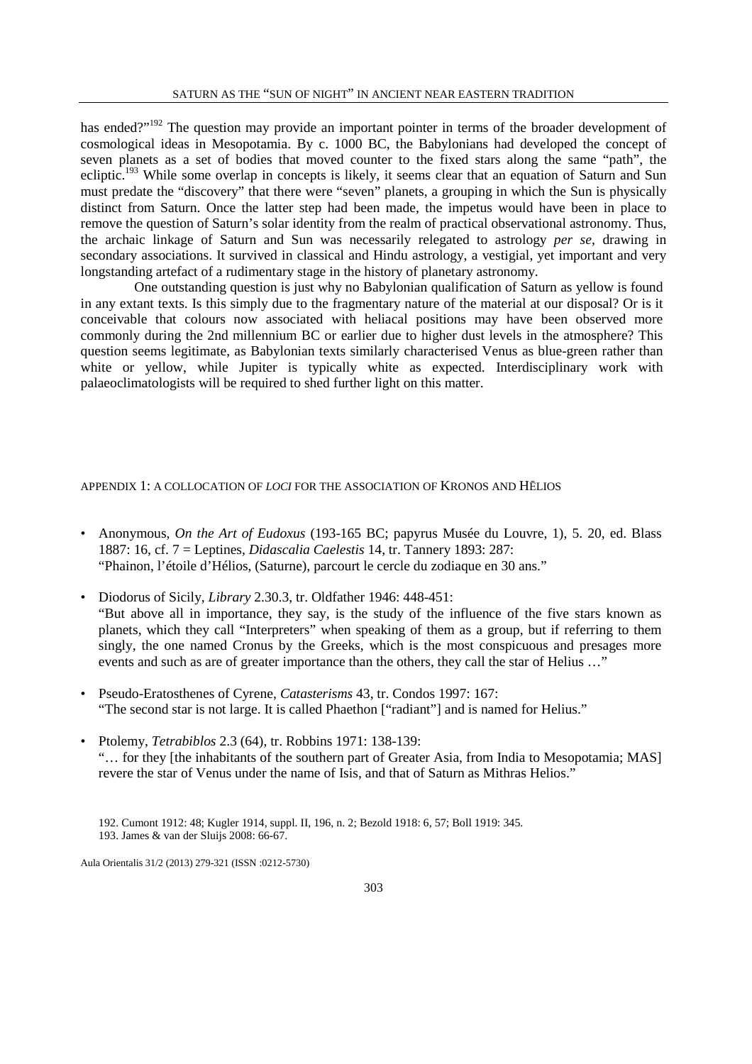has ended?"[192] The question may provide an important pointer in terms of the broader development of cosmological ideas in Mesopotamia. By c. 1000 BC, the Babylonians had developed the concept of seven planets as a set of bodies that moved counter to the fixed stars along the same "path", the ecliptic.[193] While some overlap in concepts is likely, it seems clear that an equation of Saturn and Sun must predate the "discovery" that there were "seven" planets, a grouping in which the Sun is physically distinct from Saturn. Once the latter step had been made, the impetus would have been in place to remove the question of Saturn's solar identity from the realm of practical observational astronomy. Thus, the archaic linkage of Saturn and Sun was necessarily relegated to astrology *per se*, drawing in secondary associations. It survived in classical and Hindu astrology, a vestigial, yet important and very longstanding artefact of a rudimentary stage in the history of planetary astronomy.

One outstanding question is just why no Babylonian qualification of Saturn as yellow is found in any extant texts. Is this simply due to the fragmentary nature of the material at our disposal? Or is it conceivable that colours now associated with heliacal positions may have been observed more commonly during the 2nd millennium BC or earlier due to higher dust levels in the atmosphere? This question seems legitimate, as Babylonian texts similarly characterised Venus as blue-green rather than white or yellow, while Jupiter is typically white as expected. Interdisciplinary work with palaeoclimatologists will be required to shed further light on this matter.

## APPENDIX 1: A COLLOCATION OF *LOCI* FOR THE ASSOCIATION OF KRONOS AND HĒLIOS

- Anonymous, *On the Art of Eudoxus* (193-165 BC; papyrus Musée du Louvre, 1), 5. 20, ed. Blass 1887: 16, cf. 7 = Leptines, *Didascalia Caelestis* 14, tr. Tannery 1893: 287:
  "Phainon, l'étoile d'Hélios, (Saturne), parcourt le cercle du zodiaque en 30 ans."

- Diodorus of Sicily, *Library* 2.30.3, tr. Oldfather 1946: 448-451:
  "But above all in importance, they say, is the study of the influence of the five stars known as planets, which they call "Interpreters" when speaking of them as a group, but if referring to them singly, the one named Cronus by the Greeks, which is the most conspicuous and presages more events and such as are of greater importance than the others, they call the star of Helius …"

- Pseudo-Eratosthenes of Cyrene, *Catasterisms* 43, tr. Condos 1997: 167:
  "The second star is not large. It is called Phaethon ["radiant"] and is named for Helius."

- Ptolemy, *Tetrabiblos* 2.3 (64), tr. Robbins 1971: 138-139:
  "… for they [the inhabitants of the southern part of Greater Asia, from India to Mesopotamia; MAS] revere the star of Venus under the name of Isis, and that of Saturn as Mithras Helios."

192. Cumont 1912: 48; Kugler 1914, suppl. II, 196, n. 2; Bezold 1918: 6, 57; Boll 1919: 345.
193. James & van der Sluijs 2008: 66-67.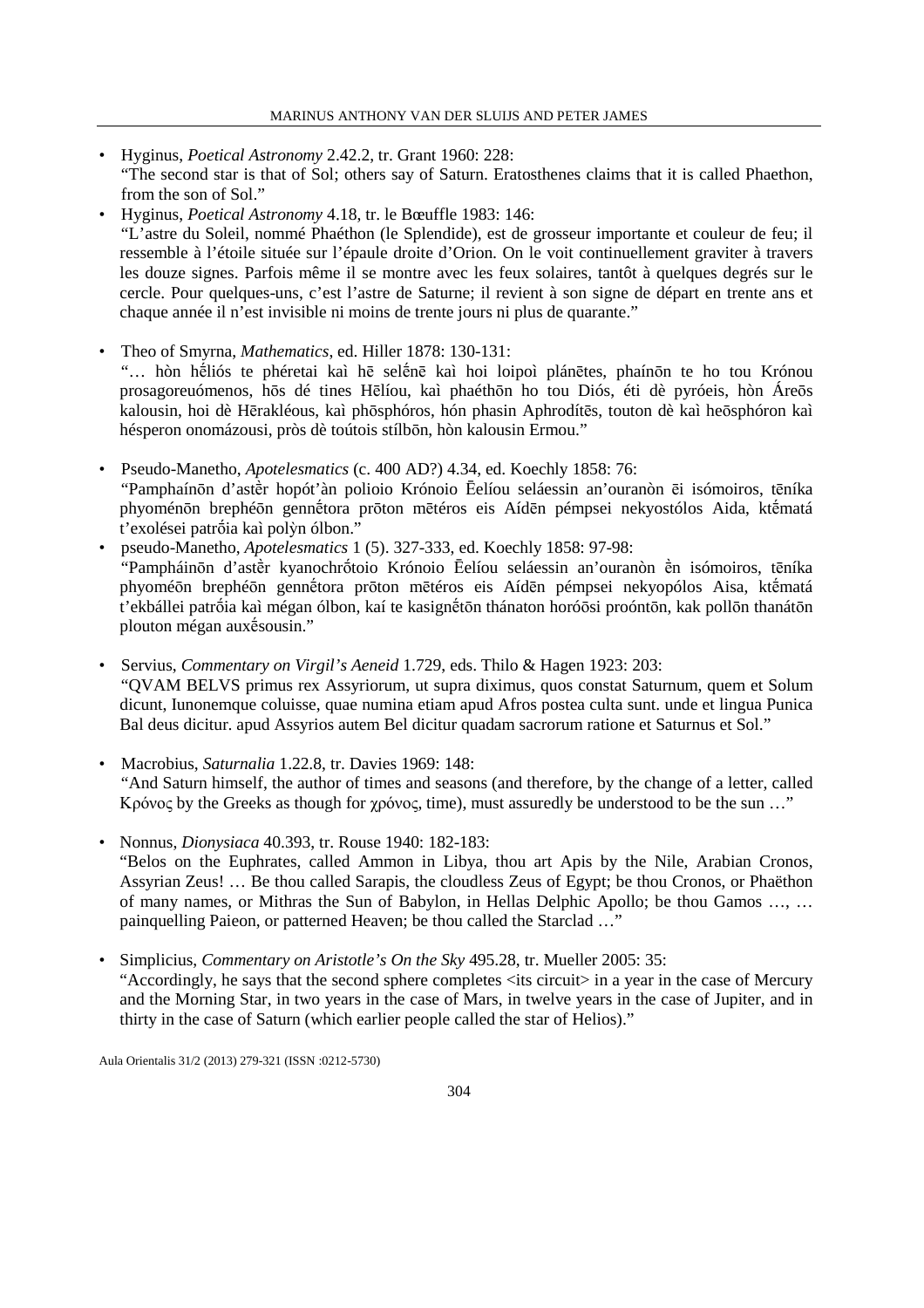- Hyginus, *Poetical Astronomy* 2.42.2, tr. Grant 1960: 228:
  "The second star is that of Sol; others say of Saturn. Eratosthenes claims that it is called Phaethon, from the son of Sol."
- Hyginus, *Poetical Astronomy* 4.18, tr. le Bœuffle 1983: 146:
  "L'astre du Soleil, nommé Phaéthon (le Splendide), est de grosseur importante et couleur de feu; il ressemble à l'étoile située sur l'épaule droite d'Orion. On le voit continuellement graviter à travers les douze signes. Parfois même il se montre avec les feux solaires, tantôt à quelques degrés sur le cercle. Pour quelques-uns, c'est l'astre de Saturne; il revient à son signe de départ en trente ans et chaque année il n'est invisible ni moins de trente jours ni plus de quarante."

- Theo of Smyrna, *Mathematics*, ed. Hiller 1878: 130-131:
  "… hòn hḗliós te phéretai kaì hē selḗnē kaì hoi loipoì plánētes, phaínōn te ho tou Krónou prosagoreuómenos, hōs dé tines Hēlíou, kaì phaéthōn ho tou Diós, éti dè pyróeis, hòn Áreōs kalousin, hoi dè Hērakléous, kaì phōsphóros, hón phasin Aphrodítēs, touton dè kaì heōsphóron kaì hésperon onomázousi, pròs dè toútois stílbōn, hòn kalousin Ermou."

- Pseudo-Manetho, *Apotelesmatics* (c. 400 AD?) 4.34, ed. Koechly 1858: 76:
  "Pamphaínōn d'astḕr hopót'àn polioio Krónoio Ēelíou seláessin an'ouranòn ēi isómoiros, tēníka phyoménōn brephéōn gennḗtora prōton mētéros eis Aídēn pémpsei nekyostólos Aida, ktḗmatá t'exolései patrṓia kaì polỳn ólbon."
- pseudo-Manetho, *Apotelesmatics* 1 (5). 327-333, ed. Koechly 1858: 97-98:
  "Pampháinōn d'astḕr kyanochrṓtoio Krónoio Ēelíou seláessin an'ouranòn ḕn isómoiros, tēníka phyoméōn brephéōn gennḗtora prōton mētéros eis Aídēn pémpsei nekyopólos Aisa, ktḗmatá t'ekbállei patrōia kaì mégan ólbon, kaí te kasignḗtōn thánaton horóōsi proóntōn, kak pollōn thanátōn plouton mégan auxḗsousin."

- Servius, *Commentary on Virgil's Aeneid* 1.729, eds. Thilo & Hagen 1923: 203:
  "QVAM BELVS primus rex Assyriorum, ut supra diximus, quos constat Saturnum, quem et Solum dicunt, Iunonemque coluisse, quae numina etiam apud Afros postea culta sunt. unde et lingua Punica Bal deus dicitur. apud Assyrios autem Bel dicitur quadam sacrorum ratione et Saturnus et Sol."

- Macrobius, *Saturnalia* 1.22.8, tr. Davies 1969: 148:
  "And Saturn himself, the author of times and seasons (and therefore, by the change of a letter, called Κρóνος by the Greeks as though for χρóνος, time), must assuredly be understood to be the sun …"

- Nonnus, *Dionysiaca* 40.393, tr. Rouse 1940: 182-183:
  "Belos on the Euphrates, called Ammon in Libya, thou art Apis by the Nile, Arabian Cronos, Assyrian Zeus! … Be thou called Sarapis, the cloudless Zeus of Egypt; be thou Cronos, or Phaëthon of many names, or Mithras the Sun of Babylon, in Hellas Delphic Apollo; be thou Gamos …, … painquelling Paieon, or patterned Heaven; be thou called the Starclad …"

- Simplicius, *Commentary on Aristotle's On the Sky* 495.28, tr. Mueller 2005: 35:
  "Accordingly, he says that the second sphere completes <its circuit> in a year in the case of Mercury and the Morning Star, in two years in the case of Mars, in twelve years in the case of Jupiter, and in thirty in the case of Saturn (which earlier people called the star of Helios)."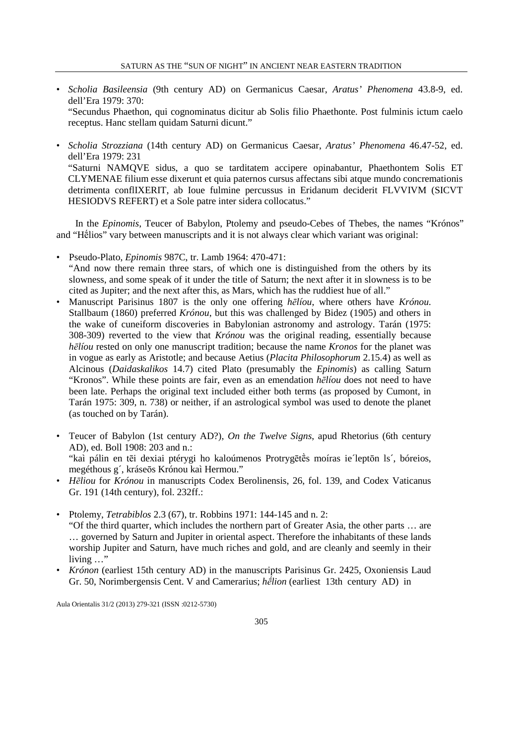- *Scholia Basileensia* (9th century AD) on Germanicus Caesar, *Aratus' Phenomena* 43.8-9, ed. dell'Era 1979: 370:
  "Secundus Phaethon, qui cognominatus dicitur ab Solis filio Phaethonte. Post fulminis ictum caelo receptus. Hanc stellam quidam Saturni dicunt."

- *Scholia Strozziana* (14th century AD) on Germanicus Caesar, *Aratus' Phenomena* 46.47-52, ed. dell'Era 1979: 231
  "Saturni NAMQVE sidus, a quo se tarditatem accipere opinabantur, Phaethontem Solis ET CLYMENAE filium esse dixerunt et quia paternos cursus affectans sibi atque mundo concremationis detrimenta conflIXERIT, ab Ioue fulmine percussus in Eridanum deciderit FLVVIVM (SICVT HESIODVS REFERT) et a Sole patre inter sidera collocatus."

In the *Epinomis*, Teucer of Babylon, Ptolemy and pseudo-Cebes of Thebes, the names "Krónos" and "Hḗlios" vary between manuscripts and it is not always clear which variant was original:

- Pseudo-Plato, *Epinomis* 987C, tr. Lamb 1964: 470-471:
  "And now there remain three stars, of which one is distinguished from the others by its slowness, and some speak of it under the title of Saturn; the next after it in slowness is to be cited as Jupiter; and the next after this, as Mars, which has the ruddiest hue of all."
- Manuscript Parisinus 1807 is the only one offering *hēlíou*, where others have *Krónou.* Stallbaum (1860) preferred *Krónou*, but this was challenged by Bidez (1905) and others in the wake of cuneiform discoveries in Babylonian astronomy and astrology. Tarán (1975: 308-309) reverted to the view that *Krónou* was the original reading, essentially because *hēlíou* rested on only one manuscript tradition; because the name *Kronos* for the planet was in vogue as early as Aristotle; and because Aetius (*Placita Philosophorum* 2.15.4) as well as Alcinous (*Daidaskalikos* 14.7) cited Plato (presumably the *Epinomis*) as calling Saturn "Kronos". While these points are fair, even as an emendation *hēlíou* does not need to have been late. Perhaps the original text included either both terms (as proposed by Cumont, in Tarán 1975: 309, n. 738) or neither, if an astrological symbol was used to denote the planet (as touched on by Tarán).

- Teucer of Babylon (1st century AD?), *On the Twelve Signs*, apud Rhetorius (6th century AD), ed. Boll 1908: 203 and n.:
  "kaì pálin en tēi dexiai ptérygi ho kaloúmenos Protrygētḕs moíras ie´leptōn ls´, bóreios, megéthous g´, kráseōs Krónou kaì Hermou."
- *Hēliou* for *Krónou* in manuscripts Codex Berolinensis, 26, fol. 139, and Codex Vaticanus Gr. 191 (14th century), fol. 232ff.:

- Ptolemy, *Tetrabiblos* 2.3 (67), tr. Robbins 1971: 144-145 and n. 2:
  "Of the third quarter, which includes the northern part of Greater Asia, the other parts … are … governed by Saturn and Jupiter in oriental aspect. Therefore the inhabitants of these lands worship Jupiter and Saturn, have much riches and gold, and are cleanly and seemly in their living …"
- *Krónon* (earliest 15th century AD) in the manuscripts Parisinus Gr. 2425, Oxoniensis Laud Gr. 50, Norimbergensis Cent. V and Camerarius; *hḗlion* (earliest 13th century AD) in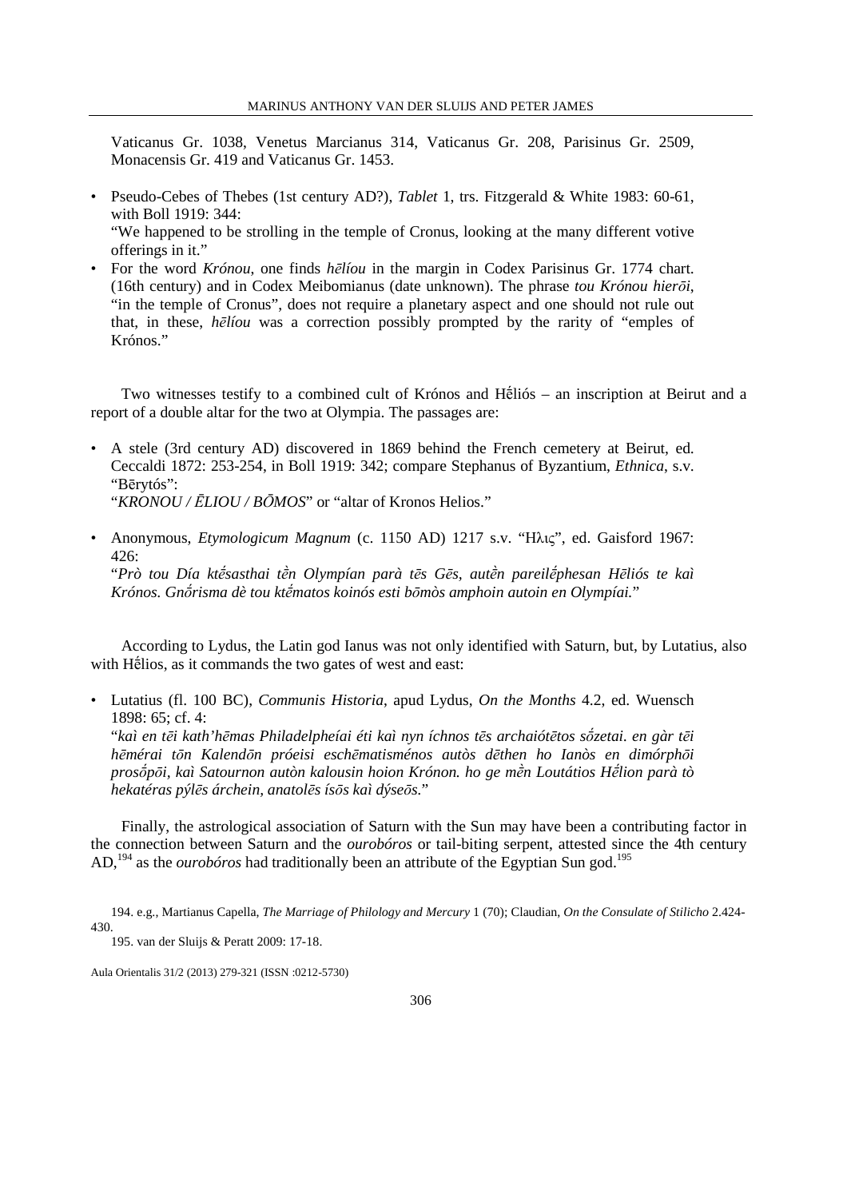Vaticanus Gr. 1038, Venetus Marcianus 314, Vaticanus Gr. 208, Parisinus Gr. 2509, Monacensis Gr. 419 and Vaticanus Gr. 1453.

- Pseudo-Cebes of Thebes (1st century AD?), *Tablet* 1, trs. Fitzgerald & White 1983: 60-61, with Boll 1919: 344:
  "We happened to be strolling in the temple of Cronus, looking at the many different votive offerings in it."
- For the word *Krónou*, one finds *hēlíou* in the margin in Codex Parisinus Gr. 1774 chart. (16th century) and in Codex Meibomianus (date unknown). The phrase *tou Krónou hierōi*, "in the temple of Cronus", does not require a planetary aspect and one should not rule out that, in these, *hēlíou* was a correction possibly prompted by the rarity of "emples of Krónos."

Two witnesses testify to a combined cult of Krónos and Hḗliós – an inscription at Beirut and a report of a double altar for the two at Olympia. The passages are:

- A stele (3rd century AD) discovered in 1869 behind the French cemetery at Beirut, ed. Ceccaldi 1872: 253-254, in Boll 1919: 342; compare Stephanus of Byzantium, *Ethnica*, s.v. "Bērytós":
  "*KRONOU / ĒLIOU / BŌMOS*" or "altar of Kronos Helios."

- Anonymous, *Etymologicum Magnum* (c. 1150 AD) 1217 s.v. "Ηλις", ed. Gaisford 1967: 426:
  "*Prò tou Día ktḗsasthai tḕn Olympían parà tēs Gēs, autḕn pareilḗphesan Hēliós te kaì Krónos. Gnṓrisma dè tou ktḗmatos koinós esti bōmòs amphoin autoin en Olympíai.*"

According to Lydus, the Latin god Ianus was not only identified with Saturn, but, by Lutatius, also with Hḗlios, as it commands the two gates of west and east:

- Lutatius (fl. 100 BC), *Communis Historia*, apud Lydus, *On the Months* 4.2, ed. Wuensch 1898: 65; cf. 4:
  "*kaì en tēi kath'hēmas Philadelpheíai éti kaì nyn íchnos tēs archaiótētos sṓzetai. en gàr tēi hēmérai tōn Kalendōn próeisi eschēmatisménos autòs dēthen ho Ianòs en dimórphōi prosṓpōi, kaì Satournon autòn kalousin hoion Krónon. ho ge mḕn Loutátios Hḗlion parà tò hekatéras pýlēs árchein, anatolēs ísōs kaì dýseōs.*"

Finally, the astrological association of Saturn with the Sun may have been a contributing factor in the connection between Saturn and the *ourobóros* or tail-biting serpent, attested since the 4th century AD,[194] as the *ourobóros* had traditionally been an attribute of the Egyptian Sun god.[195]

194. e.g., Martianus Capella, *The Marriage of Philology and Mercury* 1 (70); Claudian, *On the Consulate of Stilicho* 2.424-430.

195. van der Sluijs & Peratt 2009: 17-18.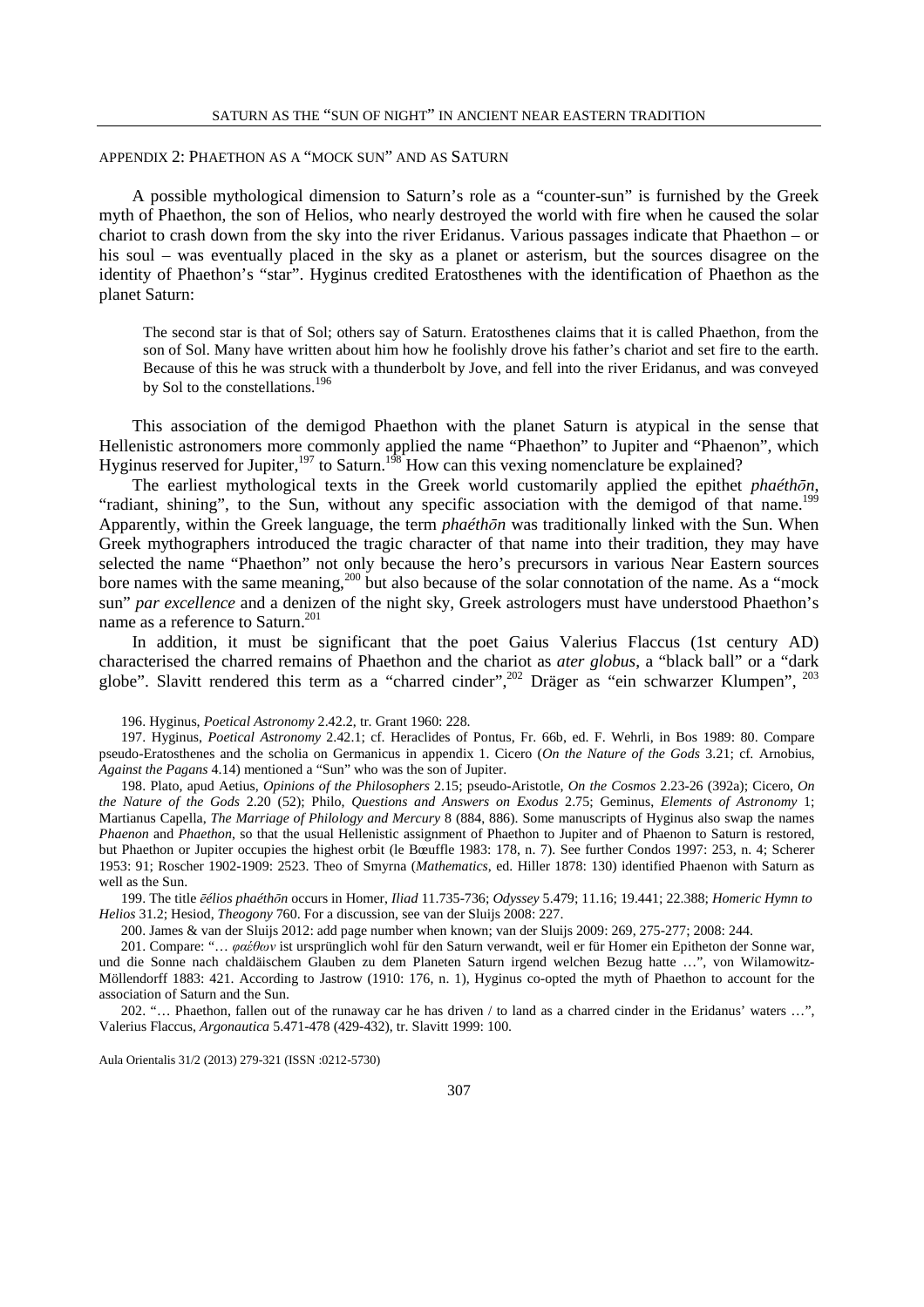## APPENDIX 2: PHAETHON AS A "MOCK SUN" AND AS SATURN

A possible mythological dimension to Saturn's role as a "counter-sun" is furnished by the Greek myth of Phaethon, the son of Helios, who nearly destroyed the world with fire when he caused the solar chariot to crash down from the sky into the river Eridanus. Various passages indicate that Phaethon – or his soul – was eventually placed in the sky as a planet or asterism, but the sources disagree on the identity of Phaethon's "star". Hyginus credited Eratosthenes with the identification of Phaethon as the planet Saturn:

> The second star is that of Sol; others say of Saturn. Eratosthenes claims that it is called Phaethon, from the son of Sol. Many have written about him how he foolishly drove his father's chariot and set fire to the earth. Because of this he was struck with a thunderbolt by Jove, and fell into the river Eridanus, and was conveyed by Sol to the constellations.[196]

This association of the demigod Phaethon with the planet Saturn is atypical in the sense that Hellenistic astronomers more commonly applied the name "Phaethon" to Jupiter and "Phaenon", which Hyginus reserved for Jupiter,[197] to Saturn.[198] How can this vexing nomenclature be explained?

The earliest mythological texts in the Greek world customarily applied the epithet *phaéthōn*, "radiant, shining", to the Sun, without any specific association with the demigod of that name.[199] Apparently, within the Greek language, the term *phaéthōn* was traditionally linked with the Sun. When Greek mythographers introduced the tragic character of that name into their tradition, they may have selected the name "Phaethon" not only because the hero's precursors in various Near Eastern sources bore names with the same meaning,[200] but also because of the solar connotation of the name. As a "mock sun" *par excellence* and a denizen of the night sky, Greek astrologers must have understood Phaethon's name as a reference to Saturn.[201]

In addition, it must be significant that the poet Gaius Valerius Flaccus (1st century AD) characterised the charred remains of Phaethon and the chariot as *ater globus*, a "black ball" or a "dark globe". Slavitt rendered this term as a "charred cinder",[202] Dräger as "ein schwarzer Klumpen", [203]

---

196. Hyginus, *Poetical Astronomy* 2.42.2, tr. Grant 1960: 228.

197. Hyginus, *Poetical Astronomy* 2.42.1; cf. Heraclides of Pontus, Fr. 66b, ed. F. Wehrli, in Bos 1989: 80. Compare pseudo-Eratosthenes and the scholia on Germanicus in appendix 1. Cicero (*On the Nature of the Gods* 3.21; cf. Arnobius, *Against the Pagans* 4.14) mentioned a "Sun" who was the son of Jupiter.

198. Plato, apud Aetius, *Opinions of the Philosophers* 2.15; pseudo-Aristotle, *On the Cosmos* 2.23-26 (392a); Cicero, *On the Nature of the Gods* 2.20 (52); Philo, *Questions and Answers on Exodus* 2.75; Geminus, *Elements of Astronomy* 1; Martianus Capella, *The Marriage of Philology and Mercury* 8 (884, 886). Some manuscripts of Hyginus also swap the names *Phaenon* and *Phaethon*, so that the usual Hellenistic assignment of Phaethon to Jupiter and of Phaenon to Saturn is restored, but Phaethon or Jupiter occupies the highest orbit (le Bœuffle 1983: 178, n. 7). See further Condos 1997: 253, n. 4; Scherer 1953: 91; Roscher 1902-1909: 2523. Theo of Smyrna (*Mathematics*, ed. Hiller 1878: 130) identified Phaenon with Saturn as well as the Sun.

199. The title *ēélios phaéthōn* occurs in Homer, *Iliad* 11.735-736; *Odyssey* 5.479; 11.16; 19.441; 22.388; *Homeric Hymn to Helios* 31.2; Hesiod, *Theogony* 760. For a discussion, see van der Sluijs 2008: 227.

200. James & van der Sluijs 2012: add page number when known; van der Sluijs 2009: 269, 275-277; 2008: 244.

201. Compare: "… *φαέθων* ist ursprünglich wohl für den Saturn verwandt, weil er für Homer ein Epitheton der Sonne war, und die Sonne nach chaldäischem Glauben zu dem Planeten Saturn irgend welchen Bezug hatte …", von Wilamowitz-Möllendorff 1883: 421. According to Jastrow (1910: 176, n. 1), Hyginus co-opted the myth of Phaethon to account for the association of Saturn and the Sun.

202. "… Phaethon, fallen out of the runaway car he has driven / to land as a charred cinder in the Eridanus' waters …", Valerius Flaccus, *Argonautica* 5.471-478 (429-432), tr. Slavitt 1999: 100.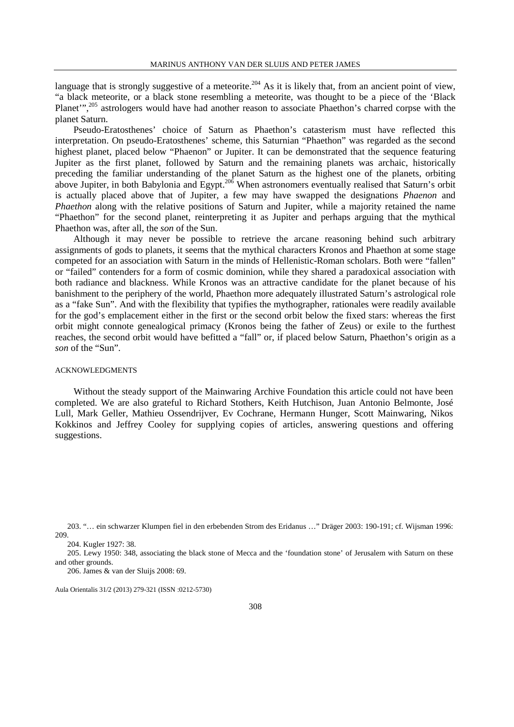language that is strongly suggestive of a meteorite.[204] As it is likely that, from an ancient point of view, "a black meteorite, or a black stone resembling a meteorite, was thought to be a piece of the 'Black Planet'",[205] astrologers would have had another reason to associate Phaethon's charred corpse with the planet Saturn.

Pseudo-Eratosthenes' choice of Saturn as Phaethon's catasterism must have reflected this interpretation. On pseudo-Eratosthenes' scheme, this Saturnian "Phaethon" was regarded as the second highest planet, placed below "Phaenon" or Jupiter. It can be demonstrated that the sequence featuring Jupiter as the first planet, followed by Saturn and the remaining planets was archaic, historically preceding the familiar understanding of the planet Saturn as the highest one of the planets, orbiting above Jupiter, in both Babylonia and Egypt.[206] When astronomers eventually realised that Saturn's orbit is actually placed above that of Jupiter, a few may have swapped the designations *Phaenon* and *Phaethon* along with the relative positions of Saturn and Jupiter, while a majority retained the name "Phaethon" for the second planet, reinterpreting it as Jupiter and perhaps arguing that the mythical Phaethon was, after all, the *son* of the Sun.

Although it may never be possible to retrieve the arcane reasoning behind such arbitrary assignments of gods to planets, it seems that the mythical characters Kronos and Phaethon at some stage competed for an association with Saturn in the minds of Hellenistic-Roman scholars. Both were "fallen" or "failed" contenders for a form of cosmic dominion, while they shared a paradoxical association with both radiance and blackness. While Kronos was an attractive candidate for the planet because of his banishment to the periphery of the world, Phaethon more adequately illustrated Saturn's astrological role as a "fake Sun". And with the flexibility that typifies the mythographer, rationales were readily available for the god's emplacement either in the first or the second orbit below the fixed stars: whereas the first orbit might connote genealogical primacy (Kronos being the father of Zeus) or exile to the furthest reaches, the second orbit would have befitted a "fall" or, if placed below Saturn, Phaethon's origin as a *son* of the "Sun".

## ACKNOWLEDGMENTS

Without the steady support of the Mainwaring Archive Foundation this article could not have been completed. We are also grateful to Richard Stothers, Keith Hutchison, Juan Antonio Belmonte, José Lull, Mark Geller, Mathieu Ossendrijver, Ev Cochrane, Hermann Hunger, Scott Mainwaring, Nikos Kokkinos and Jeffrey Cooley for supplying copies of articles, answering questions and offering suggestions.

---

203. "… ein schwarzer Klumpen fiel in den erbebenden Strom des Eridanus …" Dräger 2003: 190-191; cf. Wijsman 1996: 209.

204. Kugler 1927: 38.

205. Lewy 1950: 348, associating the black stone of Mecca and the 'foundation stone' of Jerusalem with Saturn on these and other grounds.

206. James & van der Sluijs 2008: 69.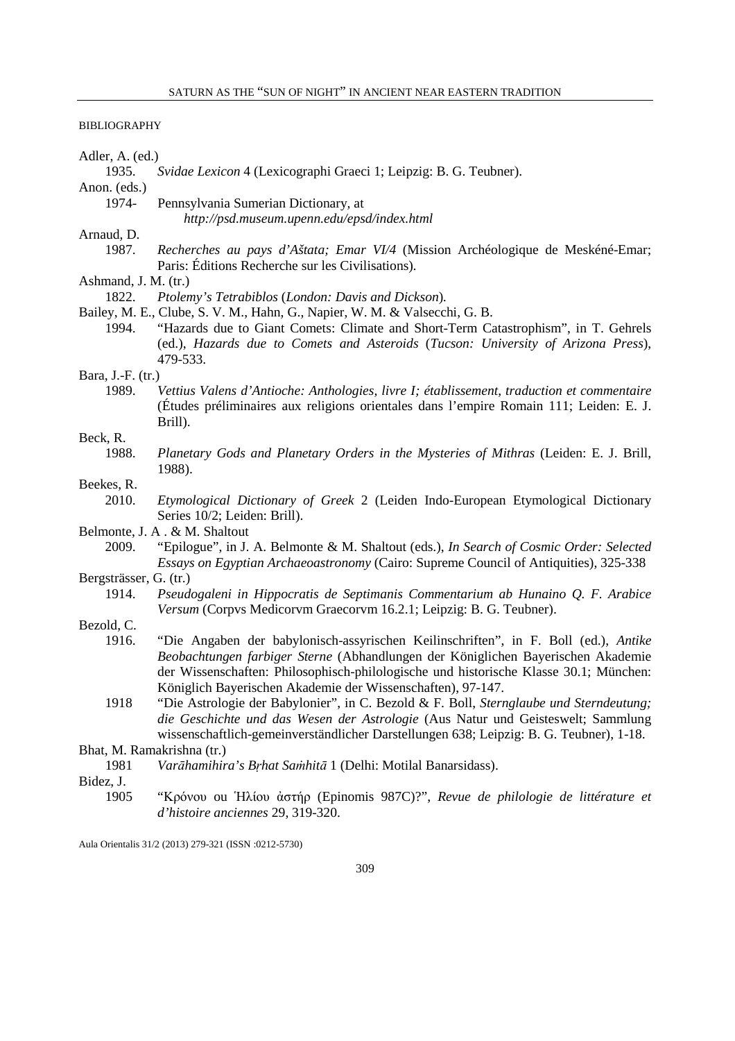BIBLIOGRAPHY

Adler, A. (ed.)

1935. *Svidae Lexicon* 4 (Lexicographi Graeci 1; Leipzig: B. G. Teubner).

Anon. (eds.)

1974- Pennsylvania Sumerian Dictionary, at *http://psd.museum.upenn.edu/epsd/index.html*

Arnaud, D.

1987. *Recherches au pays d'Aštata; Emar VI/4* (Mission Archéologique de Meskéné-Emar; Paris: Éditions Recherche sur les Civilisations).

Ashmand, J. M. (tr.)

1822. *Ptolemy's Tetrabiblos* (*London: Davis and Dickson*).

Bailey, M. E., Clube, S. V. M., Hahn, G., Napier, W. M. & Valsecchi, G. B.

1994. "Hazards due to Giant Comets: Climate and Short-Term Catastrophism", in T. Gehrels (ed.), *Hazards due to Comets and Asteroids* (*Tucson: University of Arizona Press*), 479-533.

Bara, J.-F. (tr.)

1989. *Vettius Valens d'Antioche: Anthologies, livre I; établissement, traduction et commentaire* (Études préliminaires aux religions orientales dans l'empire Romain 111; Leiden: E. J. Brill).

Beck, R.

1988. *Planetary Gods and Planetary Orders in the Mysteries of Mithras* (Leiden: E. J. Brill, 1988).

Beekes, R.

2010. *Etymological Dictionary of Greek* 2 (Leiden Indo-European Etymological Dictionary Series 10/2; Leiden: Brill).

Belmonte, J. A . & M. Shaltout

2009. "Epilogue", in J. A. Belmonte & M. Shaltout (eds.), *In Search of Cosmic Order: Selected Essays on Egyptian Archaeoastronomy* (Cairo: Supreme Council of Antiquities), 325-338

Bergsträsser, G. (tr.)

1914. *Pseudogaleni in Hippocratis de Septimanis Commentarium ab Hunaino Q. F. Arabice Versum* (Corpvs Medicorvm Graecorvm 16.2.1; Leipzig: B. G. Teubner).

Bezold, C.

1916. "Die Angaben der babylonisch-assyrischen Keilinschriften", in F. Boll (ed.), *Antike Beobachtungen farbiger Sterne* (Abhandlungen der Königlichen Bayerischen Akademie der Wissenschaften: Philosophisch-philologische und historische Klasse 30.1; München: Königlich Bayerischen Akademie der Wissenschaften), 97-147.

1918 "Die Astrologie der Babylonier", in C. Bezold & F. Boll, *Sternglaube und Sterndeutung; die Geschichte und das Wesen der Astrologie* (Aus Natur und Geisteswelt; Sammlung wissenschaftlich-gemeinverständlicher Darstellungen 638; Leipzig: B. G. Teubner), 1-18.

Bhat, M. Ramakrishna (tr.)

1981 *Varāhamihira's Bṛhat Saṁhitā* 1 (Delhi: Motilal Banarsidass).

Bidez, J.

1905 "Κρόνου ου Ἡλίου ἀστήρ (Epinomis 987C)?", *Revue de philologie de littérature et d'histoire anciennes* 29, 319-320.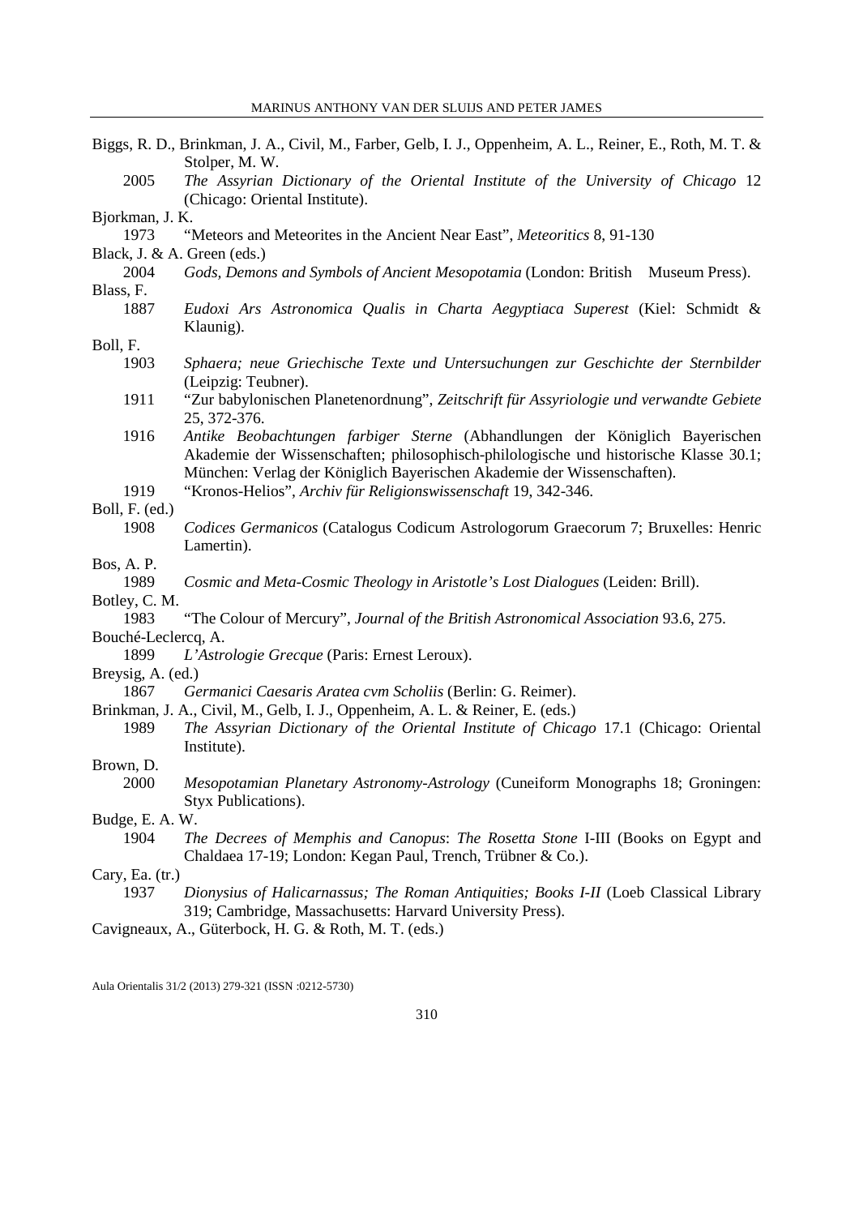Biggs, R. D., Brinkman, J. A., Civil, M., Farber, Gelb, I. J., Oppenheim, A. L., Reiner, E., Roth, M. T. & Stolper, M. W.

2005 *The Assyrian Dictionary of the Oriental Institute of the University of Chicago* 12 (Chicago: Oriental Institute).

Bjorkman, J. K.

1973 "Meteors and Meteorites in the Ancient Near East", *Meteoritics* 8, 91-130

Black, J. & A. Green (eds.)

2004 *Gods, Demons and Symbols of Ancient Mesopotamia* (London: British Museum Press).

Blass, F.

1887 *Eudoxi Ars Astronomica Qualis in Charta Aegyptiaca Superest* (Kiel: Schmidt & Klaunig).

Boll, F.

1903 *Sphaera; neue Griechische Texte und Untersuchungen zur Geschichte der Sternbilder* (Leipzig: Teubner).

1911 "Zur babylonischen Planetenordnung", *Zeitschrift für Assyriologie und verwandte Gebiete* 25, 372-376.

1916 *Antike Beobachtungen farbiger Sterne* (Abhandlungen der Königlich Bayerischen Akademie der Wissenschaften; philosophisch-philologische und historische Klasse 30.1; München: Verlag der Königlich Bayerischen Akademie der Wissenschaften).

1919 "Kronos-Helios", *Archiv für Religionswissenschaft* 19, 342-346.

Boll, F. (ed.)

1908 *Codices Germanicos* (Catalogus Codicum Astrologorum Graecorum 7; Bruxelles: Henric Lamertin).

Bos, A. P.

1989 *Cosmic and Meta-Cosmic Theology in Aristotle's Lost Dialogues* (Leiden: Brill).

Botley, C. M.

1983 "The Colour of Mercury", *Journal of the British Astronomical Association* 93.6, 275.

Bouché-Leclercq, A.

1899 *L'Astrologie Grecque* (Paris: Ernest Leroux).

Breysig, A. (ed.)

1867 *Germanici Caesaris Aratea cvm Scholiis* (Berlin: G. Reimer).

Brinkman, J. A., Civil, M., Gelb, I. J., Oppenheim, A. L. & Reiner, E. (eds.)

1989 *The Assyrian Dictionary of the Oriental Institute of Chicago* 17.1 (Chicago: Oriental Institute).

Brown, D.

2000 *Mesopotamian Planetary Astronomy-Astrology* (Cuneiform Monographs 18; Groningen: Styx Publications).

Budge, E. A. W.

1904 *The Decrees of Memphis and Canopus*: *The Rosetta Stone* I-III (Books on Egypt and Chaldaea 17-19; London: Kegan Paul, Trench, Trübner & Co.).

Cary, Ea. (tr.)

1937 *Dionysius of Halicarnassus; The Roman Antiquities; Books I-II* (Loeb Classical Library 319; Cambridge, Massachusetts: Harvard University Press).

Cavigneaux, A., Güterbock, H. G. & Roth, M. T. (eds.)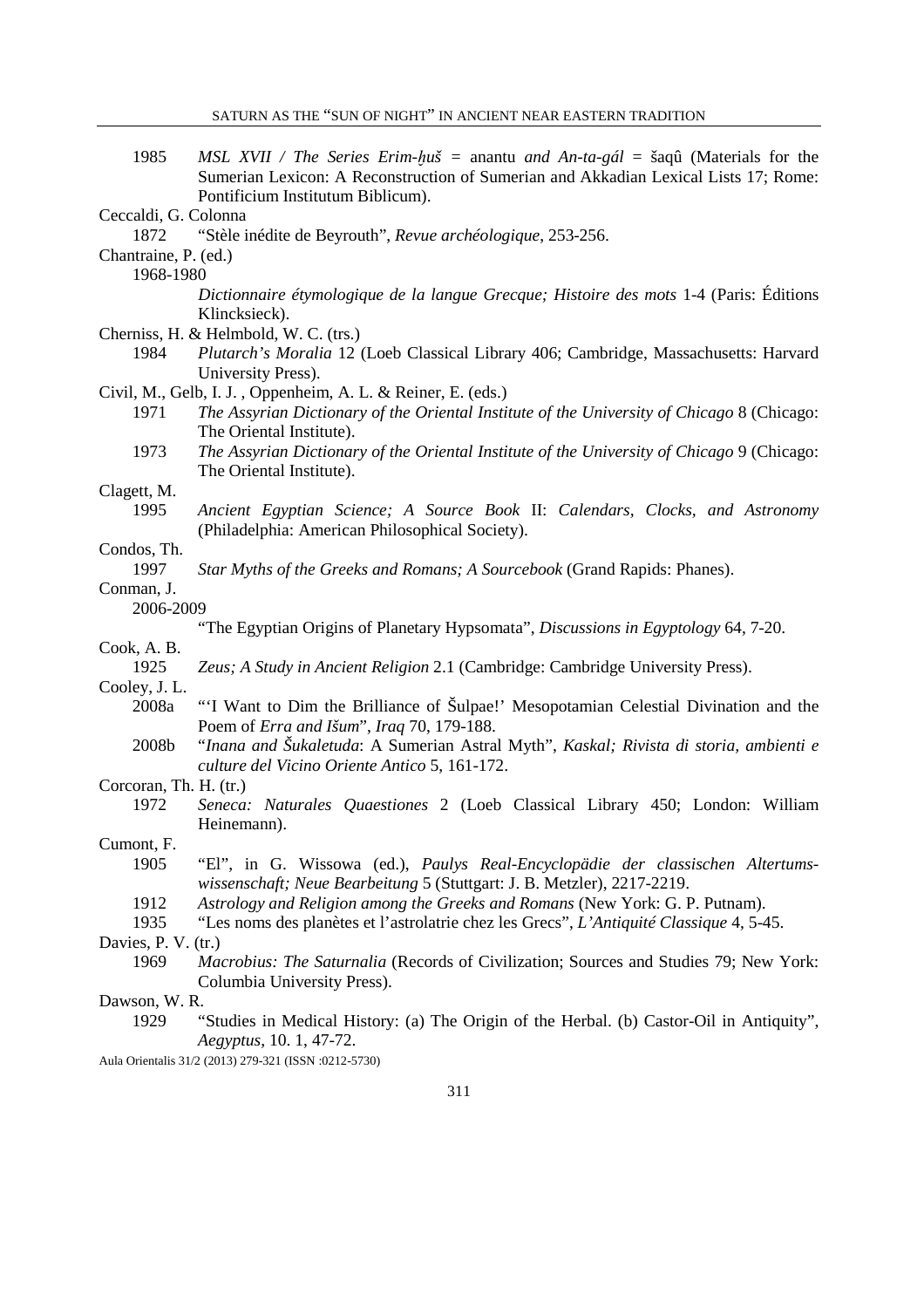1985 *MSL XVII / The Series Erim-ḫuš =* anantu *and An-ta-gál =* šaqû (Materials for the Sumerian Lexicon: A Reconstruction of Sumerian and Akkadian Lexical Lists 17; Rome: Pontificium Institutum Biblicum).

Ceccaldi, G. Colonna

1872 "Stèle inédite de Beyrouth", *Revue archéologique*, 253-256.

Chantraine, P. (ed.)

1968-1980 *Dictionnaire étymologique de la langue Grecque; Histoire des mots* 1-4 (Paris: Éditions Klincksieck).

Cherniss, H. & Helmbold, W. C. (trs.)

1984 *Plutarch's Moralia* 12 (Loeb Classical Library 406; Cambridge, Massachusetts: Harvard University Press).

Civil, M., Gelb, I. J. , Oppenheim, A. L. & Reiner, E. (eds.)

1971 *The Assyrian Dictionary of the Oriental Institute of the University of Chicago* 8 (Chicago: The Oriental Institute).

1973 *The Assyrian Dictionary of the Oriental Institute of the University of Chicago* 9 (Chicago: The Oriental Institute).

Clagett, M.

1995 *Ancient Egyptian Science; A Source Book* II: *Calendars, Clocks, and Astronomy* (Philadelphia: American Philosophical Society).

Condos, Th.

1997 *Star Myths of the Greeks and Romans; A Sourcebook* (Grand Rapids: Phanes).

Conman, J.

2006-2009 "The Egyptian Origins of Planetary Hypsomata", *Discussions in Egyptology* 64, 7-20.

Cook, A. B.

1925 *Zeus; A Study in Ancient Religion* 2.1 (Cambridge: Cambridge University Press).

Cooley, J. L.

2008a "'I Want to Dim the Brilliance of Šulpae!' Mesopotamian Celestial Divination and the Poem of *Erra and Išum*", *Iraq* 70, 179-188.

2008b "*Inana and Šukaletuda*: A Sumerian Astral Myth", *Kaskal; Rivista di storia, ambienti e culture del Vicino Oriente Antico* 5, 161-172.

Corcoran, Th. H. (tr.)

1972 *Seneca: Naturales Quaestiones* 2 (Loeb Classical Library 450; London: William Heinemann).

Cumont, F.

1905 "El", in G. Wissowa (ed.), *Paulys Real-Encyclopädie der classischen Altertumswissenschaft; Neue Bearbeitung* 5 (Stuttgart: J. B. Metzler), 2217-2219.

1912 *Astrology and Religion among the Greeks and Romans* (New York: G. P. Putnam).

1935 "Les noms des planètes et l'astrolatrie chez les Grecs", *L'Antiquité Classique* 4, 5-45.

Davies, P. V. (tr.)

1969 *Macrobius: The Saturnalia* (Records of Civilization; Sources and Studies 79; New York: Columbia University Press).

Dawson, W. R.

1929 "Studies in Medical History: (a) The Origin of the Herbal. (b) Castor-Oil in Antiquity", *Aegyptus*, 10. 1, 47-72.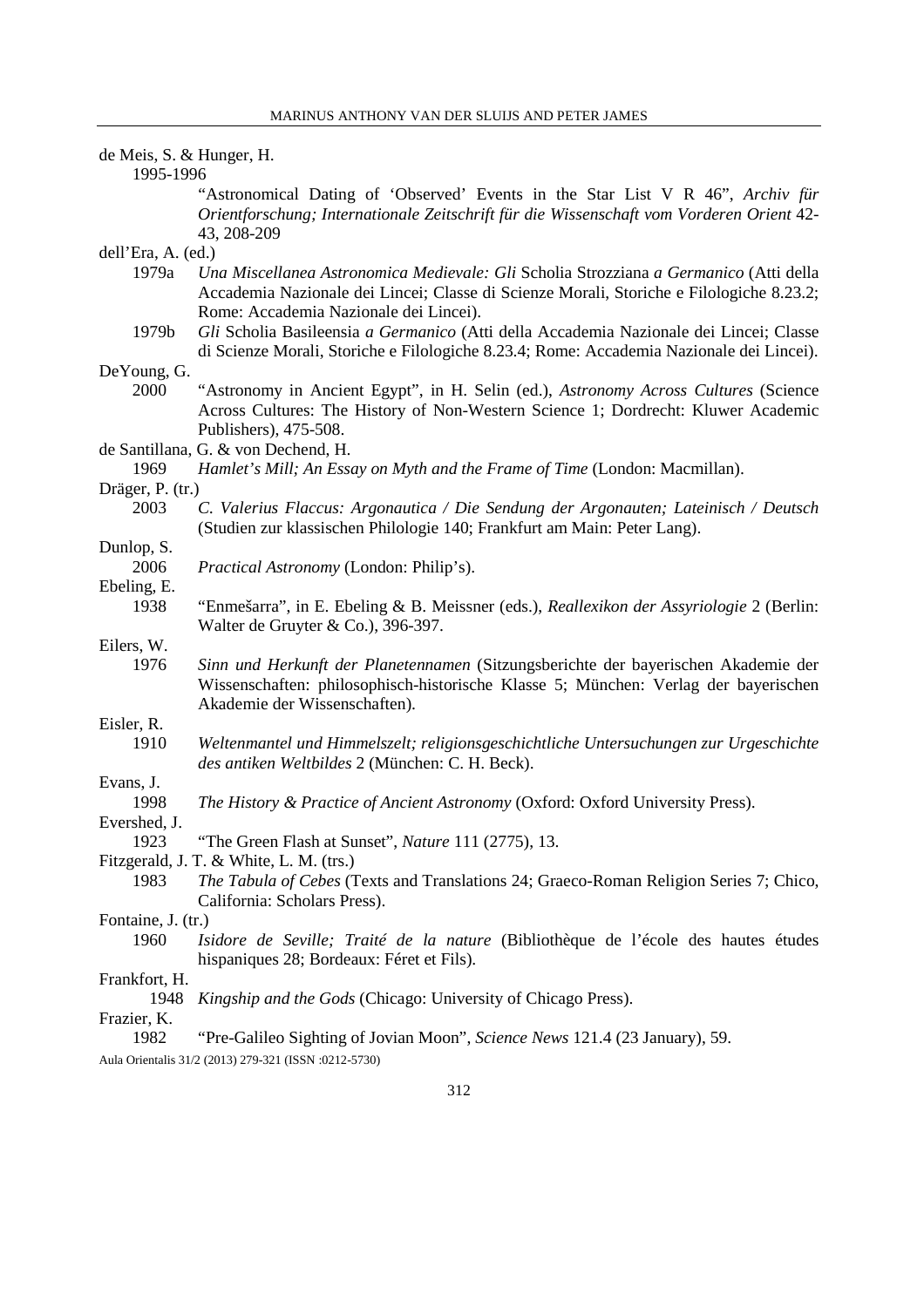de Meis, S. & Hunger, H.

1995-1996
: "Astronomical Dating of 'Observed' Events in the Star List V R 46", *Archiv für Orientforschung; Internationale Zeitschrift für die Wissenschaft vom Vorderen Orient* 42-43, 208-209

dell'Era, A. (ed.)

1979a
: *Una Miscellanea Astronomica Medievale: Gli* Scholia Strozziana *a Germanico* (Atti della Accademia Nazionale dei Lincei; Classe di Scienze Morali, Storiche e Filologiche 8.23.2; Rome: Accademia Nazionale dei Lincei).

1979b
: *Gli* Scholia Basileensia *a Germanico* (Atti della Accademia Nazionale dei Lincei; Classe di Scienze Morali, Storiche e Filologiche 8.23.4; Rome: Accademia Nazionale dei Lincei).

DeYoung, G.

2000
: "Astronomy in Ancient Egypt", in H. Selin (ed.), *Astronomy Across Cultures* (Science Across Cultures: The History of Non-Western Science 1; Dordrecht: Kluwer Academic Publishers), 475-508.

de Santillana, G. & von Dechend, H.

1969
: *Hamlet's Mill; An Essay on Myth and the Frame of Time* (London: Macmillan).

Dräger, P. (tr.)

2003
: *C. Valerius Flaccus: Argonautica / Die Sendung der Argonauten; Lateinisch / Deutsch* (Studien zur klassischen Philologie 140; Frankfurt am Main: Peter Lang).

Dunlop, S.

2006
: *Practical Astronomy* (London: Philip's).

Ebeling, E.

1938
: "Enmešarra", in E. Ebeling & B. Meissner (eds.), *Reallexikon der Assyriologie* 2 (Berlin: Walter de Gruyter & Co.), 396-397.

Eilers, W.

1976
: *Sinn und Herkunft der Planetennamen* (Sitzungsberichte der bayerischen Akademie der Wissenschaften: philosophisch-historische Klasse 5; München: Verlag der bayerischen Akademie der Wissenschaften).

Eisler, R.

1910
: *Weltenmantel und Himmelszelt; religionsgeschichtliche Untersuchungen zur Urgeschichte des antiken Weltbildes* 2 (München: C. H. Beck).

Evans, J.

1998
: *The History & Practice of Ancient Astronomy* (Oxford: Oxford University Press).

Evershed, J.

1923
: "The Green Flash at Sunset", *Nature* 111 (2775), 13.

Fitzgerald, J. T. & White, L. M. (trs.)

1983
: *The Tabula of Cebes* (Texts and Translations 24; Graeco-Roman Religion Series 7; Chico, California: Scholars Press).

Fontaine, J. (tr.)

1960
: *Isidore de Seville; Traité de la nature* (Bibliothèque de l'école des hautes études hispaniques 28; Bordeaux: Féret et Fils).

Frankfort, H.

1948
: *Kingship and the Gods* (Chicago: University of Chicago Press).

Frazier, K.

1982
: "Pre-Galileo Sighting of Jovian Moon", *Science News* 121.4 (23 January), 59.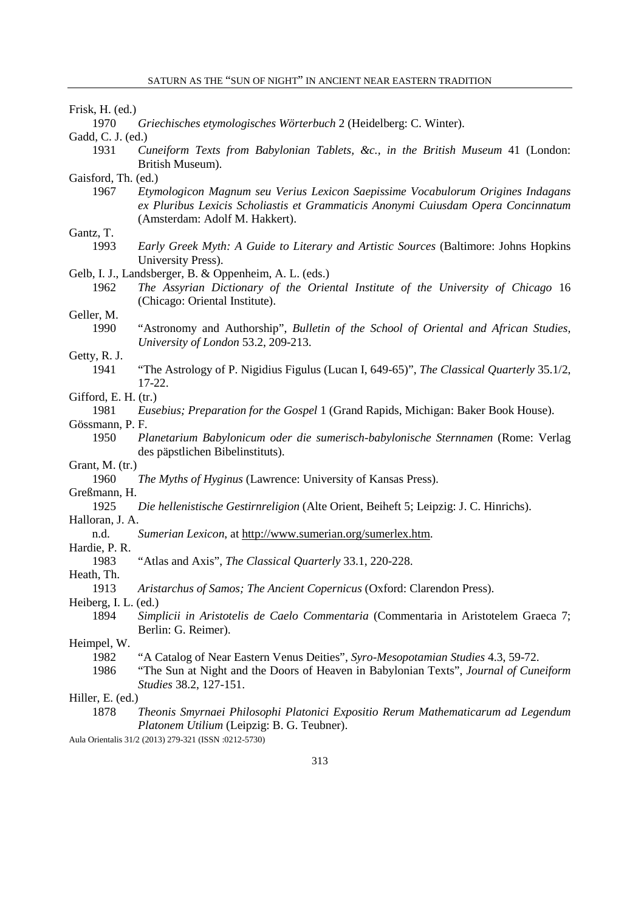Frisk, H. (ed.)

1970 *Griechisches etymologisches Wörterbuch* 2 (Heidelberg: C. Winter).

Gadd, C. J. (ed.)

1931 *Cuneiform Texts from Babylonian Tablets, &c., in the British Museum* 41 (London: British Museum).

Gaisford, Th. (ed.)

1967 *Etymologicon Magnum seu Verius Lexicon Saepissime Vocabulorum Origines Indagans ex Pluribus Lexicis Scholiastis et Grammaticis Anonymi Cuiusdam Opera Concinnatum* (Amsterdam: Adolf M. Hakkert).

Gantz, T.

1993 *Early Greek Myth: A Guide to Literary and Artistic Sources* (Baltimore: Johns Hopkins University Press).

Gelb, I. J., Landsberger, B. & Oppenheim, A. L. (eds.)

1962 *The Assyrian Dictionary of the Oriental Institute of the University of Chicago* 16 (Chicago: Oriental Institute).

Geller, M.

1990 "Astronomy and Authorship", *Bulletin of the School of Oriental and African Studies, University of London* 53.2, 209-213.

Getty, R. J.

1941 "The Astrology of P. Nigidius Figulus (Lucan I, 649-65)", *The Classical Quarterly* 35.1/2, 17-22.

Gifford, E. H. (tr.)

1981 *Eusebius; Preparation for the Gospel* 1 (Grand Rapids, Michigan: Baker Book House).

Gössmann, P. F.

1950 *Planetarium Babylonicum oder die sumerisch-babylonische Sternnamen* (Rome: Verlag des päpstlichen Bibelinstituts).

Grant, M. (tr.)

1960 *The Myths of Hyginus* (Lawrence: University of Kansas Press).

Greßmann, H.

1925 *Die hellenistische Gestirnreligion* (Alte Orient, Beiheft 5; Leipzig: J. C. Hinrichs).

Halloran, J. A.

n.d. *Sumerian Lexicon*, at http://www.sumerian.org/sumerlex.htm.

Hardie, P. R.

1983 "Atlas and Axis", *The Classical Quarterly* 33.1, 220-228.

Heath, Th.

1913 *Aristarchus of Samos; The Ancient Copernicus* (Oxford: Clarendon Press).

Heiberg, I. L. (ed.)

1894 *Simplicii in Aristotelis de Caelo Commentaria* (Commentaria in Aristotelem Graeca 7; Berlin: G. Reimer).

Heimpel, W.

1982 "A Catalog of Near Eastern Venus Deities", *Syro-Mesopotamian Studies* 4.3, 59-72.

1986 "The Sun at Night and the Doors of Heaven in Babylonian Texts", *Journal of Cuneiform Studies* 38.2, 127-151.

Hiller, E. (ed.)

1878 *Theonis Smyrnaei Philosophi Platonici Expositio Rerum Mathematicarum ad Legendum Platonem Utilium* (Leipzig: B. G. Teubner).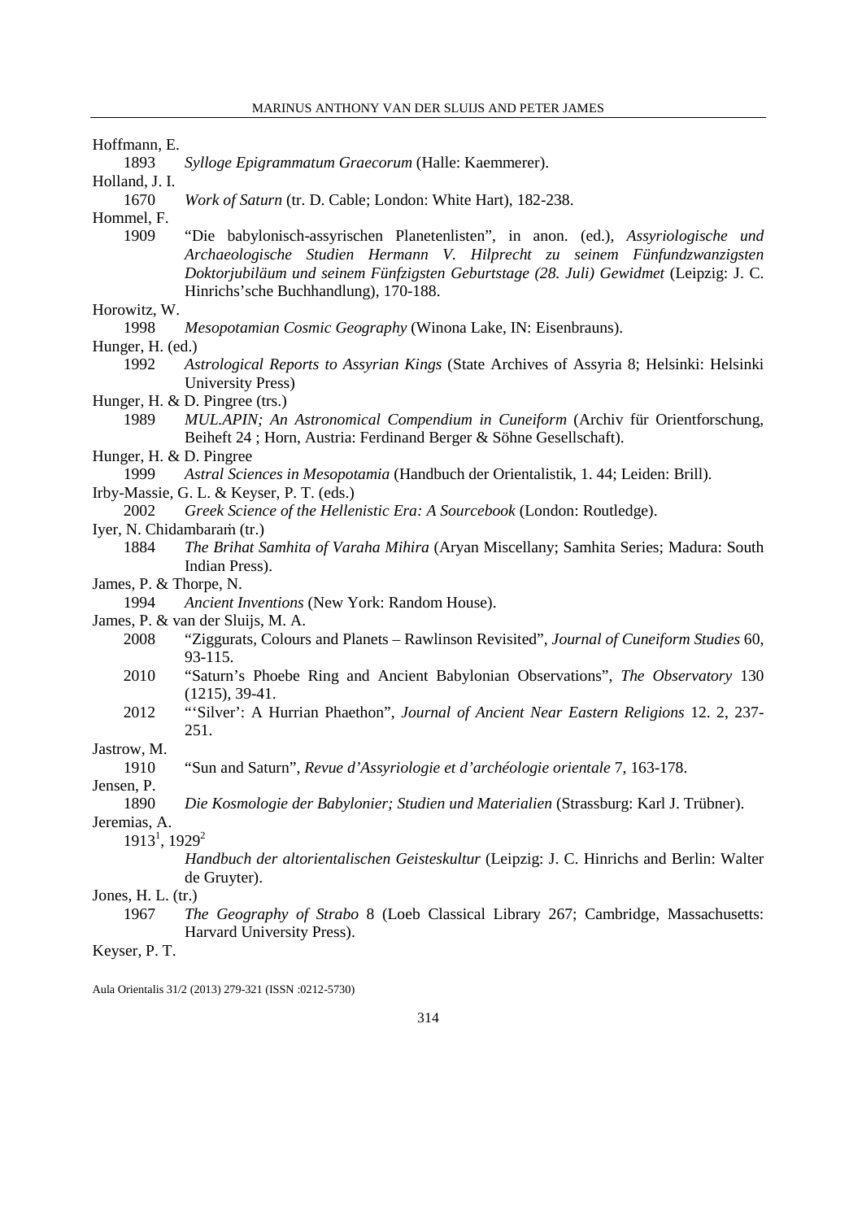Hoffmann, E.

1893 *Sylloge Epigrammatum Graecorum* (Halle: Kaemmerer).

Holland, J. I.

1670 *Work of Saturn* (tr. D. Cable; London: White Hart), 182-238.

Hommel, F.

1909 "Die babylonisch-assyrischen Planetenlisten", in anon. (ed.), *Assyriologische und Archaeologische Studien Hermann V. Hilprecht zu seinem Fünfundzwanzigsten Doktorjubiläum und seinem Fünfzigsten Geburtstage (28. Juli) Gewidmet* (Leipzig: J. C. Hinrichs'sche Buchhandlung), 170-188.

Horowitz, W.

1998 *Mesopotamian Cosmic Geography* (Winona Lake, IN: Eisenbrauns).

Hunger, H. (ed.)

1992 *Astrological Reports to Assyrian Kings* (State Archives of Assyria 8; Helsinki: Helsinki University Press)

Hunger, H. & D. Pingree (trs.)

1989 *MUL.APIN; An Astronomical Compendium in Cuneiform* (Archiv für Orientforschung, Beiheft 24 ; Horn, Austria: Ferdinand Berger & Söhne Gesellschaft).

Hunger, H. & D. Pingree

1999 *Astral Sciences in Mesopotamia* (Handbuch der Orientalistik, 1. 44; Leiden: Brill).

Irby-Massie, G. L. & Keyser, P. T. (eds.)

2002 *Greek Science of the Hellenistic Era: A Sourcebook* (London: Routledge).

Iyer, N. Chidambaraṁ (tr.)

1884 *The Brihat Samhita of Varaha Mihira* (Aryan Miscellany; Samhita Series; Madura: South Indian Press).

James, P. & Thorpe, N.

1994 *Ancient Inventions* (New York: Random House).

James, P. & van der Sluijs, M. A.

2008 "Ziggurats, Colours and Planets – Rawlinson Revisited", *Journal of Cuneiform Studies* 60, 93-115.

2010 "Saturn's Phoebe Ring and Ancient Babylonian Observations", *The Observatory* 130 (1215), 39-41.

2012 "'Silver': A Hurrian Phaethon", *Journal of Ancient Near Eastern Religions* 12. 2, 237-251.

Jastrow, M.

1910 "Sun and Saturn", *Revue d'Assyriologie et d'archéologie orientale* 7, 163-178.

Jensen, P.

1890 *Die Kosmologie der Babylonier; Studien und Materialien* (Strassburg: Karl J. Trübner).

Jeremias, A.

1913[1], 1929[2]

*Handbuch der altorientalischen Geisteskultur* (Leipzig: J. C. Hinrichs and Berlin: Walter de Gruyter).

Jones, H. L. (tr.)

1967 *The Geography of Strabo* 8 (Loeb Classical Library 267; Cambridge, Massachusetts: Harvard University Press).

Keyser, P. T.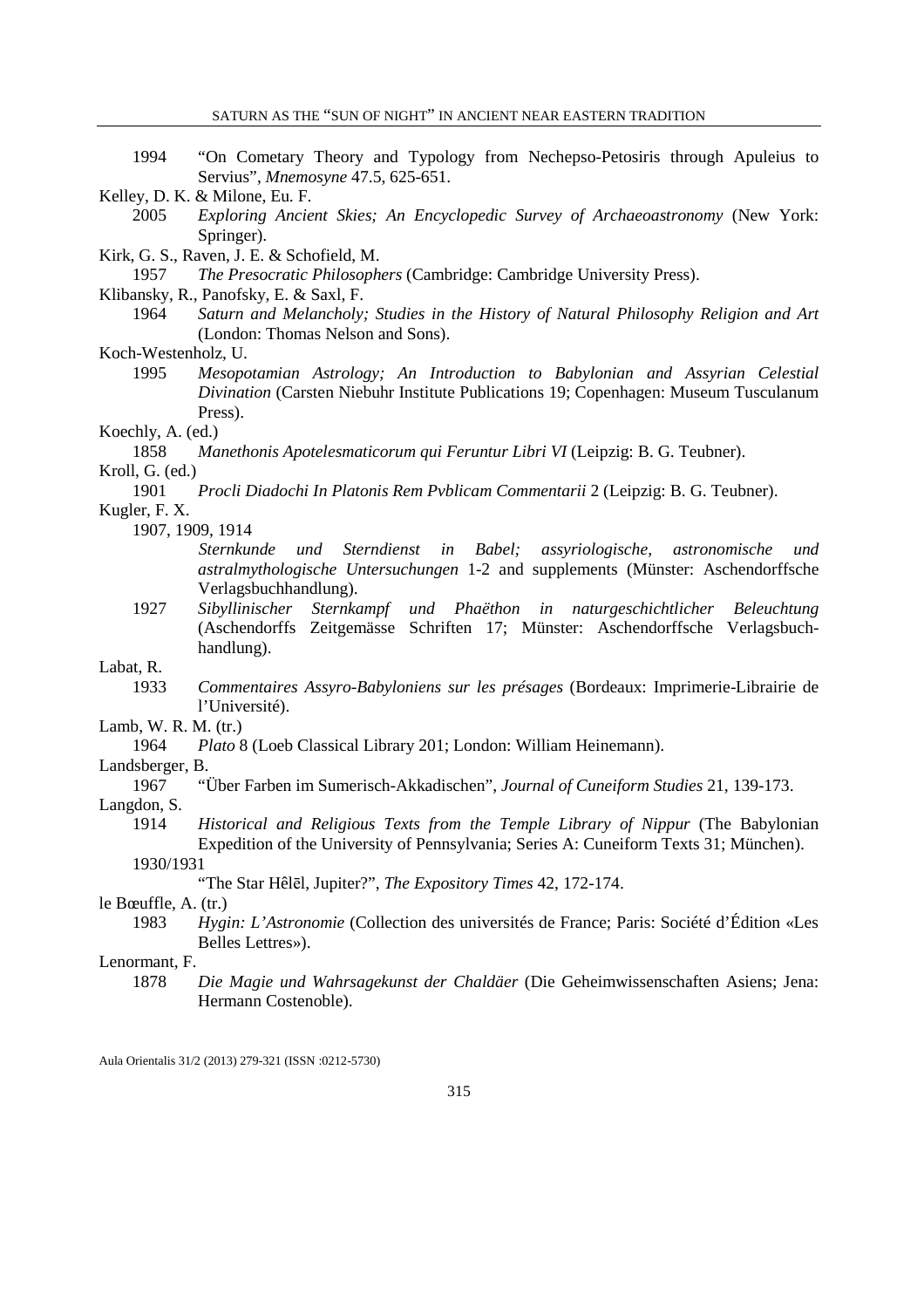1994 "On Cometary Theory and Typology from Nechepso-Petosiris through Apuleius to Servius", *Mnemosyne* 47.5, 625-651.

Kelley, D. K. & Milone, Eu. F.

2005 *Exploring Ancient Skies; An Encyclopedic Survey of Archaeoastronomy* (New York: Springer).

Kirk, G. S., Raven, J. E. & Schofield, M.

1957 *The Presocratic Philosophers* (Cambridge: Cambridge University Press).

Klibansky, R., Panofsky, E. & Saxl, F.

1964 *Saturn and Melancholy; Studies in the History of Natural Philosophy Religion and Art* (London: Thomas Nelson and Sons).

Koch-Westenholz, U.

1995 *Mesopotamian Astrology; An Introduction to Babylonian and Assyrian Celestial Divination* (Carsten Niebuhr Institute Publications 19; Copenhagen: Museum Tusculanum Press).

Koechly, A. (ed.)

1858 *Manethonis Apotelesmaticorum qui Feruntur Libri VI* (Leipzig: B. G. Teubner).

Kroll, G. (ed.)

1901 *Procli Diadochi In Platonis Rem Pvblicam Commentarii* 2 (Leipzig: B. G. Teubner).

Kugler, F. X.

1907, 1909, 1914

*Sternkunde und Sterndienst in Babel; assyriologische, astronomische und astralmythologische Untersuchungen* 1-2 and supplements (Münster: Aschendorffsche Verlagsbuchhandlung).

1927 *Sibyllinischer Sternkampf und Phaëthon in naturgeschichtlicher Beleuchtung* (Aschendorffs Zeitgemässe Schriften 17; Münster: Aschendorffsche Verlagsbuchhandlung).

Labat, R.

1933 *Commentaires Assyro-Babyloniens sur les présages* (Bordeaux: Imprimerie-Librairie de l'Université).

Lamb, W. R. M. (tr.)

1964 *Plato* 8 (Loeb Classical Library 201; London: William Heinemann).

Landsberger, B.

1967 "Über Farben im Sumerisch-Akkadischen", *Journal of Cuneiform Studies* 21, 139-173.

Langdon, S.

1914 *Historical and Religious Texts from the Temple Library of Nippur* (The Babylonian Expedition of the University of Pennsylvania; Series A: Cuneiform Texts 31; München).

1930/1931

"The Star Hêlēl, Jupiter?", *The Expository Times* 42, 172-174.

le Bœuffle, A. (tr.)

1983 *Hygin: L'Astronomie* (Collection des universités de France; Paris: Société d'Édition «Les Belles Lettres»).

Lenormant, F.

1878 *Die Magie und Wahrsagekunst der Chaldäer* (Die Geheimwissenschaften Asiens; Jena: Hermann Costenoble).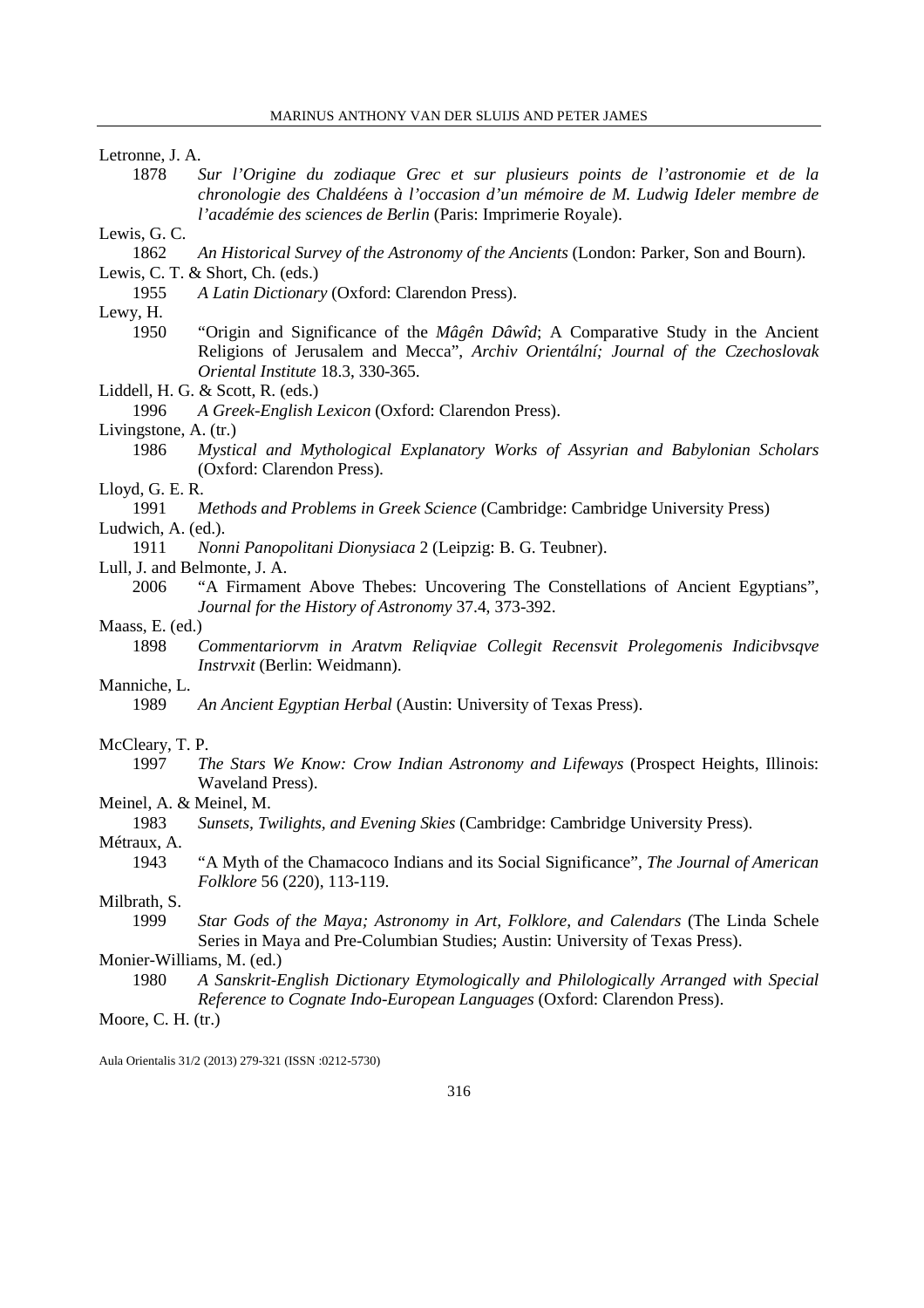Letronne, J. A.

1878 *Sur l'Origine du zodiaque Grec et sur plusieurs points de l'astronomie et de la chronologie des Chaldéens à l'occasion d'un mémoire de M. Ludwig Ideler membre de l'académie des sciences de Berlin* (Paris: Imprimerie Royale).

Lewis, G. C.

1862 *An Historical Survey of the Astronomy of the Ancients* (London: Parker, Son and Bourn).

Lewis, C. T. & Short, Ch. (eds.)

1955 *A Latin Dictionary* (Oxford: Clarendon Press).

Lewy, H.

1950 "Origin and Significance of the *Mâgên Dâwîd*; A Comparative Study in the Ancient Religions of Jerusalem and Mecca", *Archiv Orientální; Journal of the Czechoslovak Oriental Institute* 18.3, 330-365.

Liddell, H. G. & Scott, R. (eds.)

1996 *A Greek-English Lexicon* (Oxford: Clarendon Press).

Livingstone, A. (tr.)

1986 *Mystical and Mythological Explanatory Works of Assyrian and Babylonian Scholars* (Oxford: Clarendon Press).

Lloyd, G. E. R.

1991 *Methods and Problems in Greek Science* (Cambridge: Cambridge University Press)

Ludwich, A. (ed.).

1911 *Nonni Panopolitani Dionysiaca* 2 (Leipzig: B. G. Teubner).

Lull, J. and Belmonte, J. A.

2006 "A Firmament Above Thebes: Uncovering The Constellations of Ancient Egyptians", *Journal for the History of Astronomy* 37.4, 373-392.

Maass, E. (ed.)

1898 *Commentariorvm in Aratvm Reliqviae Collegit Recensvit Prolegomenis Indicibvsqve Instrvxit* (Berlin: Weidmann).

Manniche, L.

1989 *An Ancient Egyptian Herbal* (Austin: University of Texas Press).

McCleary, T. P.

1997 *The Stars We Know: Crow Indian Astronomy and Lifeways* (Prospect Heights, Illinois: Waveland Press).

Meinel, A. & Meinel, M.

1983 *Sunsets, Twilights, and Evening Skies* (Cambridge: Cambridge University Press).

Métraux, A.

1943 "A Myth of the Chamacoco Indians and its Social Significance", *The Journal of American Folklore* 56 (220), 113-119.

Milbrath, S.

1999 *Star Gods of the Maya; Astronomy in Art, Folklore, and Calendars* (The Linda Schele Series in Maya and Pre-Columbian Studies; Austin: University of Texas Press).

Monier-Williams, M. (ed.)

1980 *A Sanskrit-English Dictionary Etymologically and Philologically Arranged with Special Reference to Cognate Indo-European Languages* (Oxford: Clarendon Press).

Moore, C. H. (tr.)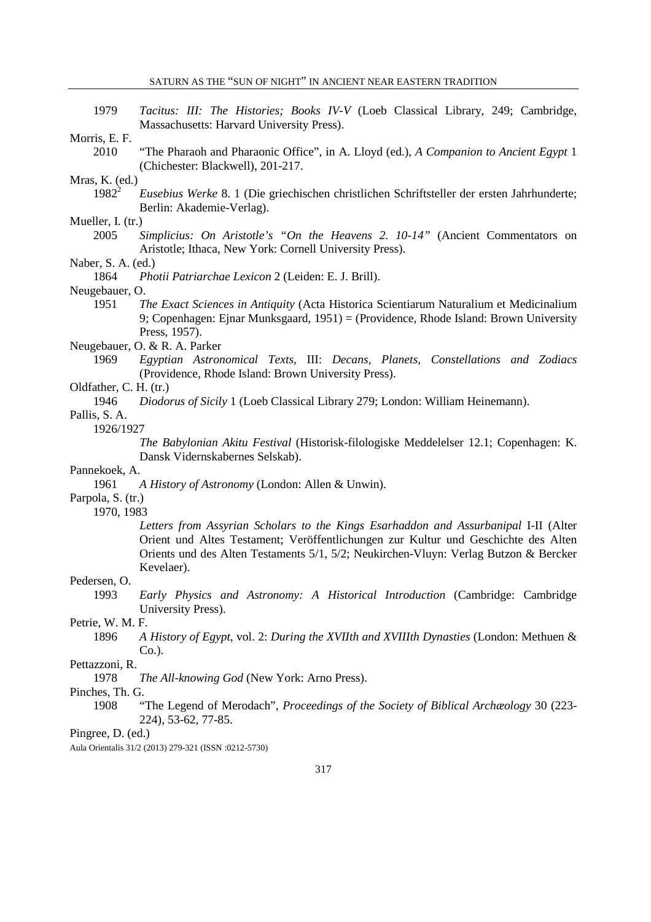1979 *Tacitus: III: The Histories; Books IV-V* (Loeb Classical Library, 249; Cambridge, Massachusetts: Harvard University Press).

Morris, E. F.

2010 "The Pharaoh and Pharaonic Office", in A. Lloyd (ed.), *A Companion to Ancient Egypt* 1 (Chichester: Blackwell), 201-217.

Mras, K. (ed.)

1982[2] *Eusebius Werke* 8. 1 (Die griechischen christlichen Schriftsteller der ersten Jahrhunderte; Berlin: Akademie-Verlag).

Mueller, I. (tr.)

2005 *Simplicius: On Aristotle's "On the Heavens 2. 10-14"* (Ancient Commentators on Aristotle; Ithaca, New York: Cornell University Press).

Naber, S. A. (ed.)

1864 *Photii Patriarchae Lexicon* 2 (Leiden: E. J. Brill).

Neugebauer, O.

1951 *The Exact Sciences in Antiquity* (Acta Historica Scientiarum Naturalium et Medicinalium 9; Copenhagen: Ejnar Munksgaard, 1951) = (Providence, Rhode Island: Brown University Press, 1957).

Neugebauer, O. & R. A. Parker

1969 *Egyptian Astronomical Texts*, III: *Decans, Planets, Constellations and Zodiacs* (Providence, Rhode Island: Brown University Press).

Oldfather, C. H. (tr.)

1946 *Diodorus of Sicily* 1 (Loeb Classical Library 279; London: William Heinemann).

Pallis, S. A.

1926/1927 *The Babylonian Akitu Festival* (Historisk-filologiske Meddelelser 12.1; Copenhagen: K. Dansk Vidernskabernes Selskab).

Pannekoek, A.

1961 *A History of Astronomy* (London: Allen & Unwin).

Parpola, S. (tr.)

1970, 1983 *Letters from Assyrian Scholars to the Kings Esarhaddon and Assurbanipal* I-II (Alter Orient und Altes Testament; Veröffentlichungen zur Kultur und Geschichte des Alten Orients und des Alten Testaments 5/1, 5/2; Neukirchen-Vluyn: Verlag Butzon & Bercker Kevelaer).

Pedersen, O.

1993 *Early Physics and Astronomy: A Historical Introduction* (Cambridge: Cambridge University Press).

Petrie, W. M. F.

1896 *A History of Egypt*, vol. 2: *During the XVIIth and XVIIIth Dynasties* (London: Methuen & Co.).

Pettazzoni, R.

1978 *The All-knowing God* (New York: Arno Press).

Pinches, Th. G.

1908 "The Legend of Merodach", *Proceedings of the Society of Biblical Archæology* 30 (223-224), 53-62, 77-85.

Pingree, D. (ed.)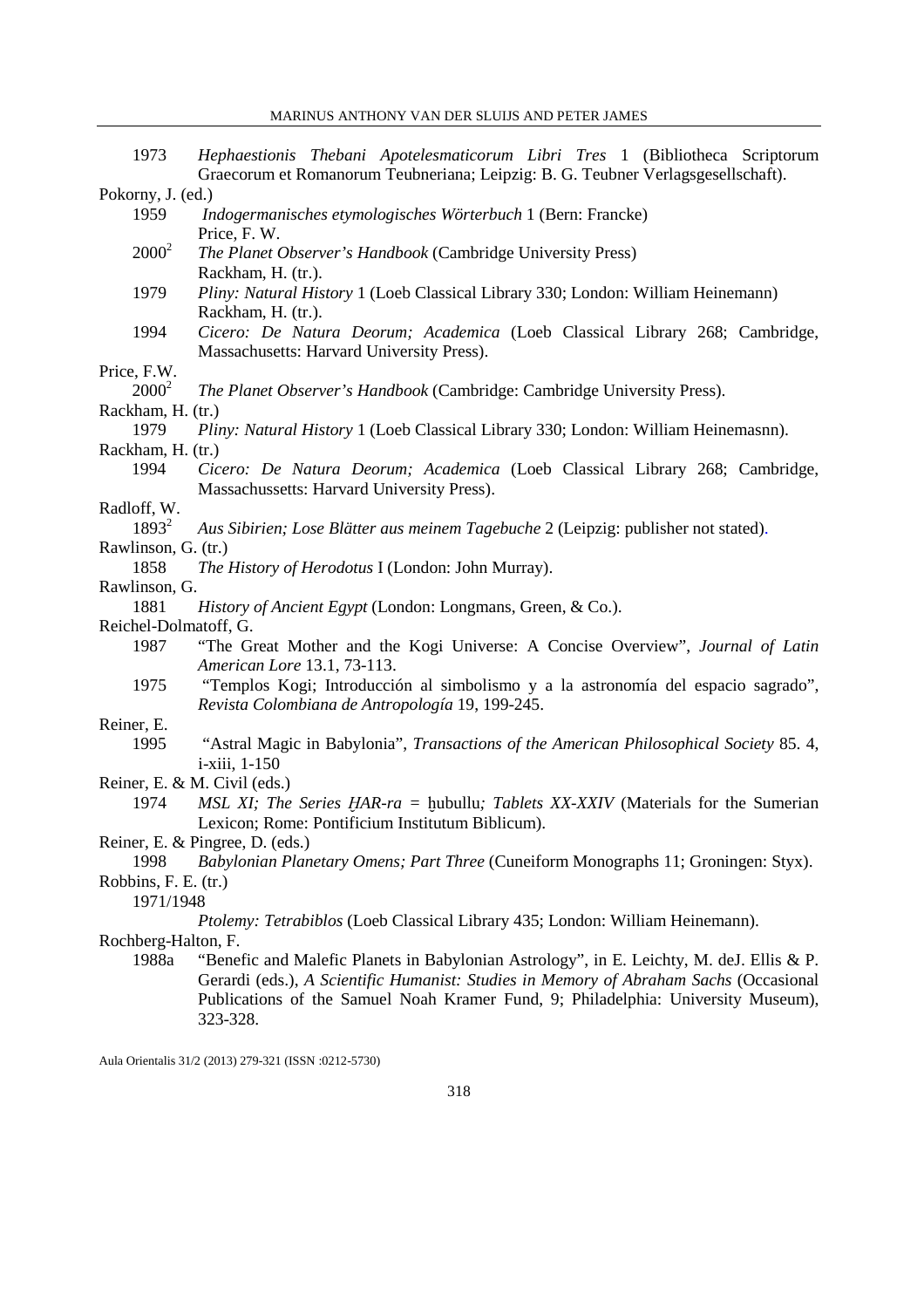1973 *Hephaestionis Thebani Apotelesmaticorum Libri Tres* 1 (Bibliotheca Scriptorum Graecorum et Romanorum Teubneriana; Leipzig: B. G. Teubner Verlagsgesellschaft).

Pokorny, J. (ed.)

1959 *Indogermanisches etymologisches Wörterbuch* 1 (Bern: Francke)

Price, F. W.

2000[2] *The Planet Observer's Handbook* (Cambridge University Press)

Rackham, H. (tr.).

1979 *Pliny: Natural History* 1 (Loeb Classical Library 330; London: William Heinemann)

Rackham, H. (tr.).

1994 *Cicero: De Natura Deorum; Academica* (Loeb Classical Library 268; Cambridge, Massachusetts: Harvard University Press).

Price, F.W.

2000[2] *The Planet Observer's Handbook* (Cambridge: Cambridge University Press).

Rackham, H. (tr.)

1979 *Pliny: Natural History* 1 (Loeb Classical Library 330; London: William Heinemasnn).

Rackham, H. (tr.)

1994 *Cicero: De Natura Deorum; Academica* (Loeb Classical Library 268; Cambridge, Massachussetts: Harvard University Press).

Radloff, W.

1893[2] *Aus Sibirien; Lose Blätter aus meinem Tagebuche* 2 (Leipzig: publisher not stated).

Rawlinson, G. (tr.)

1858 *The History of Herodotus* I (London: John Murray).

Rawlinson, G.

1881 *History of Ancient Egypt* (London: Longmans, Green, & Co.).

Reichel-Dolmatoff, G.

1987 "The Great Mother and the Kogi Universe: A Concise Overview", *Journal of Latin American Lore* 13.1, 73-113.

1975 "Templos Kogi; Introducción al simbolismo y a la astronomía del espacio sagrado", *Revista Colombiana de Antropología* 19, 199-245.

Reiner, E.

1995 "Astral Magic in Babylonia", *Transactions of the American Philosophical Society* 85. 4, i-xiii, 1-150

Reiner, E. & M. Civil (eds.)

1974 *MSL XI; The Series ḪAR-ra =* ḫubullu*; Tablets XX-XXIV* (Materials for the Sumerian Lexicon; Rome: Pontificium Institutum Biblicum).

Reiner, E. & Pingree, D. (eds.)

1998 *Babylonian Planetary Omens; Part Three* (Cuneiform Monographs 11; Groningen: Styx).

Robbins, F. E. (tr.)

1971/1948

*Ptolemy: Tetrabiblos* (Loeb Classical Library 435; London: William Heinemann).

Rochberg-Halton, F.

1988a "Benefic and Malefic Planets in Babylonian Astrology", in E. Leichty, M. deJ. Ellis & P. Gerardi (eds.), *A Scientific Humanist: Studies in Memory of Abraham Sachs* (Occasional Publications of the Samuel Noah Kramer Fund, 9; Philadelphia: University Museum), 323-328.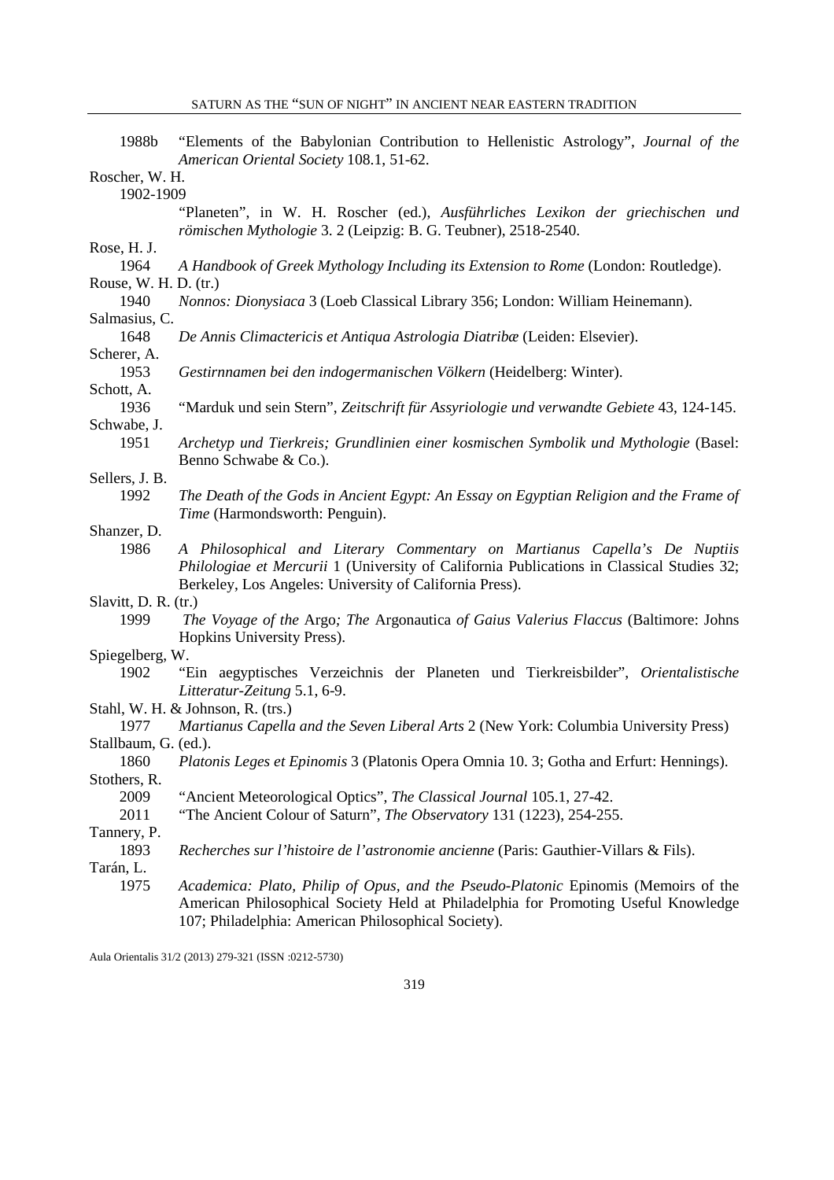1988b "Elements of the Babylonian Contribution to Hellenistic Astrology", *Journal of the American Oriental Society* 108.1, 51-62.

Roscher, W. H.

1902-1909 "Planeten", in W. H. Roscher (ed.), *Ausführliches Lexikon der griechischen und römischen Mythologie* 3. 2 (Leipzig: B. G. Teubner), 2518-2540.

Rose, H. J.

1964 *A Handbook of Greek Mythology Including its Extension to Rome* (London: Routledge).

Rouse, W. H. D. (tr.)

1940 *Nonnos: Dionysiaca* 3 (Loeb Classical Library 356; London: William Heinemann).

Salmasius, C.

1648 *De Annis Climactericis et Antiqua Astrologia Diatribæ* (Leiden: Elsevier).

Scherer, A.

1953 *Gestirnnamen bei den indogermanischen Völkern* (Heidelberg: Winter).

Schott, A.

1936 "Marduk und sein Stern", *Zeitschrift für Assyriologie und verwandte Gebiete* 43, 124-145.

Schwabe, J.

1951 *Archetyp und Tierkreis; Grundlinien einer kosmischen Symbolik und Mythologie* (Basel: Benno Schwabe & Co.).

Sellers, J. B.

1992 *The Death of the Gods in Ancient Egypt: An Essay on Egyptian Religion and the Frame of Time* (Harmondsworth: Penguin).

Shanzer, D.

1986 *A Philosophical and Literary Commentary on Martianus Capella's De Nuptiis Philologiae et Mercurii* 1 (University of California Publications in Classical Studies 32; Berkeley, Los Angeles: University of California Press).

Slavitt, D. R. (tr.)

1999 *The Voyage of the* Argo*; The* Argonautica *of Gaius Valerius Flaccus* (Baltimore: Johns Hopkins University Press).

Spiegelberg, W.

1902 "Ein aegyptisches Verzeichnis der Planeten und Tierkreisbilder", *Orientalistische Litteratur-Zeitung* 5.1, 6-9.

Stahl, W. H. & Johnson, R. (trs.)

1977 *Martianus Capella and the Seven Liberal Arts* 2 (New York: Columbia University Press)

Stallbaum, G. (ed.).

1860 *Platonis Leges et Epinomis* 3 (Platonis Opera Omnia 10. 3; Gotha and Erfurt: Hennings).

Stothers, R.

2009 "Ancient Meteorological Optics", *The Classical Journal* 105.1, 27-42.

2011 "The Ancient Colour of Saturn", *The Observatory* 131 (1223), 254-255.

Tannery, P.

1893 *Recherches sur l'histoire de l'astronomie ancienne* (Paris: Gauthier-Villars & Fils).

Tarán, L.

1975 *Academica: Plato, Philip of Opus, and the Pseudo-Platonic* Epinomis (Memoirs of the American Philosophical Society Held at Philadelphia for Promoting Useful Knowledge 107; Philadelphia: American Philosophical Society).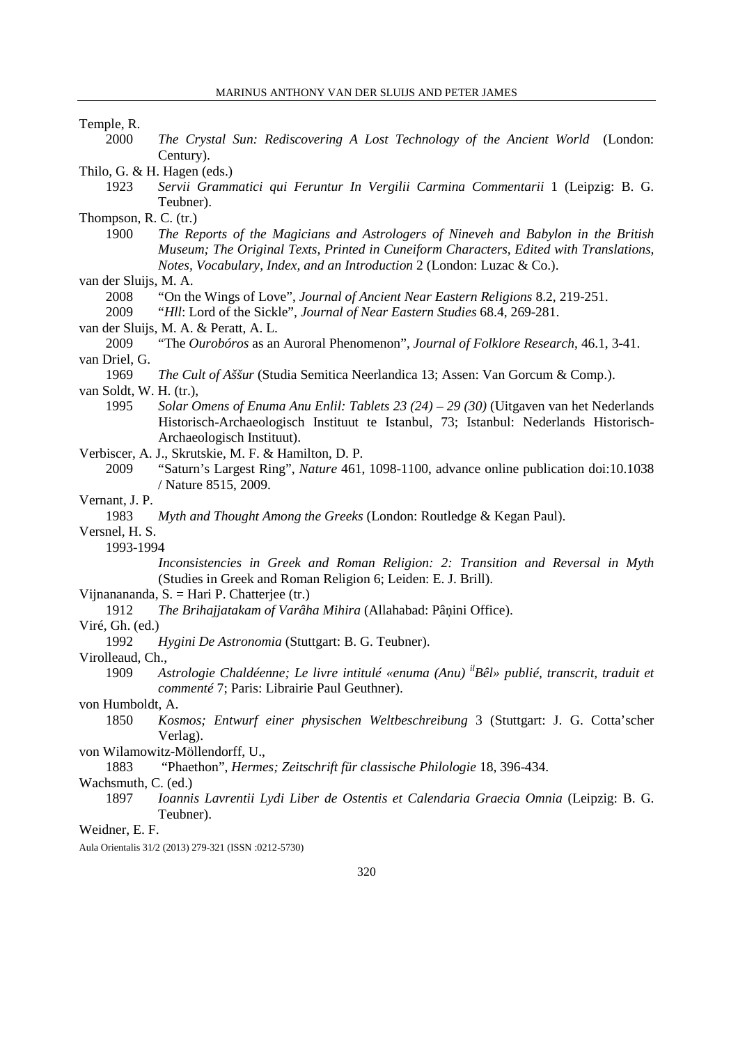Temple, R.

2000 *The Crystal Sun: Rediscovering A Lost Technology of the Ancient World* (London: Century).

Thilo, G. & H. Hagen (eds.)

1923 *Servii Grammatici qui Feruntur In Vergilii Carmina Commentarii* 1 (Leipzig: B. G. Teubner).

Thompson, R. C. (tr.)

1900 *The Reports of the Magicians and Astrologers of Nineveh and Babylon in the British Museum; The Original Texts, Printed in Cuneiform Characters, Edited with Translations, Notes, Vocabulary, Index, and an Introduction* 2 (London: Luzac & Co.).

van der Sluijs, M. A.

2008 "On the Wings of Love", *Journal of Ancient Near Eastern Religions* 8.2, 219-251.

2009 "*Hll*: Lord of the Sickle", *Journal of Near Eastern Studies* 68.4, 269-281.

van der Sluijs, M. A. & Peratt, A. L.

2009 "The *Ourobóros* as an Auroral Phenomenon", *Journal of Folklore Research*, 46.1, 3-41.

van Driel, G.

1969 *The Cult of Aššur* (Studia Semitica Neerlandica 13; Assen: Van Gorcum & Comp.).

van Soldt, W. H. (tr.),

1995 *Solar Omens of Enuma Anu Enlil: Tablets 23 (24) – 29 (30)* (Uitgaven van het Nederlands Historisch-Archaeologisch Instituut te Istanbul, 73; Istanbul: Nederlands Historisch-Archaeologisch Instituut).

Verbiscer, A. J., Skrutskie, M. F. & Hamilton, D. P.

2009 "Saturn's Largest Ring", *Nature* 461, 1098-1100, advance online publication doi:10.1038 / Nature 8515, 2009.

Vernant, J. P.

1983 *Myth and Thought Among the Greeks* (London: Routledge & Kegan Paul).

Versnel, H. S.

1993-1994 *Inconsistencies in Greek and Roman Religion: 2: Transition and Reversal in Myth* (Studies in Greek and Roman Religion 6; Leiden: E. J. Brill).

Vijnanananda, S. = Hari P. Chatterjee (tr.)

1912 *The Brihajjatakam of Varâha Mihira* (Allahabad: Pâṇini Office).

Viré, Gh. (ed.)

1992 *Hygini De Astronomia* (Stuttgart: B. G. Teubner).

Virolleaud, Ch.,

1909 *Astrologie Chaldéenne; Le livre intitulé «enuma (Anu) ilBêl» publié, transcrit, traduit et commenté* 7; Paris: Librairie Paul Geuthner).

von Humboldt, A.

1850 *Kosmos; Entwurf einer physischen Weltbeschreibung* 3 (Stuttgart: J. G. Cotta'scher Verlag).

von Wilamowitz-Möllendorff, U.,

1883 "Phaethon", *Hermes; Zeitschrift für classische Philologie* 18, 396-434.

Wachsmuth, C. (ed.)

1897 *Ioannis Lavrentii Lydi Liber de Ostentis et Calendaria Graecia Omnia* (Leipzig: B. G. Teubner).

Weidner, E. F.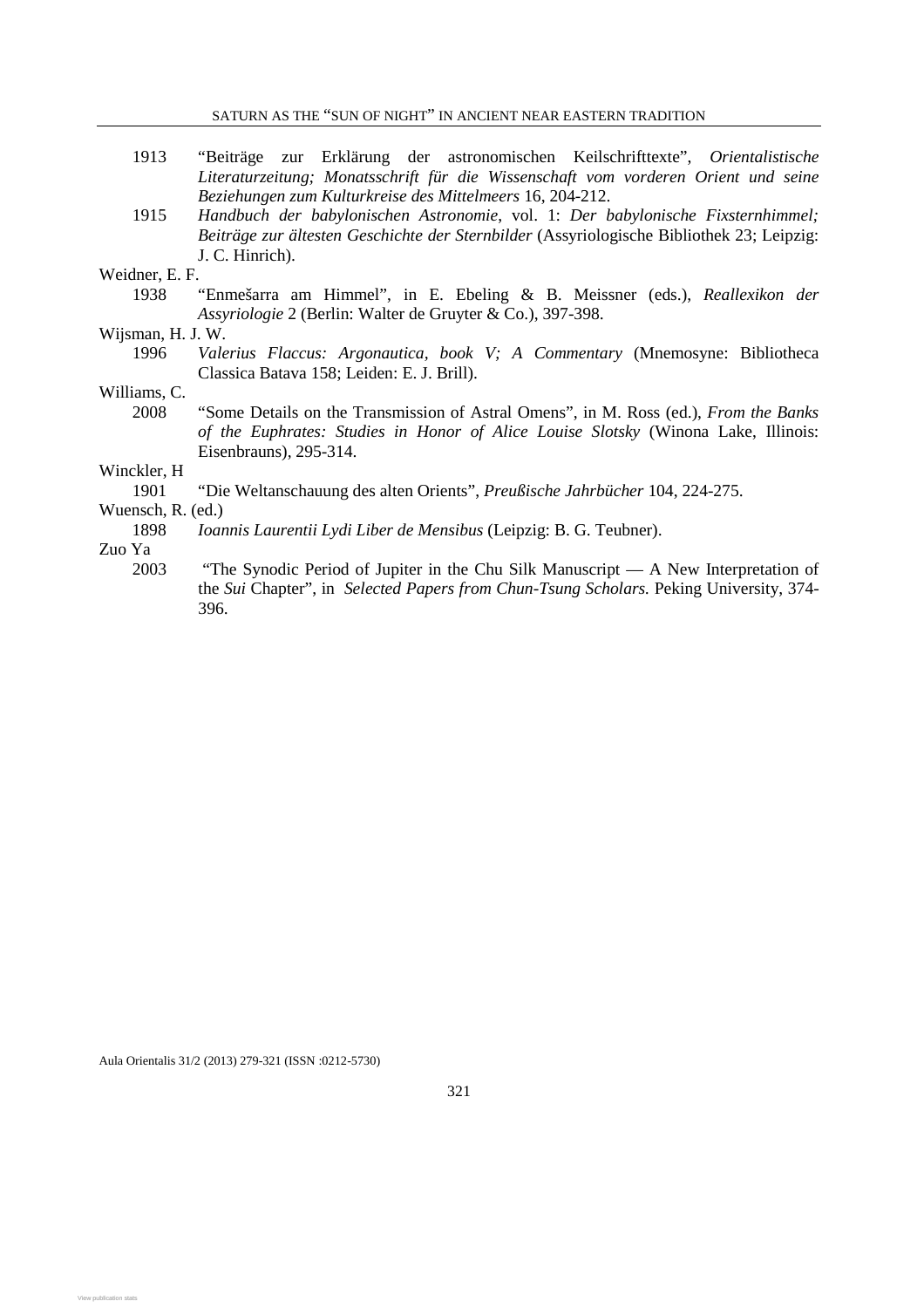1913 "Beiträge zur Erklärung der astronomischen Keilschrifttexte", *Orientalistische Literaturzeitung; Monatsschrift für die Wissenschaft vom vorderen Orient und seine Beziehungen zum Kulturkreise des Mittelmeers* 16, 204-212.

1915 *Handbuch der babylonischen Astronomie*, vol. 1: *Der babylonische Fixsternhimmel; Beiträge zur ältesten Geschichte der Sternbilder* (Assyriologische Bibliothek 23; Leipzig: J. C. Hinrich).

Weidner, E. F.

1938 "Enmešarra am Himmel", in E. Ebeling & B. Meissner (eds.), *Reallexikon der Assyriologie* 2 (Berlin: Walter de Gruyter & Co.), 397-398.

Wijsman, H. J. W.

1996 *Valerius Flaccus: Argonautica, book V; A Commentary* (Mnemosyne: Bibliotheca Classica Batava 158; Leiden: E. J. Brill).

Williams, C.

2008 "Some Details on the Transmission of Astral Omens", in M. Ross (ed.), *From the Banks of the Euphrates: Studies in Honor of Alice Louise Slotsky* (Winona Lake, Illinois: Eisenbrauns), 295-314.

Winckler, H

1901 "Die Weltanschauung des alten Orients", *Preußische Jahrbücher* 104, 224-275.

Wuensch, R. (ed.)

1898 *Ioannis Laurentii Lydi Liber de Mensibus* (Leipzig: B. G. Teubner).

Zuo Ya

2003 "The Synodic Period of Jupiter in the Chu Silk Manuscript — A New Interpretation of the *Sui* Chapter", in *Selected Papers from Chun-Tsung Scholars.* Peking University, 374-396.